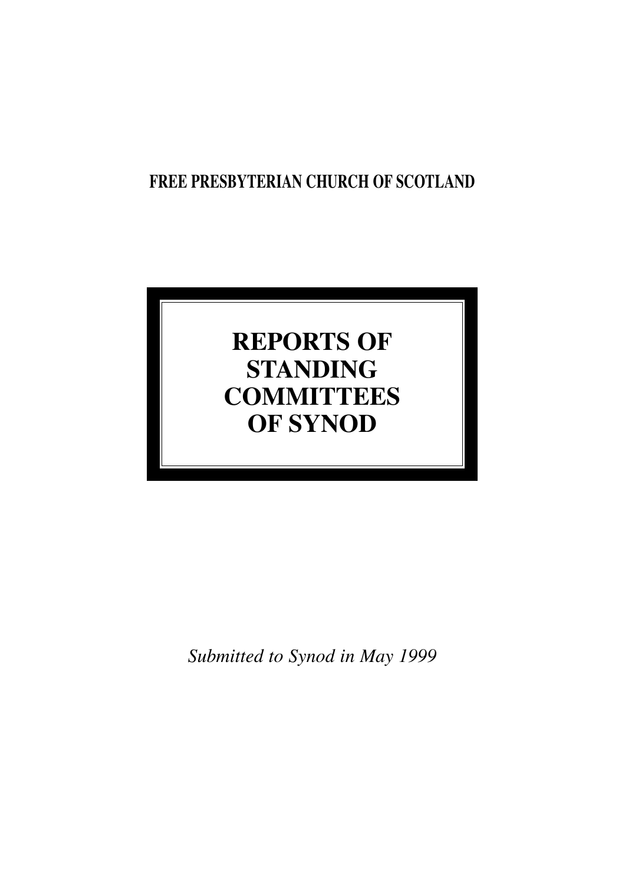**FREE PRESBYTERIAN CHURCH OF SCOTLAND**

# REPORTS OF STANDING COMMITTEES OF SYNOD

*Submitted to Synod in May 1999*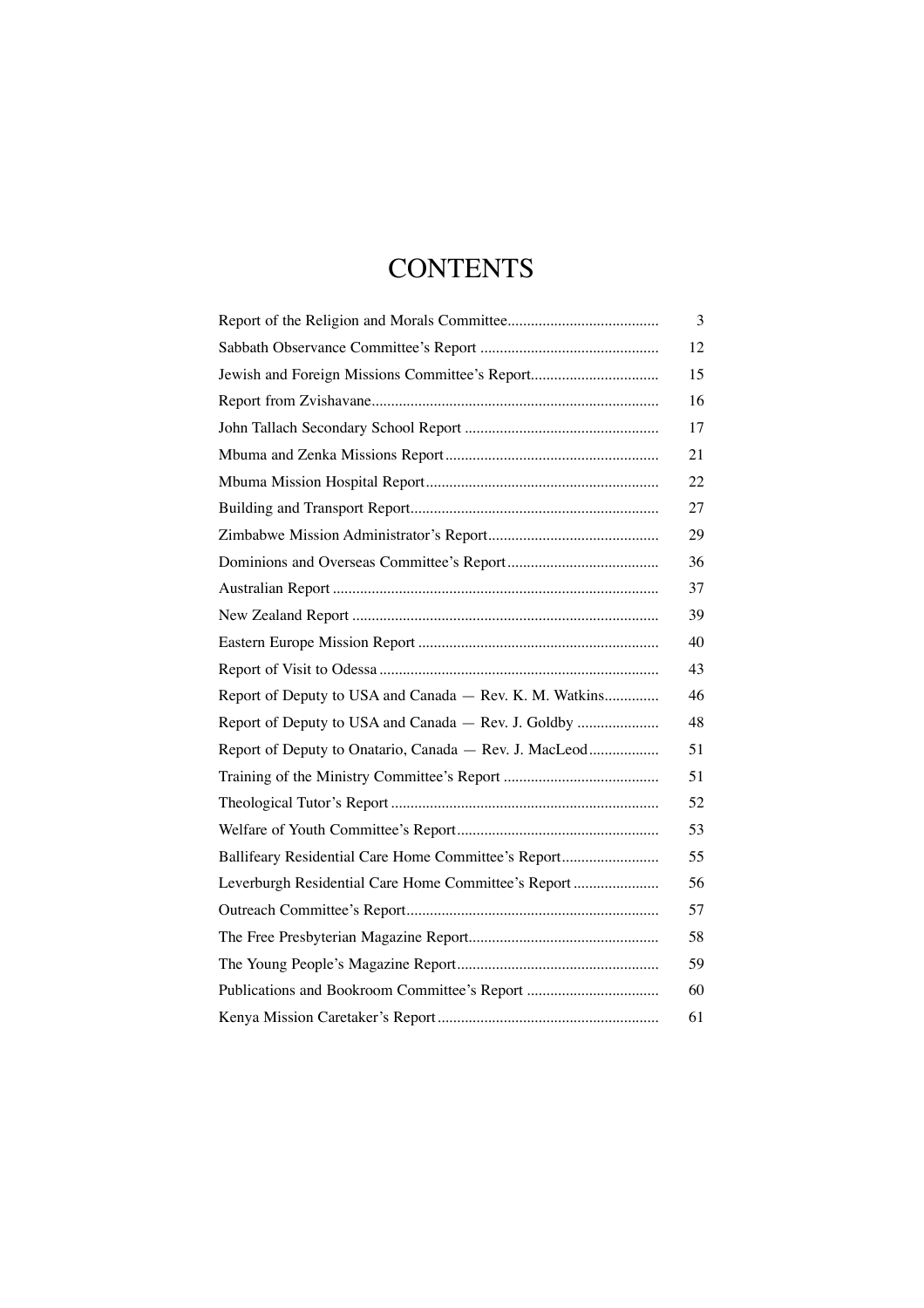# CONTENTS

| | |
|---|---|
| Report of the Religion and Morals Committee | 3 |
| Sabbath Observance Committee's Report | 12 |
| Jewish and Foreign Missions Committee's Report | 15 |
| Report from Zvishavane | 16 |
| John Tallach Secondary School Report | 17 |
| Mbuma and Zenka Missions Report | 21 |
| Mbuma Mission Hospital Report | 22 |
| Building and Transport Report | 27 |
| Zimbabwe Mission Administrator's Report | 29 |
| Dominions and Overseas Committee's Report | 36 |
| Australian Report | 37 |
| New Zealand Report | 39 |
| Eastern Europe Mission Report | 40 |
| Report of Visit to Odessa | 43 |
| Report of Deputy to USA and Canada — Rev. K. M. Watkins | 46 |
| Report of Deputy to USA and Canada — Rev. J. Goldby | 48 |
| Report of Deputy to Onatario, Canada — Rev. J. MacLeod | 51 |
| Training of the Ministry Committee's Report | 51 |
| Theological Tutor's Report | 52 |
| Welfare of Youth Committee's Report | 53 |
| Ballifeary Residential Care Home Committee's Report | 55 |
| Leverburgh Residential Care Home Committee's Report | 56 |
| Outreach Committee's Report | 57 |
| The Free Presbyterian Magazine Report | 58 |
| The Young People's Magazine Report | 59 |
| Publications and Bookroom Committee's Report | 60 |
| Kenya Mission Caretaker's Report | 61 |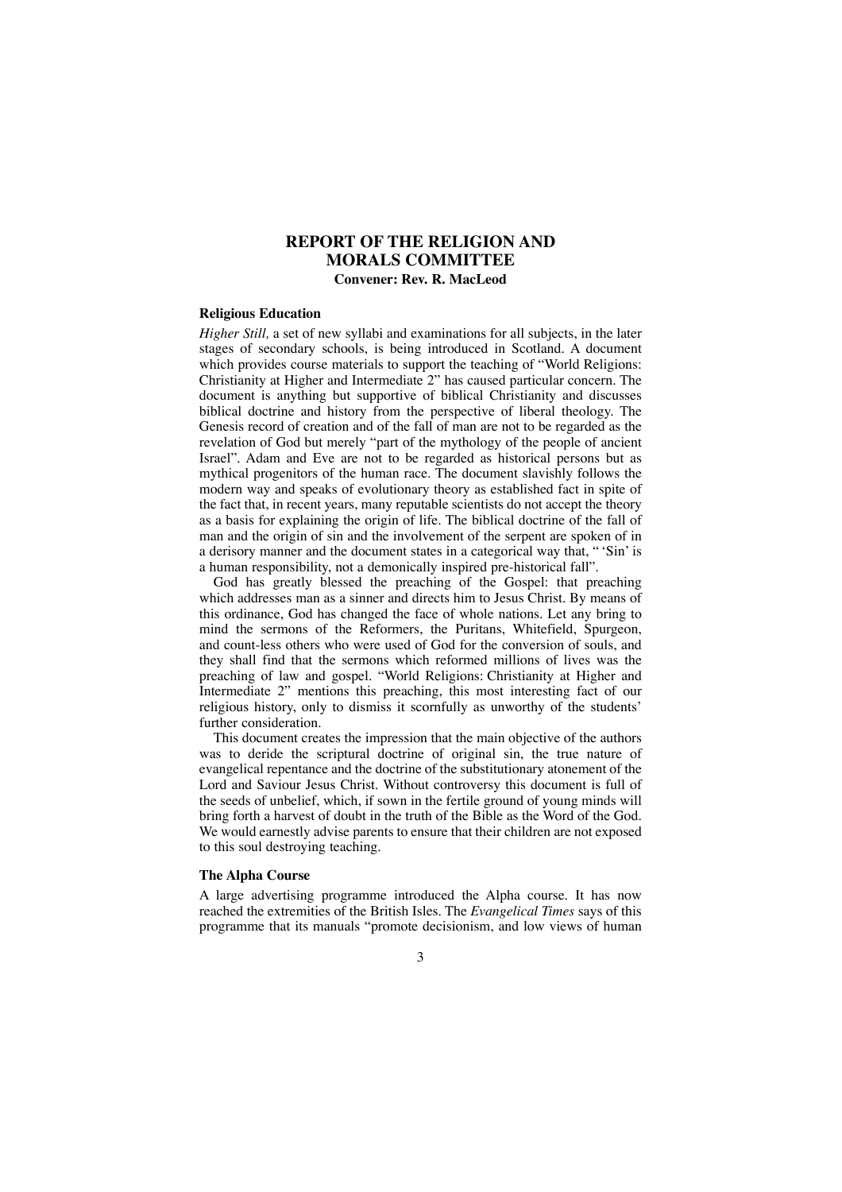# REPORT OF THE RELIGION AND MORALS COMMITTEE

**Convener: Rev. R. MacLeod**

### Religious Education

*Higher Still,* a set of new syllabi and examinations for all subjects, in the later stages of secondary schools, is being introduced in Scotland. A document which provides course materials to support the teaching of "World Religions: Christianity at Higher and Intermediate 2" has caused particular concern. The document is anything but supportive of biblical Christianity and discusses biblical doctrine and history from the perspective of liberal theology. The Genesis record of creation and of the fall of man are not to be regarded as the revelation of God but merely "part of the mythology of the people of ancient Israel". Adam and Eve are not to be regarded as historical persons but as mythical progenitors of the human race. The document slavishly follows the modern way and speaks of evolutionary theory as established fact in spite of the fact that, in recent years, many reputable scientists do not accept the theory as a basis for explaining the origin of life. The biblical doctrine of the fall of man and the origin of sin and the involvement of the serpent are spoken of in a derisory manner and the document states in a categorical way that, " 'Sin' is a human responsibility, not a demonically inspired pre-historical fall".

God has greatly blessed the preaching of the Gospel: that preaching which addresses man as a sinner and directs him to Jesus Christ. By means of this ordinance, God has changed the face of whole nations. Let any bring to mind the sermons of the Reformers, the Puritans, Whitefield, Spurgeon, and count-less others who were used of God for the conversion of souls, and they shall find that the sermons which reformed millions of lives was the preaching of law and gospel. "World Religions: Christianity at Higher and Intermediate 2" mentions this preaching, this most interesting fact of our religious history, only to dismiss it scornfully as unworthy of the students' further consideration.

This document creates the impression that the main objective of the authors was to deride the scriptural doctrine of original sin, the true nature of evangelical repentance and the doctrine of the substitutionary atonement of the Lord and Saviour Jesus Christ. Without controversy this document is full of the seeds of unbelief, which, if sown in the fertile ground of young minds will bring forth a harvest of doubt in the truth of the Bible as the Word of the God. We would earnestly advise parents to ensure that their children are not exposed to this soul destroying teaching.

### The Alpha Course

A large advertising programme introduced the Alpha course. It has now reached the extremities of the British Isles. The *Evangelical Times* says of this programme that its manuals "promote decisionism, and low views of human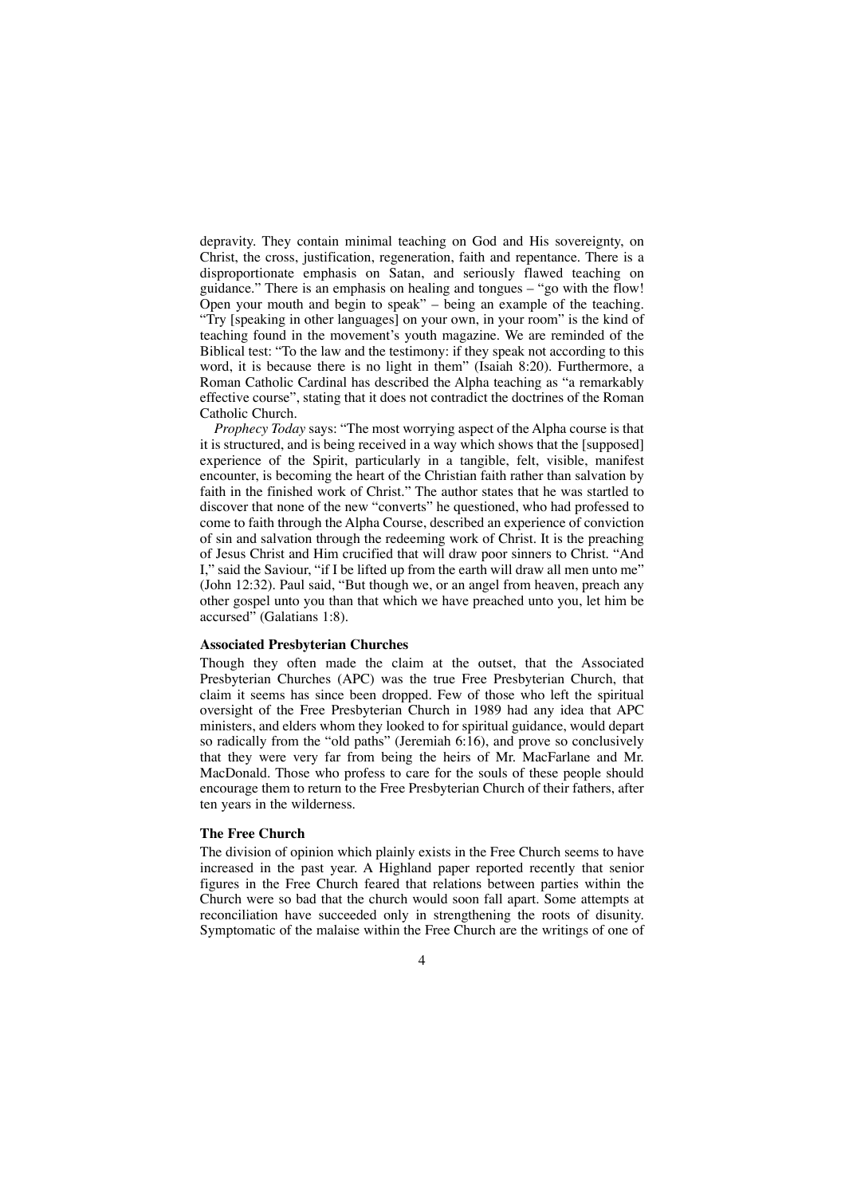depravity. They contain minimal teaching on God and His sovereignty, on Christ, the cross, justification, regeneration, faith and repentance. There is a disproportionate emphasis on Satan, and seriously flawed teaching on guidance." There is an emphasis on healing and tongues – "go with the flow! Open your mouth and begin to speak" – being an example of the teaching. "Try [speaking in other languages] on your own, in your room" is the kind of teaching found in the movement's youth magazine. We are reminded of the Biblical test: "To the law and the testimony: if they speak not according to this word, it is because there is no light in them" (Isaiah 8:20). Furthermore, a Roman Catholic Cardinal has described the Alpha teaching as "a remarkably effective course", stating that it does not contradict the doctrines of the Roman Catholic Church.

*Prophecy Today* says: "The most worrying aspect of the Alpha course is that it is structured, and is being received in a way which shows that the [supposed] experience of the Spirit, particularly in a tangible, felt, visible, manifest encounter, is becoming the heart of the Christian faith rather than salvation by faith in the finished work of Christ." The author states that he was startled to discover that none of the new "converts" he questioned, who had professed to come to faith through the Alpha Course, described an experience of conviction of sin and salvation through the redeeming work of Christ. It is the preaching of Jesus Christ and Him crucified that will draw poor sinners to Christ. "And I," said the Saviour, "if I be lifted up from the earth will draw all men unto me" (John 12:32). Paul said, "But though we, or an angel from heaven, preach any other gospel unto you than that which we have preached unto you, let him be accursed" (Galatians 1:8).

**Associated Presbyterian Churches**

Though they often made the claim at the outset, that the Associated Presbyterian Churches (APC) was the true Free Presbyterian Church, that claim it seems has since been dropped. Few of those who left the spiritual oversight of the Free Presbyterian Church in 1989 had any idea that APC ministers, and elders whom they looked to for spiritual guidance, would depart so radically from the "old paths" (Jeremiah 6:16), and prove so conclusively that they were very far from being the heirs of Mr. MacFarlane and Mr. MacDonald. Those who profess to care for the souls of these people should encourage them to return to the Free Presbyterian Church of their fathers, after ten years in the wilderness.

**The Free Church**

The division of opinion which plainly exists in the Free Church seems to have increased in the past year. A Highland paper reported recently that senior figures in the Free Church feared that relations between parties within the Church were so bad that the church would soon fall apart. Some attempts at reconciliation have succeeded only in strengthening the roots of disunity. Symptomatic of the malaise within the Free Church are the writings of one of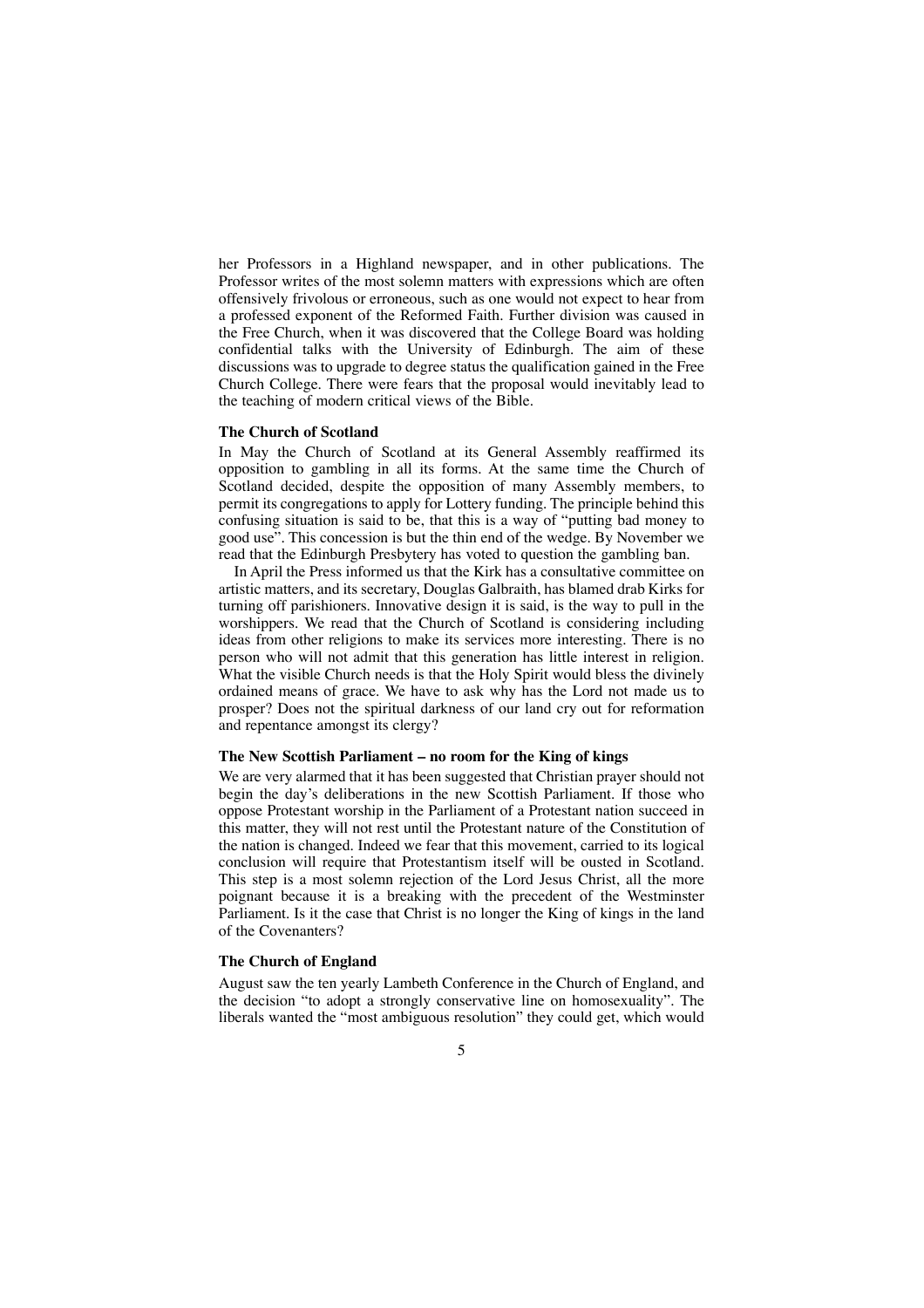her Professors in a Highland newspaper, and in other publications. The Professor writes of the most solemn matters with expressions which are often offensively frivolous or erroneous, such as one would not expect to hear from a professed exponent of the Reformed Faith. Further division was caused in the Free Church, when it was discovered that the College Board was holding confidential talks with the University of Edinburgh. The aim of these discussions was to upgrade to degree status the qualification gained in the Free Church College. There were fears that the proposal would inevitably lead to the teaching of modern critical views of the Bible.

**The Church of Scotland**

In May the Church of Scotland at its General Assembly reaffirmed its opposition to gambling in all its forms. At the same time the Church of Scotland decided, despite the opposition of many Assembly members, to permit its congregations to apply for Lottery funding. The principle behind this confusing situation is said to be, that this is a way of "putting bad money to good use". This concession is but the thin end of the wedge. By November we read that the Edinburgh Presbytery has voted to question the gambling ban.

In April the Press informed us that the Kirk has a consultative committee on artistic matters, and its secretary, Douglas Galbraith, has blamed drab Kirks for turning off parishioners. Innovative design it is said, is the way to pull in the worshippers. We read that the Church of Scotland is considering including ideas from other religions to make its services more interesting. There is no person who will not admit that this generation has little interest in religion. What the visible Church needs is that the Holy Spirit would bless the divinely ordained means of grace. We have to ask why has the Lord not made us to prosper? Does not the spiritual darkness of our land cry out for reformation and repentance amongst its clergy?

**The New Scottish Parliament – no room for the King of kings**

We are very alarmed that it has been suggested that Christian prayer should not begin the day's deliberations in the new Scottish Parliament. If those who oppose Protestant worship in the Parliament of a Protestant nation succeed in this matter, they will not rest until the Protestant nature of the Constitution of the nation is changed. Indeed we fear that this movement, carried to its logical conclusion will require that Protestantism itself will be ousted in Scotland. This step is a most solemn rejection of the Lord Jesus Christ, all the more poignant because it is a breaking with the precedent of the Westminster Parliament. Is it the case that Christ is no longer the King of kings in the land of the Covenanters?

**The Church of England**

August saw the ten yearly Lambeth Conference in the Church of England, and the decision "to adopt a strongly conservative line on homosexuality". The liberals wanted the "most ambiguous resolution" they could get, which would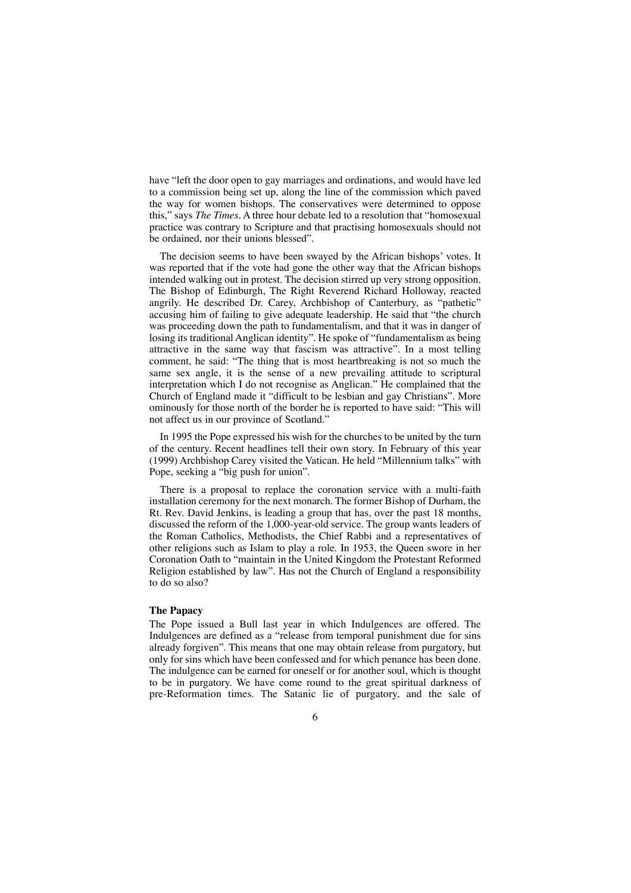have "left the door open to gay marriages and ordinations, and would have led to a commission being set up, along the line of the commission which paved the way for women bishops. The conservatives were determined to oppose this," says *The Times*. A three hour debate led to a resolution that "homosexual practice was contrary to Scripture and that practising homosexuals should not be ordained, nor their unions blessed".

The decision seems to have been swayed by the African bishops' votes. It was reported that if the vote had gone the other way that the African bishops intended walking out in protest. The decision stirred up very strong opposition. The Bishop of Edinburgh, The Right Reverend Richard Holloway, reacted angrily. He described Dr. Carey, Archbishop of Canterbury, as "pathetic" accusing him of failing to give adequate leadership. He said that "the church was proceeding down the path to fundamentalism, and that it was in danger of losing its traditional Anglican identity". He spoke of "fundamentalism as being attractive in the same way that fascism was attractive". In a most telling comment, he said: "The thing that is most heartbreaking is not so much the same sex angle, it is the sense of a new prevailing attitude to scriptural interpretation which I do not recognise as Anglican." He complained that the Church of England made it "difficult to be lesbian and gay Christians". More ominously for those north of the border he is reported to have said: "This will not affect us in our province of Scotland."

In 1995 the Pope expressed his wish for the churches to be united by the turn of the century. Recent headlines tell their own story. In February of this year (1999) Archbishop Carey visited the Vatican. He held "Millennium talks" with Pope, seeking a "big push for union".

There is a proposal to replace the coronation service with a multi-faith installation ceremony for the next monarch. The former Bishop of Durham, the Rt. Rev. David Jenkins, is leading a group that has, over the past 18 months, discussed the reform of the 1,000-year-old service. The group wants leaders of the Roman Catholics, Methodists, the Chief Rabbi and a representatives of other religions such as Islam to play a role. In 1953, the Queen swore in her Coronation Oath to "maintain in the United Kingdom the Protestant Reformed Religion established by law". Has not the Church of England a responsibility to do so also?

**The Papacy**

The Pope issued a Bull last year in which Indulgences are offered. The Indulgences are defined as a "release from temporal punishment due for sins already forgiven". This means that one may obtain release from purgatory, but only for sins which have been confessed and for which penance has been done. The indulgence can be earned for oneself or for another soul, which is thought to be in purgatory. We have come round to the great spiritual darkness of pre-Reformation times. The Satanic lie of purgatory, and the sale of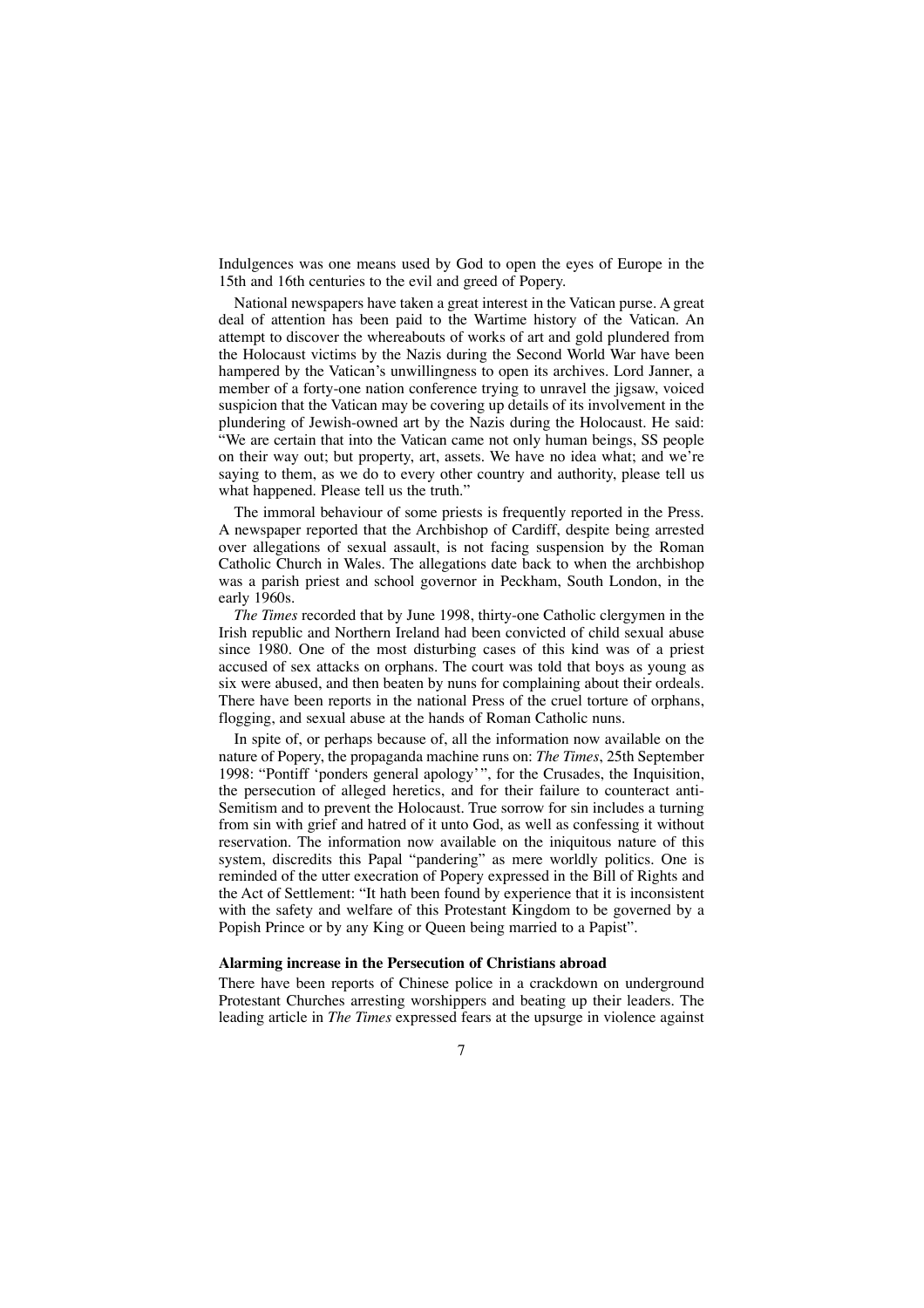Indulgences was one means used by God to open the eyes of Europe in the 15th and 16th centuries to the evil and greed of Popery.

National newspapers have taken a great interest in the Vatican purse. A great deal of attention has been paid to the Wartime history of the Vatican. An attempt to discover the whereabouts of works of art and gold plundered from the Holocaust victims by the Nazis during the Second World War have been hampered by the Vatican's unwillingness to open its archives. Lord Janner, a member of a forty-one nation conference trying to unravel the jigsaw, voiced suspicion that the Vatican may be covering up details of its involvement in the plundering of Jewish-owned art by the Nazis during the Holocaust. He said: "We are certain that into the Vatican came not only human beings, SS people on their way out; but property, art, assets. We have no idea what; and we're saying to them, as we do to every other country and authority, please tell us what happened. Please tell us the truth."

The immoral behaviour of some priests is frequently reported in the Press. A newspaper reported that the Archbishop of Cardiff, despite being arrested over allegations of sexual assault, is not facing suspension by the Roman Catholic Church in Wales. The allegations date back to when the archbishop was a parish priest and school governor in Peckham, South London, in the early 1960s.

*The Times* recorded that by June 1998, thirty-one Catholic clergymen in the Irish republic and Northern Ireland had been convicted of child sexual abuse since 1980. One of the most disturbing cases of this kind was of a priest accused of sex attacks on orphans. The court was told that boys as young as six were abused, and then beaten by nuns for complaining about their ordeals. There have been reports in the national Press of the cruel torture of orphans, flogging, and sexual abuse at the hands of Roman Catholic nuns.

In spite of, or perhaps because of, all the information now available on the nature of Popery, the propaganda machine runs on: *The Times*, 25th September 1998: "Pontiff 'ponders general apology'", for the Crusades, the Inquisition, the persecution of alleged heretics, and for their failure to counteract anti-Semitism and to prevent the Holocaust. True sorrow for sin includes a turning from sin with grief and hatred of it unto God, as well as confessing it without reservation. The information now available on the iniquitous nature of this system, discredits this Papal "pandering" as mere worldly politics. One is reminded of the utter execration of Popery expressed in the Bill of Rights and the Act of Settlement: "It hath been found by experience that it is inconsistent with the safety and welfare of this Protestant Kingdom to be governed by a Popish Prince or by any King or Queen being married to a Papist".

**Alarming increase in the Persecution of Christians abroad**

There have been reports of Chinese police in a crackdown on underground Protestant Churches arresting worshippers and beating up their leaders. The leading article in *The Times* expressed fears at the upsurge in violence against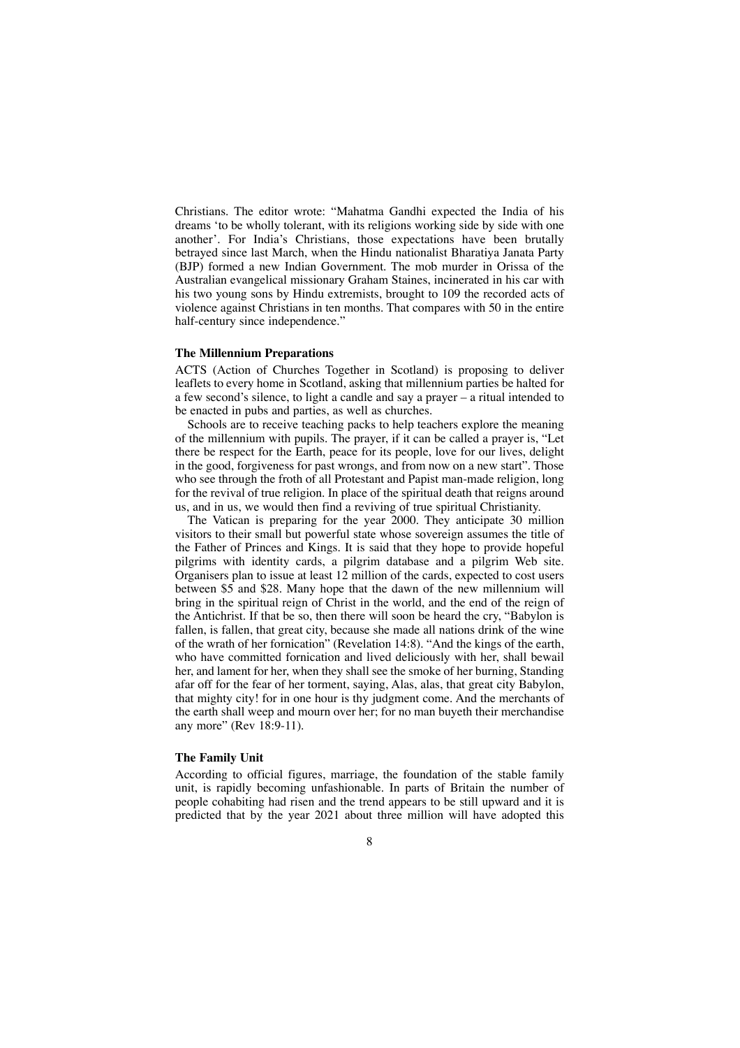Christians. The editor wrote: "Mahatma Gandhi expected the India of his dreams 'to be wholly tolerant, with its religions working side by side with one another'. For India's Christians, those expectations have been brutally betrayed since last March, when the Hindu nationalist Bharatiya Janata Party (BJP) formed a new Indian Government. The mob murder in Orissa of the Australian evangelical missionary Graham Staines, incinerated in his car with his two young sons by Hindu extremists, brought to 109 the recorded acts of violence against Christians in ten months. That compares with 50 in the entire half-century since independence."

### The Millennium Preparations

ACTS (Action of Churches Together in Scotland) is proposing to deliver leaflets to every home in Scotland, asking that millennium parties be halted for a few second's silence, to light a candle and say a prayer – a ritual intended to be enacted in pubs and parties, as well as churches.

Schools are to receive teaching packs to help teachers explore the meaning of the millennium with pupils. The prayer, if it can be called a prayer is, "Let there be respect for the Earth, peace for its people, love for our lives, delight in the good, forgiveness for past wrongs, and from now on a new start". Those who see through the froth of all Protestant and Papist man-made religion, long for the revival of true religion. In place of the spiritual death that reigns around us, and in us, we would then find a reviving of true spiritual Christianity.

The Vatican is preparing for the year 2000. They anticipate 30 million visitors to their small but powerful state whose sovereign assumes the title of the Father of Princes and Kings. It is said that they hope to provide hopeful pilgrims with identity cards, a pilgrim database and a pilgrim Web site. Organisers plan to issue at least 12 million of the cards, expected to cost users between $5 and $28. Many hope that the dawn of the new millennium will bring in the spiritual reign of Christ in the world, and the end of the reign of the Antichrist. If that be so, then there will soon be heard the cry, "Babylon is fallen, is fallen, that great city, because she made all nations drink of the wine of the wrath of her fornication" (Revelation 14:8). "And the kings of the earth, who have committed fornication and lived deliciously with her, shall bewail her, and lament for her, when they shall see the smoke of her burning, Standing afar off for the fear of her torment, saying, Alas, alas, that great city Babylon, that mighty city! for in one hour is thy judgment come. And the merchants of the earth shall weep and mourn over her; for no man buyeth their merchandise any more" (Rev 18:9-11).

### The Family Unit

According to official figures, marriage, the foundation of the stable family unit, is rapidly becoming unfashionable. In parts of Britain the number of people cohabiting had risen and the trend appears to be still upward and it is predicted that by the year 2021 about three million will have adopted this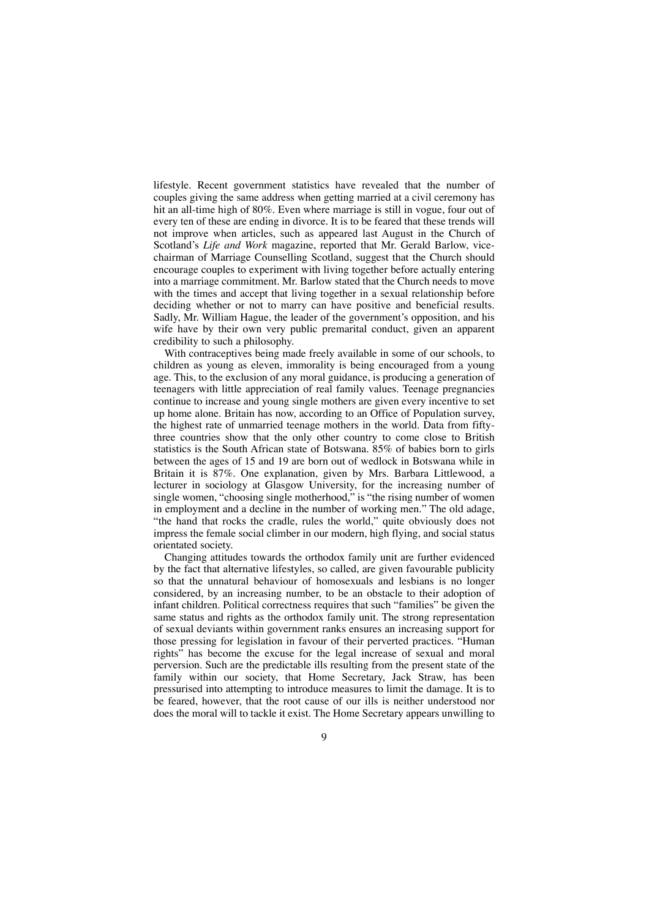lifestyle. Recent government statistics have revealed that the number of couples giving the same address when getting married at a civil ceremony has hit an all-time high of 80%. Even where marriage is still in vogue, four out of every ten of these are ending in divorce. It is to be feared that these trends will not improve when articles, such as appeared last August in the Church of Scotland's *Life and Work* magazine, reported that Mr. Gerald Barlow, vice-chairman of Marriage Counselling Scotland, suggest that the Church should encourage couples to experiment with living together before actually entering into a marriage commitment. Mr. Barlow stated that the Church needs to move with the times and accept that living together in a sexual relationship before deciding whether or not to marry can have positive and beneficial results. Sadly, Mr. William Hague, the leader of the government's opposition, and his wife have by their own very public premarital conduct, given an apparent credibility to such a philosophy.

With contraceptives being made freely available in some of our schools, to children as young as eleven, immorality is being encouraged from a young age. This, to the exclusion of any moral guidance, is producing a generation of teenagers with little appreciation of real family values. Teenage pregnancies continue to increase and young single mothers are given every incentive to set up home alone. Britain has now, according to an Office of Population survey, the highest rate of unmarried teenage mothers in the world. Data from fifty-three countries show that the only other country to come close to British statistics is the South African state of Botswana. 85% of babies born to girls between the ages of 15 and 19 are born out of wedlock in Botswana while in Britain it is 87%. One explanation, given by Mrs. Barbara Littlewood, a lecturer in sociology at Glasgow University, for the increasing number of single women, "choosing single motherhood," is "the rising number of women in employment and a decline in the number of working men." The old adage, "the hand that rocks the cradle, rules the world," quite obviously does not impress the female social climber in our modern, high flying, and social status orientated society.

Changing attitudes towards the orthodox family unit are further evidenced by the fact that alternative lifestyles, so called, are given favourable publicity so that the unnatural behaviour of homosexuals and lesbians is no longer considered, by an increasing number, to be an obstacle to their adoption of infant children. Political correctness requires that such "families" be given the same status and rights as the orthodox family unit. The strong representation of sexual deviants within government ranks ensures an increasing support for those pressing for legislation in favour of their perverted practices. "Human rights" has become the excuse for the legal increase of sexual and moral perversion. Such are the predictable ills resulting from the present state of the family within our society, that Home Secretary, Jack Straw, has been pressurised into attempting to introduce measures to limit the damage. It is to be feared, however, that the root cause of our ills is neither understood nor does the moral will to tackle it exist. The Home Secretary appears unwilling to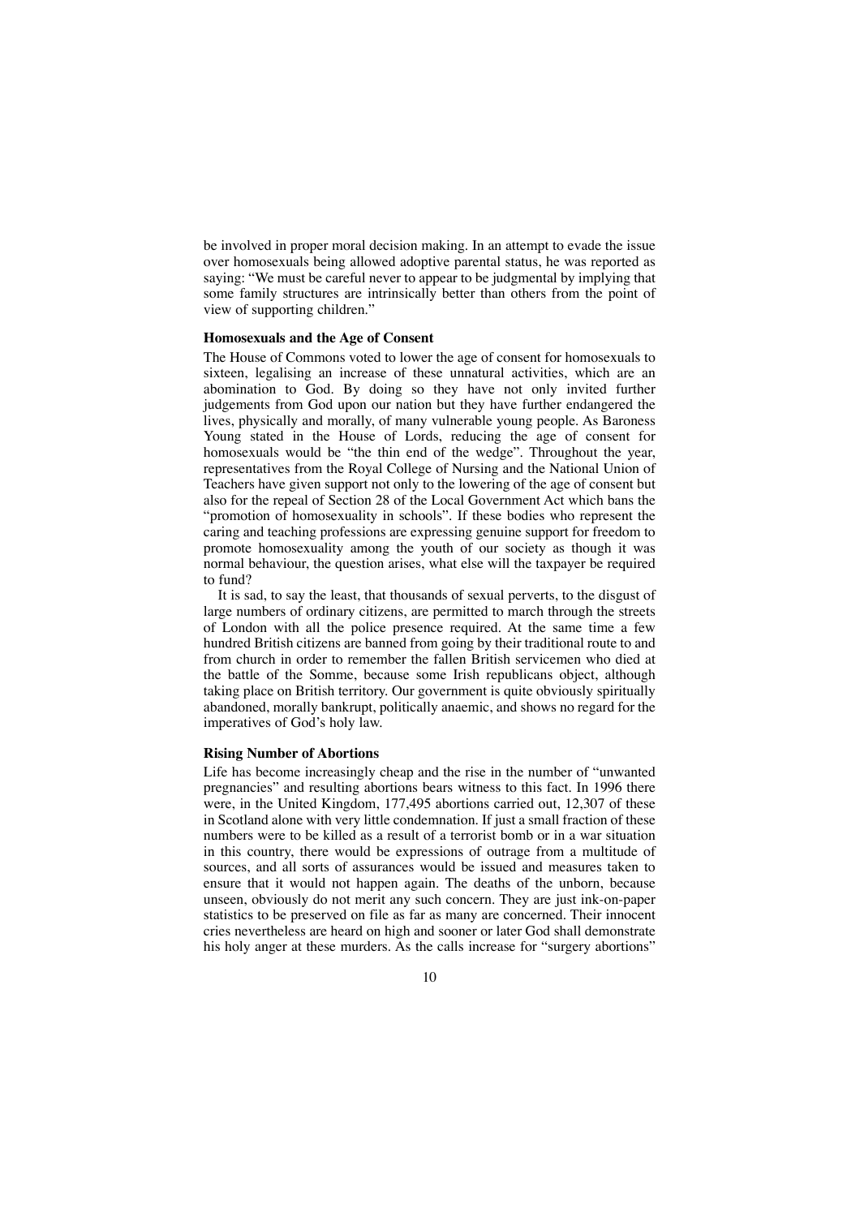be involved in proper moral decision making. In an attempt to evade the issue over homosexuals being allowed adoptive parental status, he was reported as saying: "We must be careful never to appear to be judgmental by implying that some family structures are intrinsically better than others from the point of view of supporting children."

### Homosexuals and the Age of Consent

The House of Commons voted to lower the age of consent for homosexuals to sixteen, legalising an increase of these unnatural activities, which are an abomination to God. By doing so they have not only invited further judgements from God upon our nation but they have further endangered the lives, physically and morally, of many vulnerable young people. As Baroness Young stated in the House of Lords, reducing the age of consent for homosexuals would be "the thin end of the wedge". Throughout the year, representatives from the Royal College of Nursing and the National Union of Teachers have given support not only to the lowering of the age of consent but also for the repeal of Section 28 of the Local Government Act which bans the "promotion of homosexuality in schools". If these bodies who represent the caring and teaching professions are expressing genuine support for freedom to promote homosexuality among the youth of our society as though it was normal behaviour, the question arises, what else will the taxpayer be required to fund?

It is sad, to say the least, that thousands of sexual perverts, to the disgust of large numbers of ordinary citizens, are permitted to march through the streets of London with all the police presence required. At the same time a few hundred British citizens are banned from going by their traditional route to and from church in order to remember the fallen British servicemen who died at the battle of the Somme, because some Irish republicans object, although taking place on British territory. Our government is quite obviously spiritually abandoned, morally bankrupt, politically anaemic, and shows no regard for the imperatives of God's holy law.

### Rising Number of Abortions

Life has become increasingly cheap and the rise in the number of "unwanted pregnancies" and resulting abortions bears witness to this fact. In 1996 there were, in the United Kingdom, 177,495 abortions carried out, 12,307 of these in Scotland alone with very little condemnation. If just a small fraction of these numbers were to be killed as a result of a terrorist bomb or in a war situation in this country, there would be expressions of outrage from a multitude of sources, and all sorts of assurances would be issued and measures taken to ensure that it would not happen again. The deaths of the unborn, because unseen, obviously do not merit any such concern. They are just ink-on-paper statistics to be preserved on file as far as many are concerned. Their innocent cries nevertheless are heard on high and sooner or later God shall demonstrate his holy anger at these murders. As the calls increase for "surgery abortions"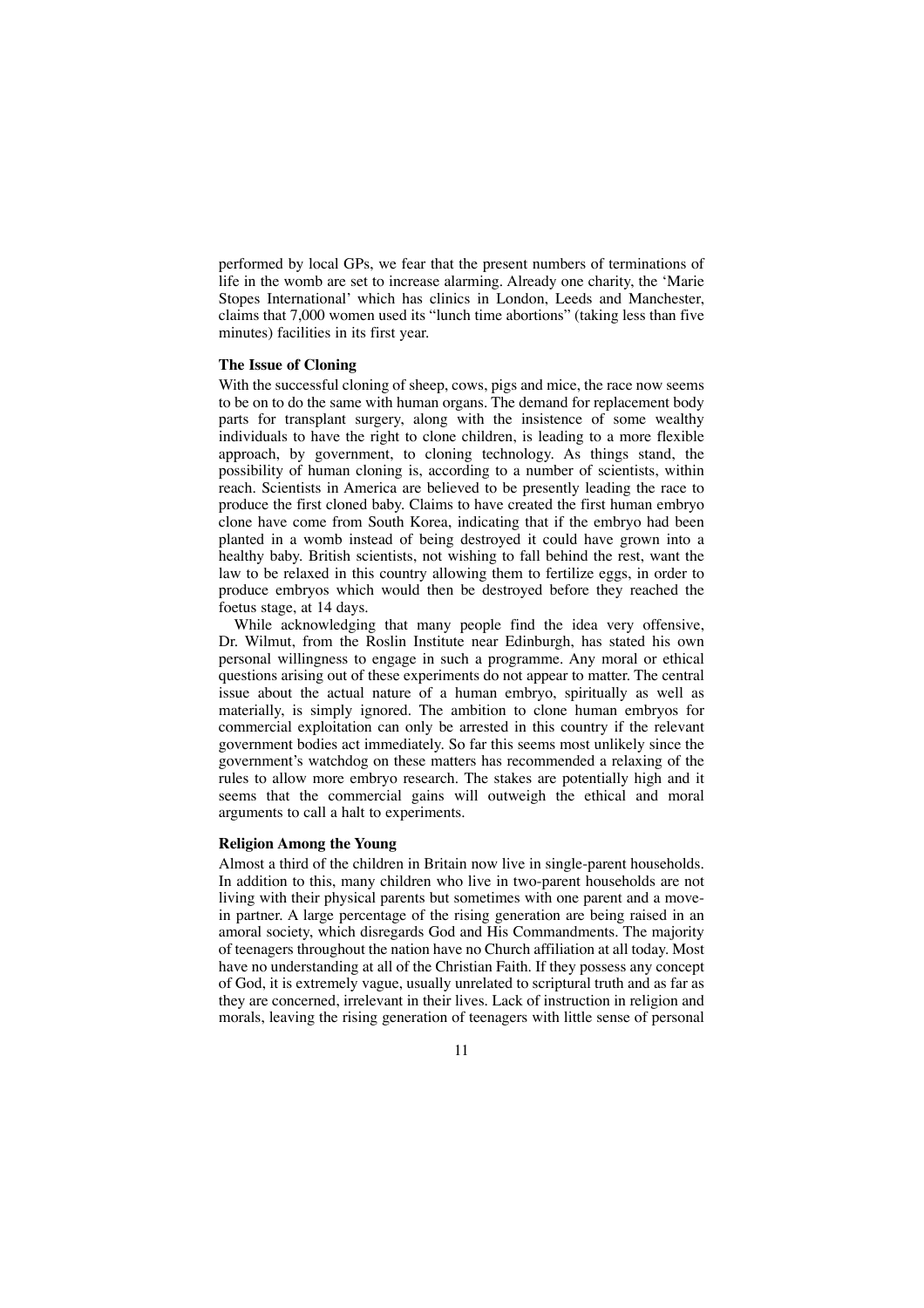performed by local GPs, we fear that the present numbers of terminations of life in the womb are set to increase alarming. Already one charity, the 'Marie Stopes International' which has clinics in London, Leeds and Manchester, claims that 7,000 women used its "lunch time abortions" (taking less than five minutes) facilities in its first year.

### The Issue of Cloning

With the successful cloning of sheep, cows, pigs and mice, the race now seems to be on to do the same with human organs. The demand for replacement body parts for transplant surgery, along with the insistence of some wealthy individuals to have the right to clone children, is leading to a more flexible approach, by government, to cloning technology. As things stand, the possibility of human cloning is, according to a number of scientists, within reach. Scientists in America are believed to be presently leading the race to produce the first cloned baby. Claims to have created the first human embryo clone have come from South Korea, indicating that if the embryo had been planted in a womb instead of being destroyed it could have grown into a healthy baby. British scientists, not wishing to fall behind the rest, want the law to be relaxed in this country allowing them to fertilize eggs, in order to produce embryos which would then be destroyed before they reached the foetus stage, at 14 days.

While acknowledging that many people find the idea very offensive, Dr. Wilmut, from the Roslin Institute near Edinburgh, has stated his own personal willingness to engage in such a programme. Any moral or ethical questions arising out of these experiments do not appear to matter. The central issue about the actual nature of a human embryo, spiritually as well as materially, is simply ignored. The ambition to clone human embryos for commercial exploitation can only be arrested in this country if the relevant government bodies act immediately. So far this seems most unlikely since the government's watchdog on these matters has recommended a relaxing of the rules to allow more embryo research. The stakes are potentially high and it seems that the commercial gains will outweigh the ethical and moral arguments to call a halt to experiments.

### Religion Among the Young

Almost a third of the children in Britain now live in single-parent households. In addition to this, many children who live in two-parent households are not living with their physical parents but sometimes with one parent and a move-in partner. A large percentage of the rising generation are being raised in an amoral society, which disregards God and His Commandments. The majority of teenagers throughout the nation have no Church affiliation at all today. Most have no understanding at all of the Christian Faith. If they possess any concept of God, it is extremely vague, usually unrelated to scriptural truth and as far as they are concerned, irrelevant in their lives. Lack of instruction in religion and morals, leaving the rising generation of teenagers with little sense of personal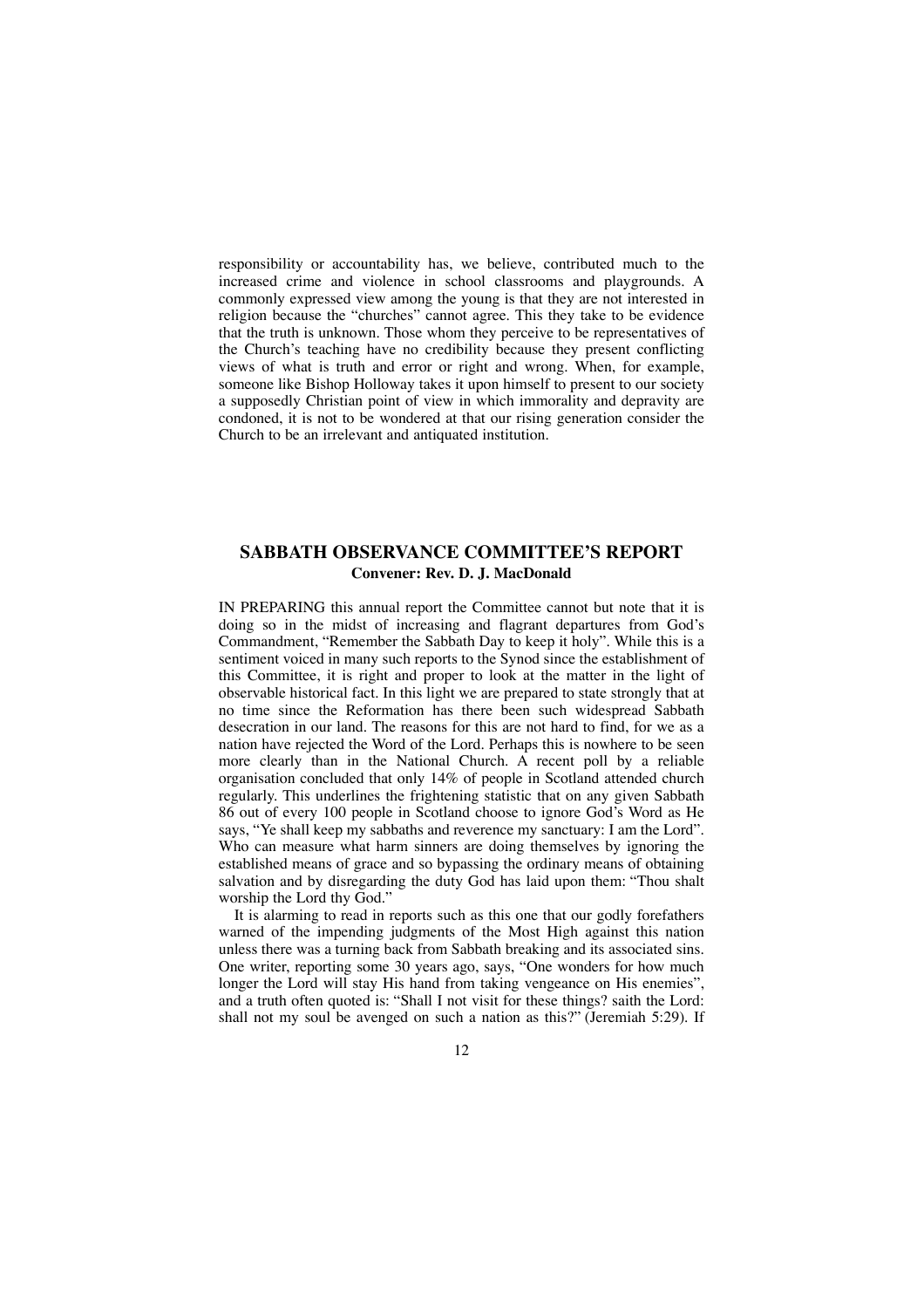responsibility or accountability has, we believe, contributed much to the increased crime and violence in school classrooms and playgrounds. A commonly expressed view among the young is that they are not interested in religion because the "churches" cannot agree. This they take to be evidence that the truth is unknown. Those whom they perceive to be representatives of the Church's teaching have no credibility because they present conflicting views of what is truth and error or right and wrong. When, for example, someone like Bishop Holloway takes it upon himself to present to our society a supposedly Christian point of view in which immorality and depravity are condoned, it is not to be wondered at that our rising generation consider the Church to be an irrelevant and antiquated institution.

## SABBATH OBSERVANCE COMMITTEE'S REPORT

**Convener: Rev. D. J. MacDonald**

IN PREPARING this annual report the Committee cannot but note that it is doing so in the midst of increasing and flagrant departures from God's Commandment, "Remember the Sabbath Day to keep it holy". While this is a sentiment voiced in many such reports to the Synod since the establishment of this Committee, it is right and proper to look at the matter in the light of observable historical fact. In this light we are prepared to state strongly that at no time since the Reformation has there been such widespread Sabbath desecration in our land. The reasons for this are not hard to find, for we as a nation have rejected the Word of the Lord. Perhaps this is nowhere to be seen more clearly than in the National Church. A recent poll by a reliable organisation concluded that only 14% of people in Scotland attended church regularly. This underlines the frightening statistic that on any given Sabbath 86 out of every 100 people in Scotland choose to ignore God's Word as He says, "Ye shall keep my sabbaths and reverence my sanctuary: I am the Lord". Who can measure what harm sinners are doing themselves by ignoring the established means of grace and so bypassing the ordinary means of obtaining salvation and by disregarding the duty God has laid upon them: "Thou shalt worship the Lord thy God."

It is alarming to read in reports such as this one that our godly forefathers warned of the impending judgments of the Most High against this nation unless there was a turning back from Sabbath breaking and its associated sins. One writer, reporting some 30 years ago, says, "One wonders for how much longer the Lord will stay His hand from taking vengeance on His enemies", and a truth often quoted is: "Shall I not visit for these things? saith the Lord: shall not my soul be avenged on such a nation as this?" (Jeremiah 5:29). If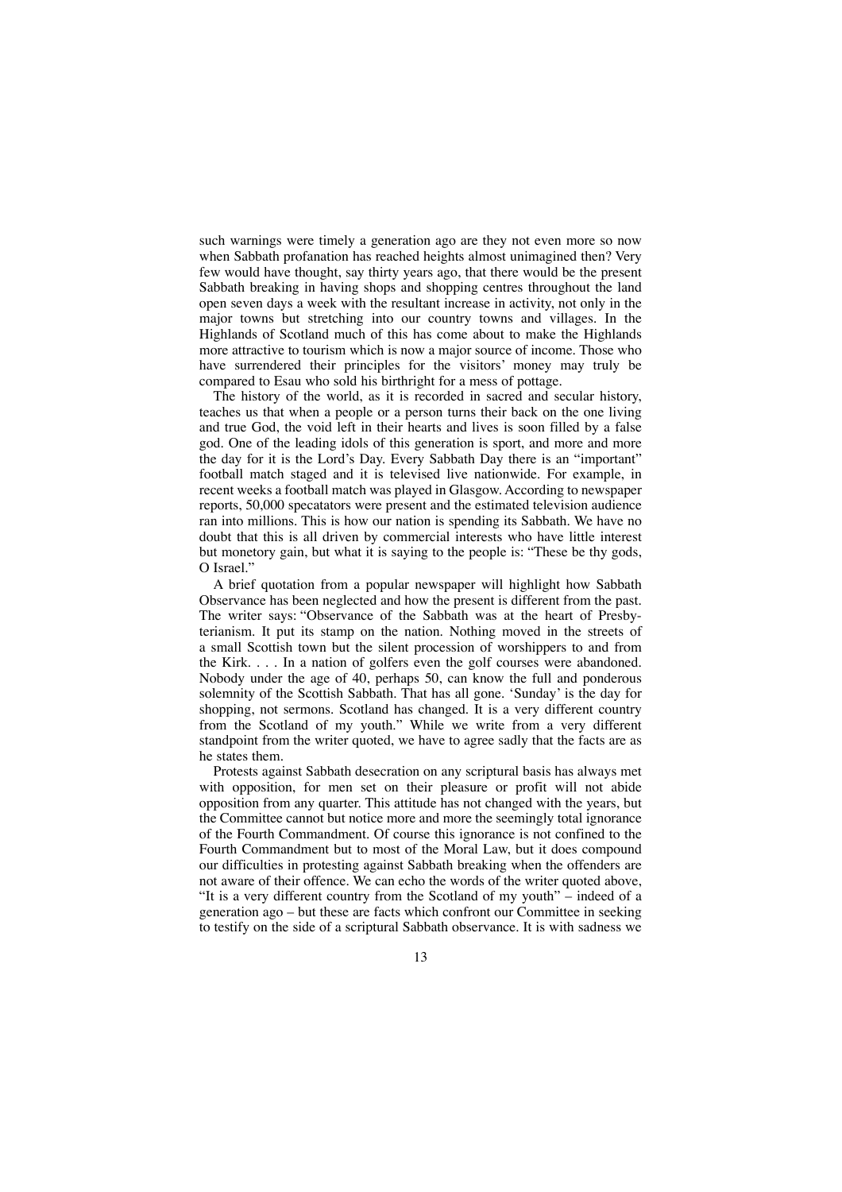such warnings were timely a generation ago are they not even more so now when Sabbath profanation has reached heights almost unimagined then? Very few would have thought, say thirty years ago, that there would be the present Sabbath breaking in having shops and shopping centres throughout the land open seven days a week with the resultant increase in activity, not only in the major towns but stretching into our country towns and villages. In the Highlands of Scotland much of this has come about to make the Highlands more attractive to tourism which is now a major source of income. Those who have surrendered their principles for the visitors' money may truly be compared to Esau who sold his birthright for a mess of pottage.

The history of the world, as it is recorded in sacred and secular history, teaches us that when a people or a person turns their back on the one living and true God, the void left in their hearts and lives is soon filled by a false god. One of the leading idols of this generation is sport, and more and more the day for it is the Lord's Day. Every Sabbath Day there is an "important" football match staged and it is televised live nationwide. For example, in recent weeks a football match was played in Glasgow. According to newspaper reports, 50,000 specatators were present and the estimated television audience ran into millions. This is how our nation is spending its Sabbath. We have no doubt that this is all driven by commercial interests who have little interest but monetory gain, but what it is saying to the people is: "These be thy gods, O Israel."

A brief quotation from a popular newspaper will highlight how Sabbath Observance has been neglected and how the present is different from the past. The writer says: "Observance of the Sabbath was at the heart of Presbyterianism. It put its stamp on the nation. Nothing moved in the streets of a small Scottish town but the silent procession of worshippers to and from the Kirk. . . . In a nation of golfers even the golf courses were abandoned. Nobody under the age of 40, perhaps 50, can know the full and ponderous solemnity of the Scottish Sabbath. That has all gone. 'Sunday' is the day for shopping, not sermons. Scotland has changed. It is a very different country from the Scotland of my youth." While we write from a very different standpoint from the writer quoted, we have to agree sadly that the facts are as he states them.

Protests against Sabbath desecration on any scriptural basis has always met with opposition, for men set on their pleasure or profit will not abide opposition from any quarter. This attitude has not changed with the years, but the Committee cannot but notice more and more the seemingly total ignorance of the Fourth Commandment. Of course this ignorance is not confined to the Fourth Commandment but to most of the Moral Law, but it does compound our difficulties in protesting against Sabbath breaking when the offenders are not aware of their offence. We can echo the words of the writer quoted above, "It is a very different country from the Scotland of my youth" – indeed of a generation ago – but these are facts which confront our Committee in seeking to testify on the side of a scriptural Sabbath observance. It is with sadness we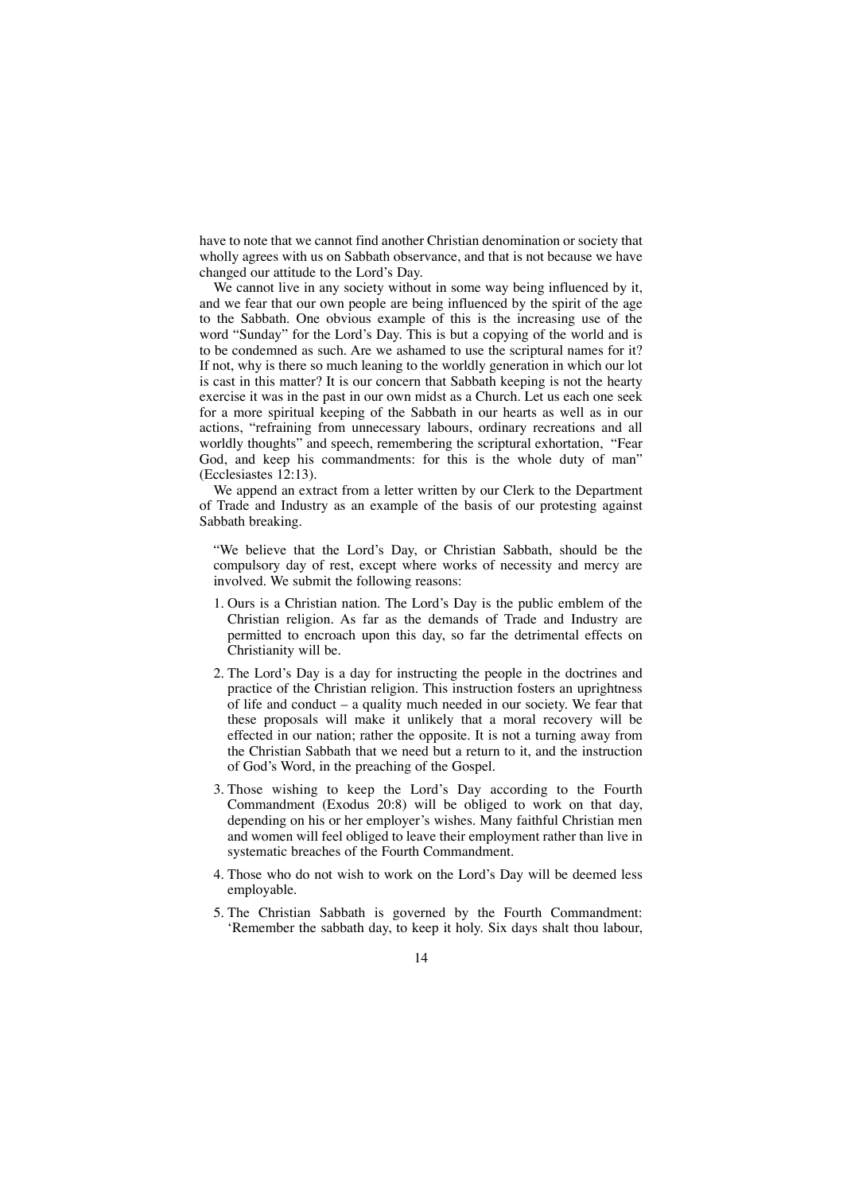have to note that we cannot find another Christian denomination or society that wholly agrees with us on Sabbath observance, and that is not because we have changed our attitude to the Lord's Day.

We cannot live in any society without in some way being influenced by it, and we fear that our own people are being influenced by the spirit of the age to the Sabbath. One obvious example of this is the increasing use of the word "Sunday" for the Lord's Day. This is but a copying of the world and is to be condemned as such. Are we ashamed to use the scriptural names for it? If not, why is there so much leaning to the worldly generation in which our lot is cast in this matter? It is our concern that Sabbath keeping is not the hearty exercise it was in the past in our own midst as a Church. Let us each one seek for a more spiritual keeping of the Sabbath in our hearts as well as in our actions, "refraining from unnecessary labours, ordinary recreations and all worldly thoughts" and speech, remembering the scriptural exhortation, "Fear God, and keep his commandments: for this is the whole duty of man" (Ecclesiastes 12:13).

We append an extract from a letter written by our Clerk to the Department of Trade and Industry as an example of the basis of our protesting against Sabbath breaking.

> "We believe that the Lord's Day, or Christian Sabbath, should be the compulsory day of rest, except where works of necessity and mercy are involved. We submit the following reasons:
>
> 1. Ours is a Christian nation. The Lord's Day is the public emblem of the Christian religion. As far as the demands of Trade and Industry are permitted to encroach upon this day, so far the detrimental effects on Christianity will be.
> 2. The Lord's Day is a day for instructing the people in the doctrines and practice of the Christian religion. This instruction fosters an uprightness of life and conduct – a quality much needed in our society. We fear that these proposals will make it unlikely that a moral recovery will be effected in our nation; rather the opposite. It is not a turning away from the Christian Sabbath that we need but a return to it, and the instruction of God's Word, in the preaching of the Gospel.
> 3. Those wishing to keep the Lord's Day according to the Fourth Commandment (Exodus 20:8) will be obliged to work on that day, depending on his or her employer's wishes. Many faithful Christian men and women will feel obliged to leave their employment rather than live in systematic breaches of the Fourth Commandment.
> 4. Those who do not wish to work on the Lord's Day will be deemed less employable.
> 5. The Christian Sabbath is governed by the Fourth Commandment: 'Remember the sabbath day, to keep it holy. Six days shalt thou labour,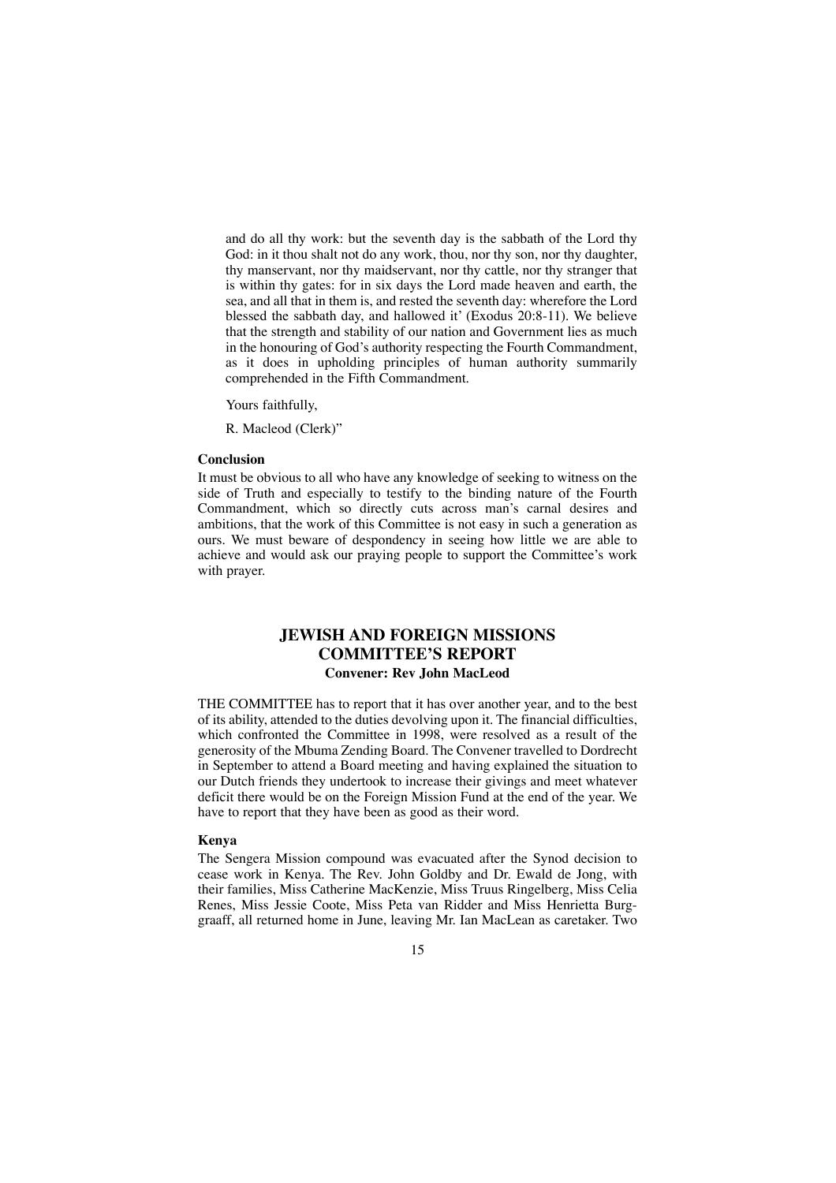and do all thy work: but the seventh day is the sabbath of the Lord thy God: in it thou shalt not do any work, thou, nor thy son, nor thy daughter, thy manservant, nor thy maidservant, nor thy cattle, nor thy stranger that is within thy gates: for in six days the Lord made heaven and earth, the sea, and all that in them is, and rested the seventh day: wherefore the Lord blessed the sabbath day, and hallowed it' (Exodus 20:8-11). We believe that the strength and stability of our nation and Government lies as much in the honouring of God's authority respecting the Fourth Commandment, as it does in upholding principles of human authority summarily comprehended in the Fifth Commandment.

Yours faithfully,

R. Macleod (Clerk)"

**Conclusion**

It must be obvious to all who have any knowledge of seeking to witness on the side of Truth and especially to testify to the binding nature of the Fourth Commandment, which so directly cuts across man's carnal desires and ambitions, that the work of this Committee is not easy in such a generation as ours. We must beware of despondency in seeing how little we are able to achieve and would ask our praying people to support the Committee's work with prayer.

## JEWISH AND FOREIGN MISSIONS COMMITTEE'S REPORT

**Convener: Rev John MacLeod**

THE COMMITTEE has to report that it has over another year, and to the best of its ability, attended to the duties devolving upon it. The financial difficulties, which confronted the Committee in 1998, were resolved as a result of the generosity of the Mbuma Zending Board. The Convener travelled to Dordrecht in September to attend a Board meeting and having explained the situation to our Dutch friends they undertook to increase their givings and meet whatever deficit there would be on the Foreign Mission Fund at the end of the year. We have to report that they have been as good as their word.

**Kenya**

The Sengera Mission compound was evacuated after the Synod decision to cease work in Kenya. The Rev. John Goldby and Dr. Ewald de Jong, with their families, Miss Catherine MacKenzie, Miss Truus Ringelberg, Miss Celia Renes, Miss Jessie Coote, Miss Peta van Ridder and Miss Henrietta Burggraaff, all returned home in June, leaving Mr. Ian MacLean as caretaker. Two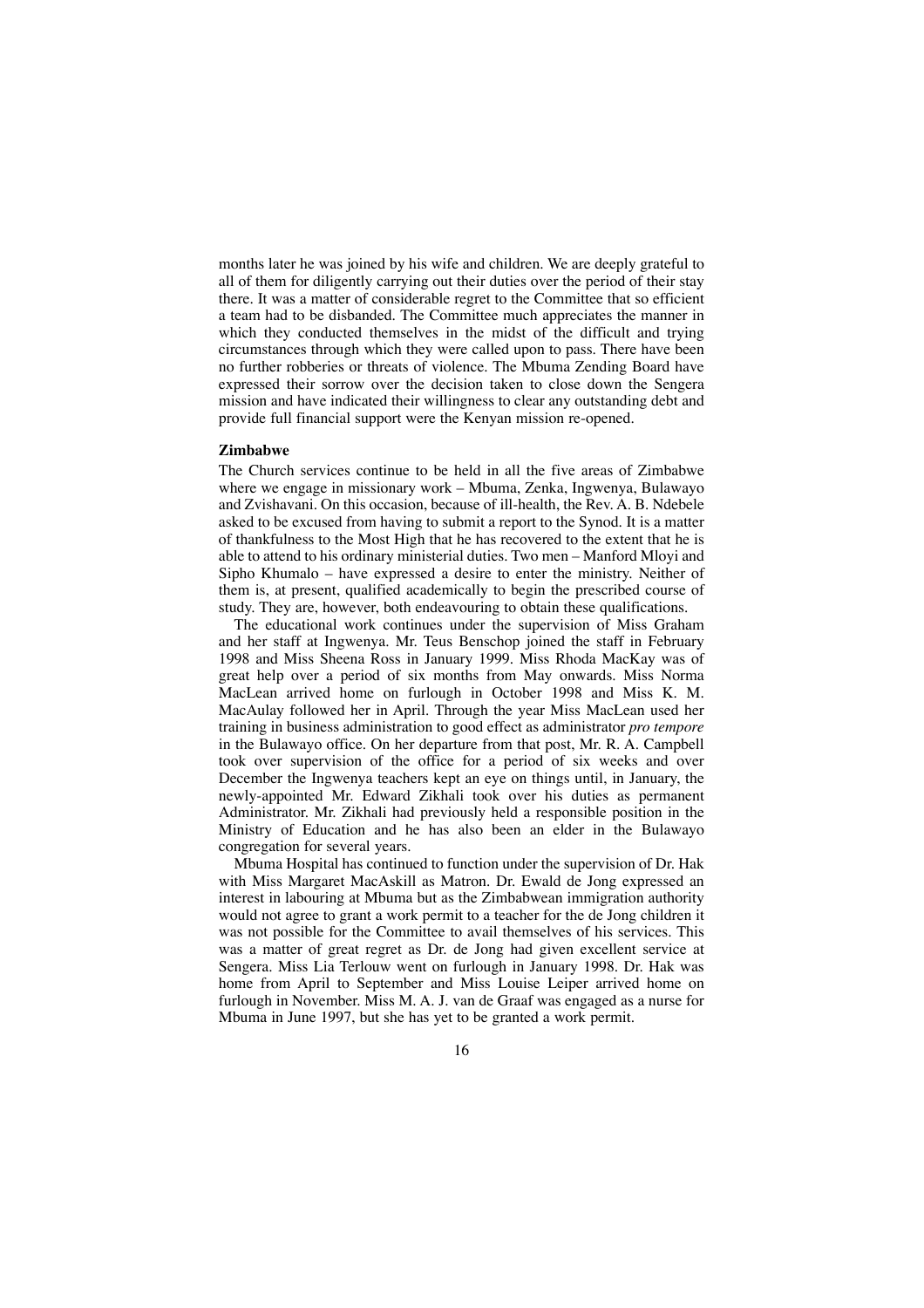months later he was joined by his wife and children. We are deeply grateful to all of them for diligently carrying out their duties over the period of their stay there. It was a matter of considerable regret to the Committee that so efficient a team had to be disbanded. The Committee much appreciates the manner in which they conducted themselves in the midst of the difficult and trying circumstances through which they were called upon to pass. There have been no further robberies or threats of violence. The Mbuma Zending Board have expressed their sorrow over the decision taken to close down the Sengera mission and have indicated their willingness to clear any outstanding debt and provide full financial support were the Kenyan mission re-opened.

**Zimbabwe**

The Church services continue to be held in all the five areas of Zimbabwe where we engage in missionary work – Mbuma, Zenka, Ingwenya, Bulawayo and Zvishavani. On this occasion, because of ill-health, the Rev. A. B. Ndebele asked to be excused from having to submit a report to the Synod. It is a matter of thankfulness to the Most High that he has recovered to the extent that he is able to attend to his ordinary ministerial duties. Two men – Manford Mloyi and Sipho Khumalo – have expressed a desire to enter the ministry. Neither of them is, at present, qualified academically to begin the prescribed course of study. They are, however, both endeavouring to obtain these qualifications.

The educational work continues under the supervision of Miss Graham and her staff at Ingwenya. Mr. Teus Benschop joined the staff in February 1998 and Miss Sheena Ross in January 1999. Miss Rhoda MacKay was of great help over a period of six months from May onwards. Miss Norma MacLean arrived home on furlough in October 1998 and Miss K. M. MacAulay followed her in April. Through the year Miss MacLean used her training in business administration to good effect as administrator *pro tempore* in the Bulawayo office. On her departure from that post, Mr. R. A. Campbell took over supervision of the office for a period of six weeks and over December the Ingwenya teachers kept an eye on things until, in January, the newly-appointed Mr. Edward Zikhali took over his duties as permanent Administrator. Mr. Zikhali had previously held a responsible position in the Ministry of Education and he has also been an elder in the Bulawayo congregation for several years.

Mbuma Hospital has continued to function under the supervision of Dr. Hak with Miss Margaret MacAskill as Matron. Dr. Ewald de Jong expressed an interest in labouring at Mbuma but as the Zimbabwean immigration authority would not agree to grant a work permit to a teacher for the de Jong children it was not possible for the Committee to avail themselves of his services. This was a matter of great regret as Dr. de Jong had given excellent service at Sengera. Miss Lia Terlouw went on furlough in January 1998. Dr. Hak was home from April to September and Miss Louise Leiper arrived home on furlough in November. Miss M. A. J. van de Graaf was engaged as a nurse for Mbuma in June 1997, but she has yet to be granted a work permit.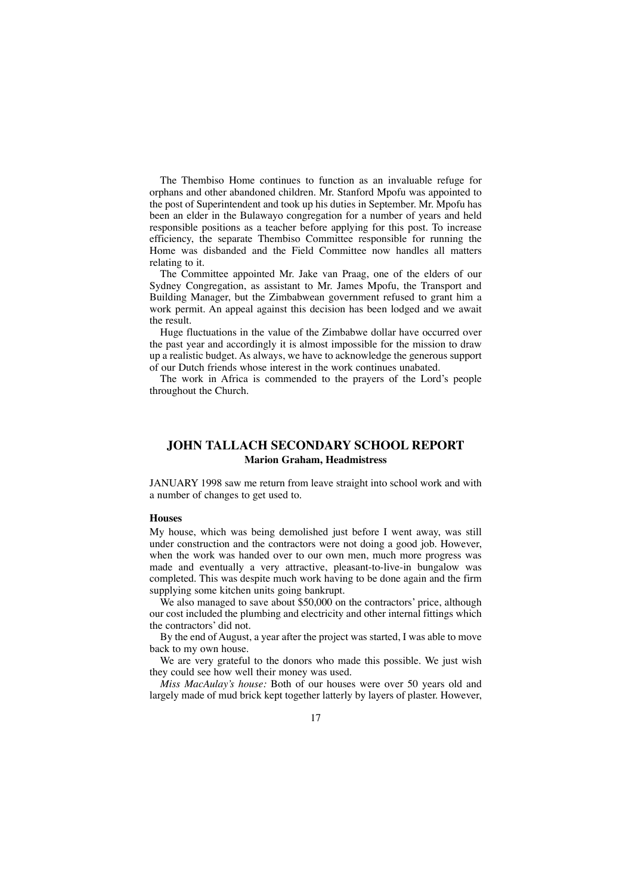The Thembiso Home continues to function as an invaluable refuge for orphans and other abandoned children. Mr. Stanford Mpofu was appointed to the post of Superintendent and took up his duties in September. Mr. Mpofu has been an elder in the Bulawayo congregation for a number of years and held responsible positions as a teacher before applying for this post. To increase efficiency, the separate Thembiso Committee responsible for running the Home was disbanded and the Field Committee now handles all matters relating to it.

The Committee appointed Mr. Jake van Praag, one of the elders of our Sydney Congregation, as assistant to Mr. James Mpofu, the Transport and Building Manager, but the Zimbabwean government refused to grant him a work permit. An appeal against this decision has been lodged and we await the result.

Huge fluctuations in the value of the Zimbabwe dollar have occurred over the past year and accordingly it is almost impossible for the mission to draw up a realistic budget. As always, we have to acknowledge the generous support of our Dutch friends whose interest in the work continues unabated.

The work in Africa is commended to the prayers of the Lord's people throughout the Church.

## JOHN TALLACH SECONDARY SCHOOL REPORT

**Marion Graham, Headmistress**

JANUARY 1998 saw me return from leave straight into school work and with a number of changes to get used to.

### Houses

My house, which was being demolished just before I went away, was still under construction and the contractors were not doing a good job. However, when the work was handed over to our own men, much more progress was made and eventually a very attractive, pleasant-to-live-in bungalow was completed. This was despite much work having to be done again and the firm supplying some kitchen units going bankrupt.

We also managed to save about $50,000 on the contractors' price, although our cost included the plumbing and electricity and other internal fittings which the contractors' did not.

By the end of August, a year after the project was started, I was able to move back to my own house.

We are very grateful to the donors who made this possible. We just wish they could see how well their money was used.

*Miss MacAulay's house:* Both of our houses were over 50 years old and largely made of mud brick kept together latterly by layers of plaster. However,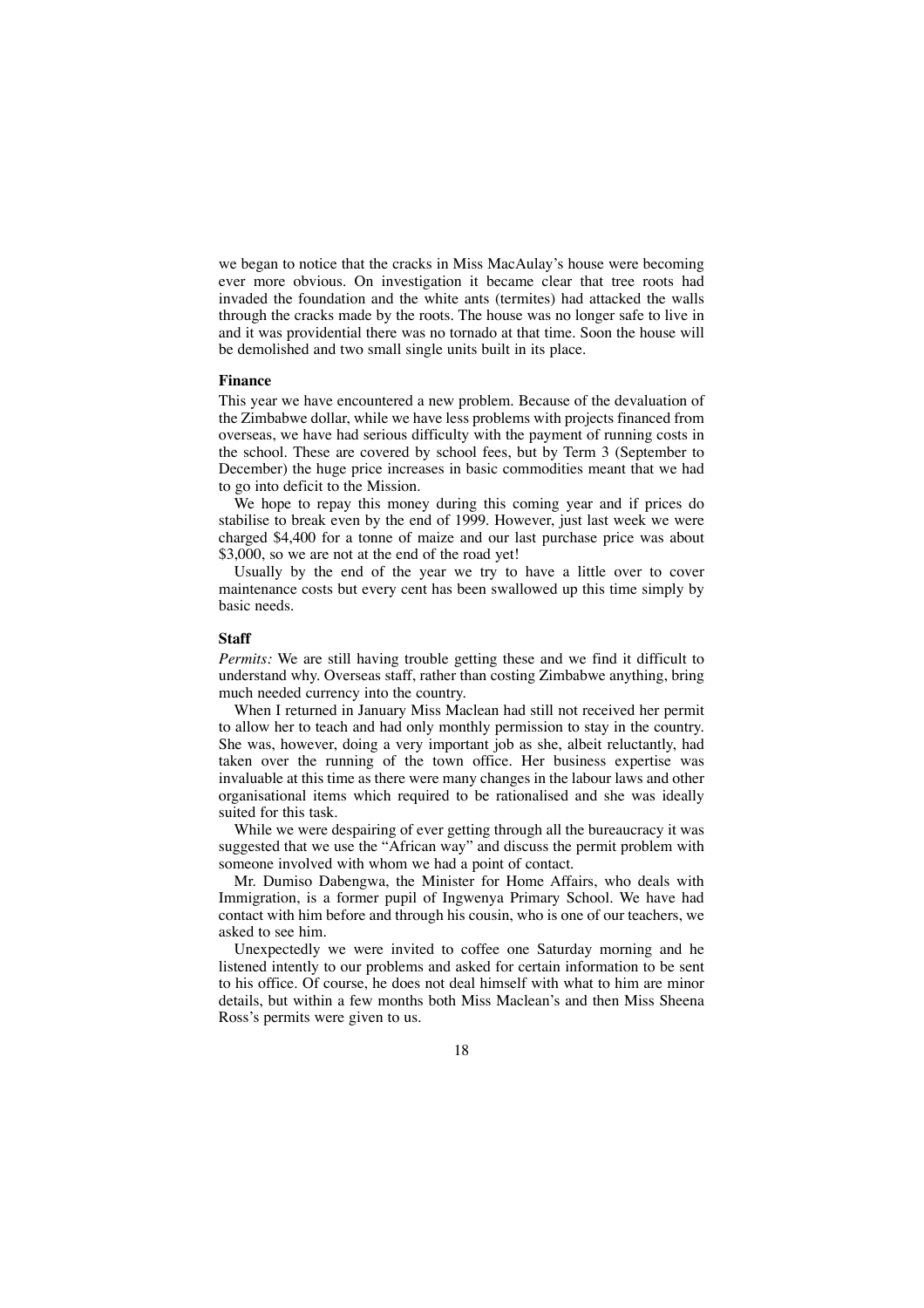we began to notice that the cracks in Miss MacAulay's house were becoming ever more obvious. On investigation it became clear that tree roots had invaded the foundation and the white ants (termites) had attacked the walls through the cracks made by the roots. The house was no longer safe to live in and it was providential there was no tornado at that time. Soon the house will be demolished and two small single units built in its place.

**Finance**

This year we have encountered a new problem. Because of the devaluation of the Zimbabwe dollar, while we have less problems with projects financed from overseas, we have had serious difficulty with the payment of running costs in the school. These are covered by school fees, but by Term 3 (September to December) the huge price increases in basic commodities meant that we had to go into deficit to the Mission.

We hope to repay this money during this coming year and if prices do stabilise to break even by the end of 1999. However, just last week we were charged $4,400 for a tonne of maize and our last purchase price was about $3,000, so we are not at the end of the road yet!

Usually by the end of the year we try to have a little over to cover maintenance costs but every cent has been swallowed up this time simply by basic needs.

**Staff**

*Permits:* We are still having trouble getting these and we find it difficult to understand why. Overseas staff, rather than costing Zimbabwe anything, bring much needed currency into the country.

When I returned in January Miss Maclean had still not received her permit to allow her to teach and had only monthly permission to stay in the country. She was, however, doing a very important job as she, albeit reluctantly, had taken over the running of the town office. Her business expertise was invaluable at this time as there were many changes in the labour laws and other organisational items which required to be rationalised and she was ideally suited for this task.

While we were despairing of ever getting through all the bureaucracy it was suggested that we use the "African way" and discuss the permit problem with someone involved with whom we had a point of contact.

Mr. Dumiso Dabengwa, the Minister for Home Affairs, who deals with Immigration, is a former pupil of Ingwenya Primary School. We have had contact with him before and through his cousin, who is one of our teachers, we asked to see him.

Unexpectedly we were invited to coffee one Saturday morning and he listened intently to our problems and asked for certain information to be sent to his office. Of course, he does not deal himself with what to him are minor details, but within a few months both Miss Maclean's and then Miss Sheena Ross's permits were given to us.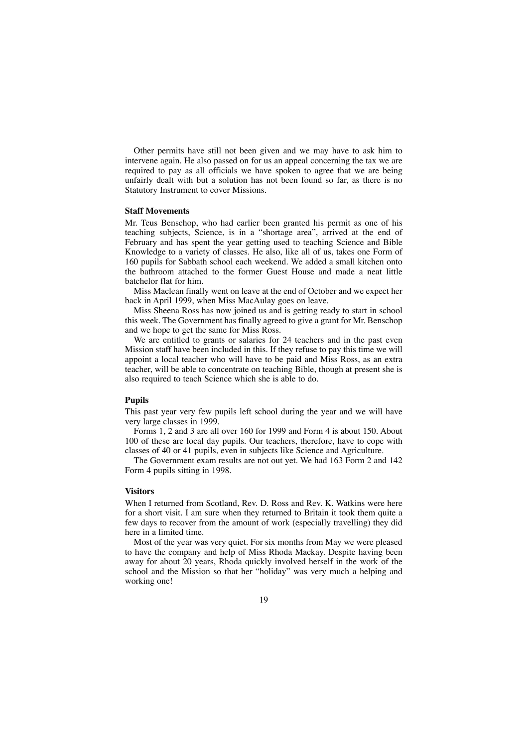Other permits have still not been given and we may have to ask him to intervene again. He also passed on for us an appeal concerning the tax we are required to pay as all officials we have spoken to agree that we are being unfairly dealt with but a solution has not been found so far, as there is no Statutory Instrument to cover Missions.

**Staff Movements**

Mr. Teus Benschop, who had earlier been granted his permit as one of his teaching subjects, Science, is in a "shortage area", arrived at the end of February and has spent the year getting used to teaching Science and Bible Knowledge to a variety of classes. He also, like all of us, takes one Form of 160 pupils for Sabbath school each weekend. We added a small kitchen onto the bathroom attached to the former Guest House and made a neat little batchelor flat for him.

Miss Maclean finally went on leave at the end of October and we expect her back in April 1999, when Miss MacAulay goes on leave.

Miss Sheena Ross has now joined us and is getting ready to start in school this week. The Government has finally agreed to give a grant for Mr. Benschop and we hope to get the same for Miss Ross.

We are entitled to grants or salaries for 24 teachers and in the past even Mission staff have been included in this. If they refuse to pay this time we will appoint a local teacher who will have to be paid and Miss Ross, as an extra teacher, will be able to concentrate on teaching Bible, though at present she is also required to teach Science which she is able to do.

**Pupils**

This past year very few pupils left school during the year and we will have very large classes in 1999.

Forms 1, 2 and 3 are all over 160 for 1999 and Form 4 is about 150. About 100 of these are local day pupils. Our teachers, therefore, have to cope with classes of 40 or 41 pupils, even in subjects like Science and Agriculture.

The Government exam results are not out yet. We had 163 Form 2 and 142 Form 4 pupils sitting in 1998.

**Visitors**

When I returned from Scotland, Rev. D. Ross and Rev. K. Watkins were here for a short visit. I am sure when they returned to Britain it took them quite a few days to recover from the amount of work (especially travelling) they did here in a limited time.

Most of the year was very quiet. For six months from May we were pleased to have the company and help of Miss Rhoda Mackay. Despite having been away for about 20 years, Rhoda quickly involved herself in the work of the school and the Mission so that her "holiday" was very much a helping and working one!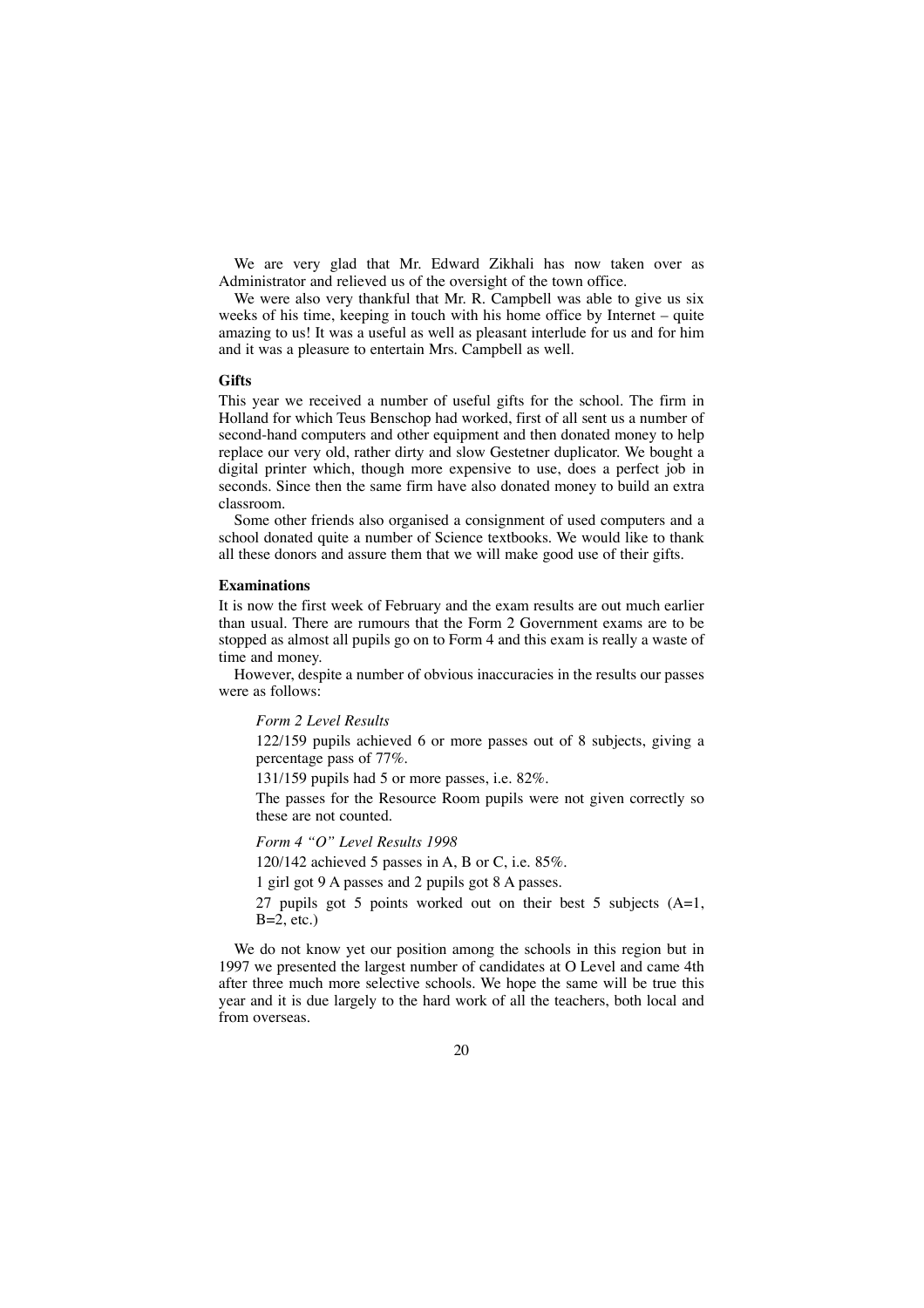We are very glad that Mr. Edward Zikhali has now taken over as Administrator and relieved us of the oversight of the town office.

We were also very thankful that Mr. R. Campbell was able to give us six weeks of his time, keeping in touch with his home office by Internet – quite amazing to us! It was a useful as well as pleasant interlude for us and for him and it was a pleasure to entertain Mrs. Campbell as well.

**Gifts**

This year we received a number of useful gifts for the school. The firm in Holland for which Teus Benschop had worked, first of all sent us a number of second-hand computers and other equipment and then donated money to help replace our very old, rather dirty and slow Gestetner duplicator. We bought a digital printer which, though more expensive to use, does a perfect job in seconds. Since then the same firm have also donated money to build an extra classroom.

Some other friends also organised a consignment of used computers and a school donated quite a number of Science textbooks. We would like to thank all these donors and assure them that we will make good use of their gifts.

**Examinations**

It is now the first week of February and the exam results are out much earlier than usual. There are rumours that the Form 2 Government exams are to be stopped as almost all pupils go on to Form 4 and this exam is really a waste of time and money.

However, despite a number of obvious inaccuracies in the results our passes were as follows:

> *Form 2 Level Results*
>
> 122/159 pupils achieved 6 or more passes out of 8 subjects, giving a percentage pass of 77%.
>
> 131/159 pupils had 5 or more passes, i.e. 82%.
>
> The passes for the Resource Room pupils were not given correctly so these are not counted.
>
> *Form 4 "O" Level Results 1998*
>
> 120/142 achieved 5 passes in A, B or C, i.e. 85%.
>
> 1 girl got 9 A passes and 2 pupils got 8 A passes.
>
> 27 pupils got 5 points worked out on their best 5 subjects (A=1, B=2, etc.)

We do not know yet our position among the schools in this region but in 1997 we presented the largest number of candidates at O Level and came 4th after three much more selective schools. We hope the same will be true this year and it is due largely to the hard work of all the teachers, both local and from overseas.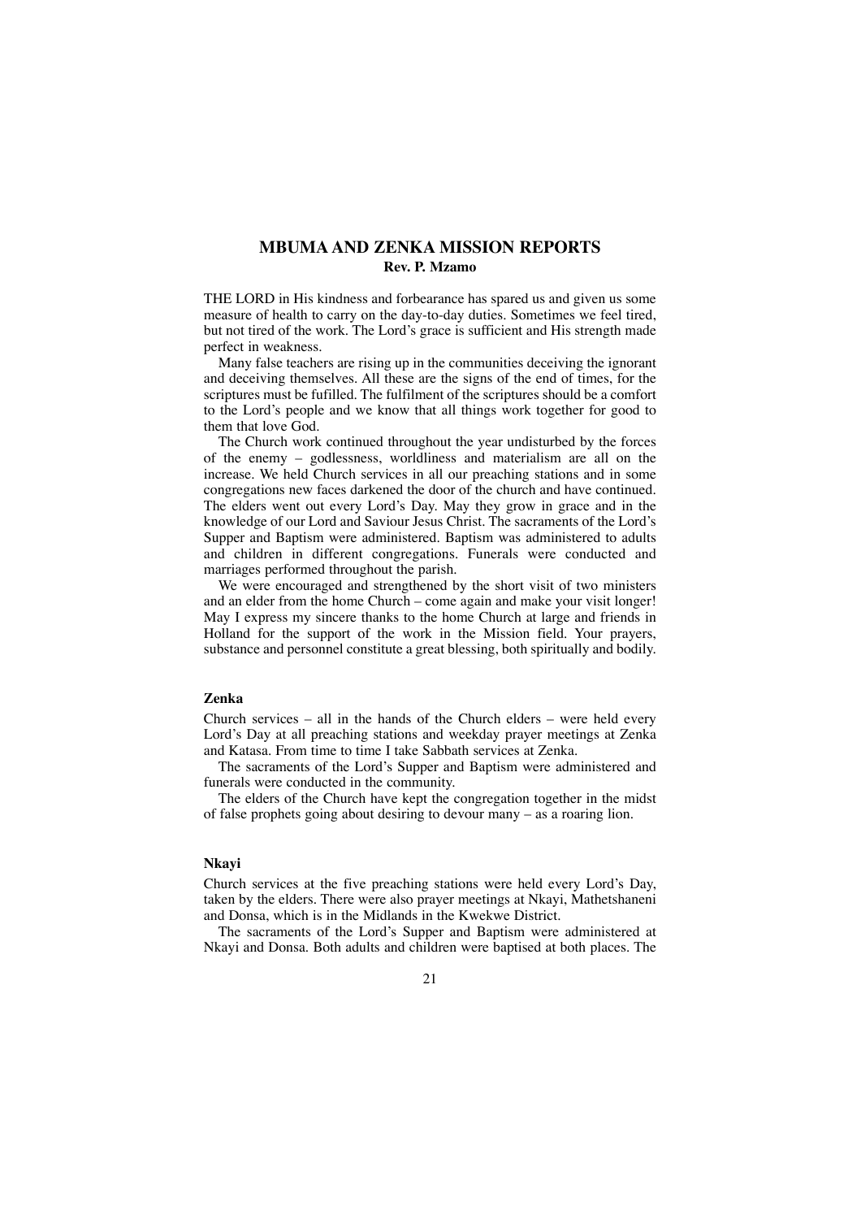## MBUMA AND ZENKA MISSION REPORTS

**Rev. P. Mzamo**

THE LORD in His kindness and forbearance has spared us and given us some measure of health to carry on the day-to-day duties. Sometimes we feel tired, but not tired of the work. The Lord's grace is sufficient and His strength made perfect in weakness.

Many false teachers are rising up in the communities deceiving the ignorant and deceiving themselves. All these are the signs of the end of times, for the scriptures must be fufilled. The fulfilment of the scriptures should be a comfort to the Lord's people and we know that all things work together for good to them that love God.

The Church work continued throughout the year undisturbed by the forces of the enemy – godlessness, worldliness and materialism are all on the increase. We held Church services in all our preaching stations and in some congregations new faces darkened the door of the church and have continued. The elders went out every Lord's Day. May they grow in grace and in the knowledge of our Lord and Saviour Jesus Christ. The sacraments of the Lord's Supper and Baptism were administered. Baptism was administered to adults and children in different congregations. Funerals were conducted and marriages performed throughout the parish.

We were encouraged and strengthened by the short visit of two ministers and an elder from the home Church – come again and make your visit longer! May I express my sincere thanks to the home Church at large and friends in Holland for the support of the work in the Mission field. Your prayers, substance and personnel constitute a great blessing, both spiritually and bodily.

### Zenka

Church services – all in the hands of the Church elders – were held every Lord's Day at all preaching stations and weekday prayer meetings at Zenka and Katasa. From time to time I take Sabbath services at Zenka.

The sacraments of the Lord's Supper and Baptism were administered and funerals were conducted in the community.

The elders of the Church have kept the congregation together in the midst of false prophets going about desiring to devour many – as a roaring lion.

### Nkayi

Church services at the five preaching stations were held every Lord's Day, taken by the elders. There were also prayer meetings at Nkayi, Mathetshaneni and Donsa, which is in the Midlands in the Kwekwe District.

The sacraments of the Lord's Supper and Baptism were administered at Nkayi and Donsa. Both adults and children were baptised at both places. The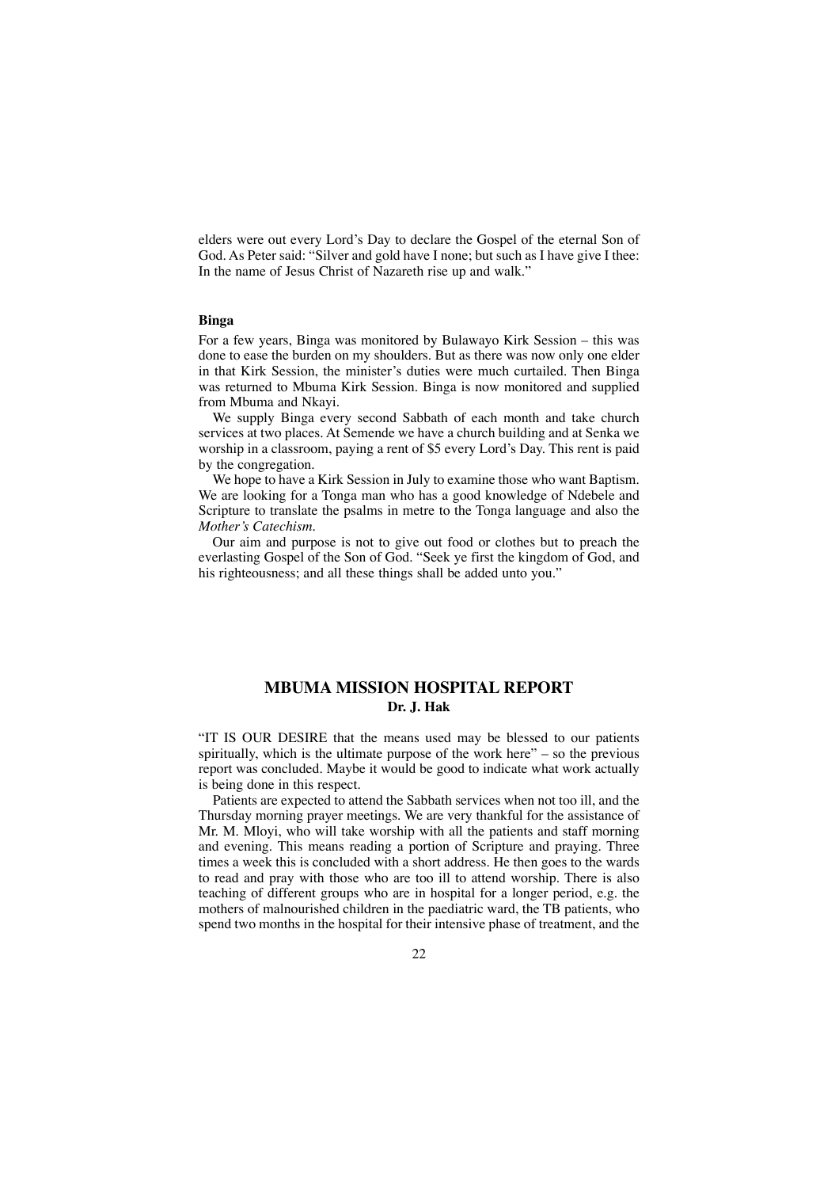elders were out every Lord's Day to declare the Gospel of the eternal Son of God. As Peter said: "Silver and gold have I none; but such as I have give I thee: In the name of Jesus Christ of Nazareth rise up and walk."

**Binga**

For a few years, Binga was monitored by Bulawayo Kirk Session – this was done to ease the burden on my shoulders. But as there was now only one elder in that Kirk Session, the minister's duties were much curtailed. Then Binga was returned to Mbuma Kirk Session. Binga is now monitored and supplied from Mbuma and Nkayi.

We supply Binga every second Sabbath of each month and take church services at two places. At Semende we have a church building and at Senka we worship in a classroom, paying a rent of $5 every Lord's Day. This rent is paid by the congregation.

We hope to have a Kirk Session in July to examine those who want Baptism. We are looking for a Tonga man who has a good knowledge of Ndebele and Scripture to translate the psalms in metre to the Tonga language and also the *Mother's Catechism.*

Our aim and purpose is not to give out food or clothes but to preach the everlasting Gospel of the Son of God. "Seek ye first the kingdom of God, and his righteousness; and all these things shall be added unto you."

## MBUMA MISSION HOSPITAL REPORT

**Dr. J. Hak**

"IT IS OUR DESIRE that the means used may be blessed to our patients spiritually, which is the ultimate purpose of the work here" – so the previous report was concluded. Maybe it would be good to indicate what work actually is being done in this respect.

Patients are expected to attend the Sabbath services when not too ill, and the Thursday morning prayer meetings. We are very thankful for the assistance of Mr. M. Mloyi, who will take worship with all the patients and staff morning and evening. This means reading a portion of Scripture and praying. Three times a week this is concluded with a short address. He then goes to the wards to read and pray with those who are too ill to attend worship. There is also teaching of different groups who are in hospital for a longer period, e.g. the mothers of malnourished children in the paediatric ward, the TB patients, who spend two months in the hospital for their intensive phase of treatment, and the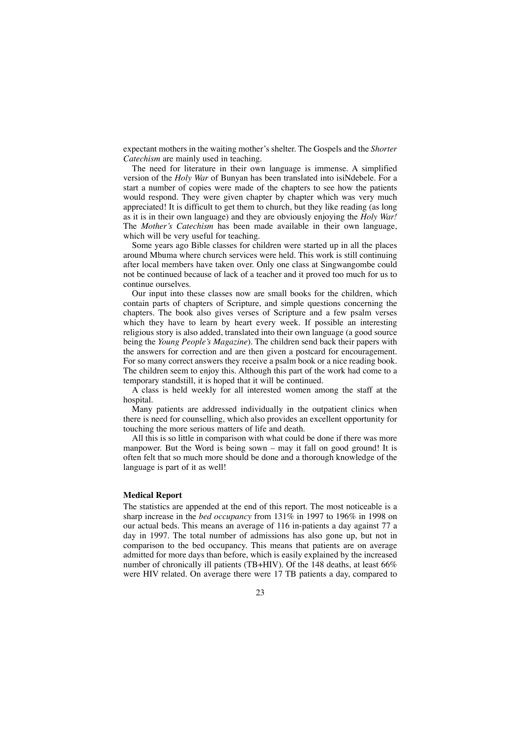expectant mothers in the waiting mother's shelter. The Gospels and the *Shorter Catechism* are mainly used in teaching.

The need for literature in their own language is immense. A simplified version of the *Holy War* of Bunyan has been translated into isiNdebele. For a start a number of copies were made of the chapters to see how the patients would respond. They were given chapter by chapter which was very much appreciated! It is difficult to get them to church, but they like reading (as long as it is in their own language) and they are obviously enjoying the *Holy War!* The *Mother's Catechism* has been made available in their own language, which will be very useful for teaching.

Some years ago Bible classes for children were started up in all the places around Mbuma where church services were held. This work is still continuing after local members have taken over. Only one class at Singwangombe could not be continued because of lack of a teacher and it proved too much for us to continue ourselves.

Our input into these classes now are small books for the children, which contain parts of chapters of Scripture, and simple questions concerning the chapters. The book also gives verses of Scripture and a few psalm verses which they have to learn by heart every week. If possible an interesting religious story is also added, translated into their own language (a good source being the *Young People's Magazine*). The children send back their papers with the answers for correction and are then given a postcard for encouragement. For so many correct answers they receive a psalm book or a nice reading book. The children seem to enjoy this. Although this part of the work had come to a temporary standstill, it is hoped that it will be continued.

A class is held weekly for all interested women among the staff at the hospital.

Many patients are addressed individually in the outpatient clinics when there is need for counselling, which also provides an excellent opportunity for touching the more serious matters of life and death.

All this is so little in comparison with what could be done if there was more manpower. But the Word is being sown – may it fall on good ground! It is often felt that so much more should be done and a thorough knowledge of the language is part of it as well!

**Medical Report**

The statistics are appended at the end of this report. The most noticeable is a sharp increase in the *bed occupancy* from 131% in 1997 to 196% in 1998 on our actual beds. This means an average of 116 in-patients a day against 77 a day in 1997. The total number of admissions has also gone up, but not in comparison to the bed occupancy. This means that patients are on average admitted for more days than before, which is easily explained by the increased number of chronically ill patients (TB+HIV). Of the 148 deaths, at least 66% were HIV related. On average there were 17 TB patients a day, compared to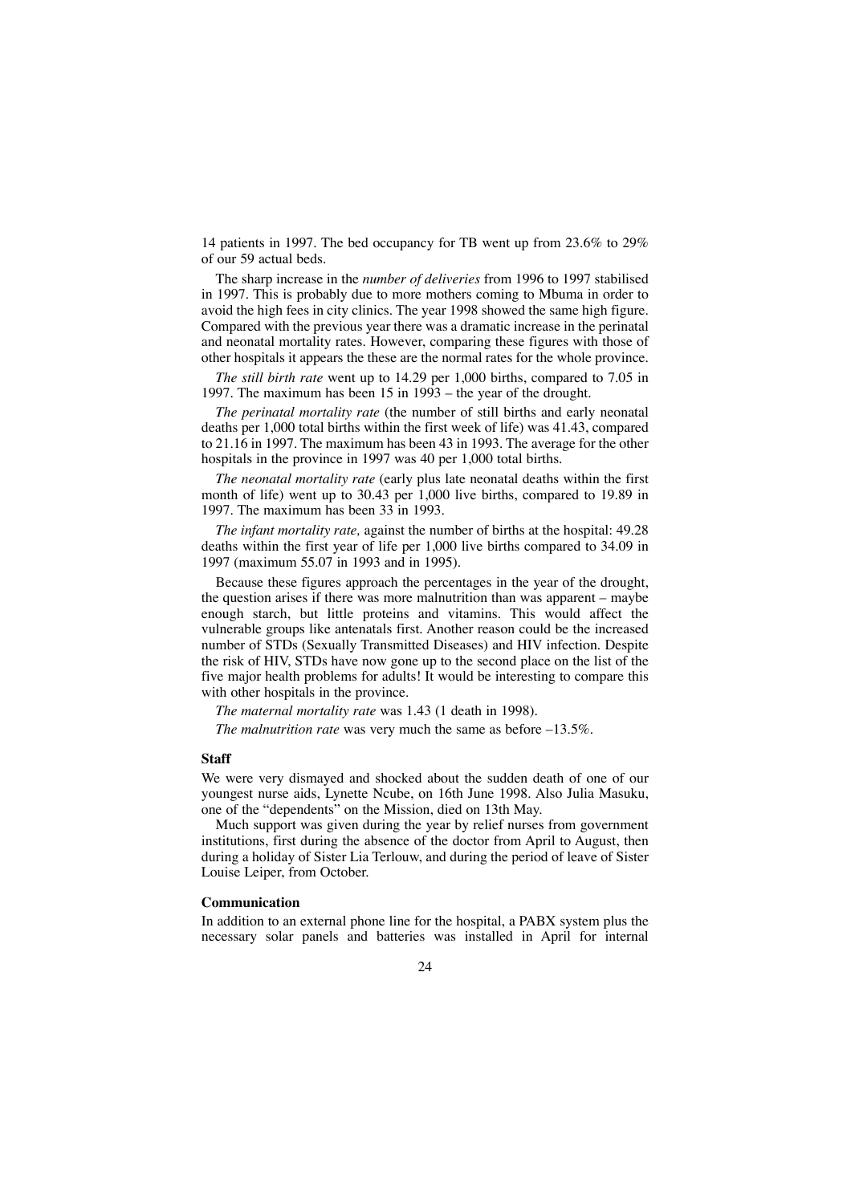14 patients in 1997. The bed occupancy for TB went up from 23.6% to 29% of our 59 actual beds.

The sharp increase in the *number of deliveries* from 1996 to 1997 stabilised in 1997. This is probably due to more mothers coming to Mbuma in order to avoid the high fees in city clinics. The year 1998 showed the same high figure. Compared with the previous year there was a dramatic increase in the perinatal and neonatal mortality rates. However, comparing these figures with those of other hospitals it appears the these are the normal rates for the whole province.

*The still birth rate* went up to 14.29 per 1,000 births, compared to 7.05 in 1997. The maximum has been 15 in 1993 – the year of the drought.

*The perinatal mortality rate* (the number of still births and early neonatal deaths per 1,000 total births within the first week of life) was 41.43, compared to 21.16 in 1997. The maximum has been 43 in 1993. The average for the other hospitals in the province in 1997 was 40 per 1,000 total births.

*The neonatal mortality rate* (early plus late neonatal deaths within the first month of life) went up to 30.43 per 1,000 live births, compared to 19.89 in 1997. The maximum has been 33 in 1993.

*The infant mortality rate,* against the number of births at the hospital: 49.28 deaths within the first year of life per 1,000 live births compared to 34.09 in 1997 (maximum 55.07 in 1993 and in 1995).

Because these figures approach the percentages in the year of the drought, the question arises if there was more malnutrition than was apparent – maybe enough starch, but little proteins and vitamins. This would affect the vulnerable groups like antenatals first. Another reason could be the increased number of STDs (Sexually Transmitted Diseases) and HIV infection. Despite the risk of HIV, STDs have now gone up to the second place on the list of the five major health problems for adults! It would be interesting to compare this with other hospitals in the province.

*The maternal mortality rate* was 1.43 (1 death in 1998).

*The malnutrition rate* was very much the same as before –13.5%.

### Staff

We were very dismayed and shocked about the sudden death of one of our youngest nurse aids, Lynette Ncube, on 16th June 1998. Also Julia Masuku, one of the "dependents" on the Mission, died on 13th May.

Much support was given during the year by relief nurses from government institutions, first during the absence of the doctor from April to August, then during a holiday of Sister Lia Terlouw, and during the period of leave of Sister Louise Leiper, from October.

### Communication

In addition to an external phone line for the hospital, a PABX system plus the necessary solar panels and batteries was installed in April for internal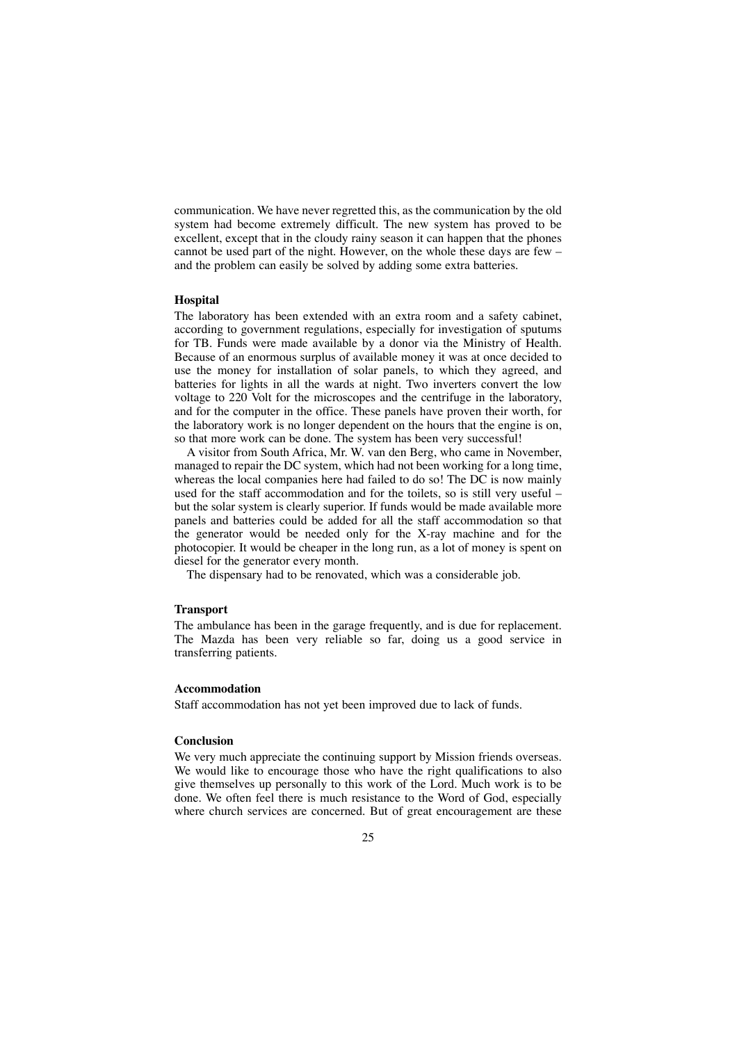communication. We have never regretted this, as the communication by the old system had become extremely difficult. The new system has proved to be excellent, except that in the cloudy rainy season it can happen that the phones cannot be used part of the night. However, on the whole these days are few – and the problem can easily be solved by adding some extra batteries.

### Hospital

The laboratory has been extended with an extra room and a safety cabinet, according to government regulations, especially for investigation of sputums for TB. Funds were made available by a donor via the Ministry of Health. Because of an enormous surplus of available money it was at once decided to use the money for installation of solar panels, to which they agreed, and batteries for lights in all the wards at night. Two inverters convert the low voltage to 220 Volt for the microscopes and the centrifuge in the laboratory, and for the computer in the office. These panels have proven their worth, for the laboratory work is no longer dependent on the hours that the engine is on, so that more work can be done. The system has been very successful!

A visitor from South Africa, Mr. W. van den Berg, who came in November, managed to repair the DC system, which had not been working for a long time, whereas the local companies here had failed to do so! The DC is now mainly used for the staff accommodation and for the toilets, so is still very useful – but the solar system is clearly superior. If funds would be made available more panels and batteries could be added for all the staff accommodation so that the generator would be needed only for the X-ray machine and for the photocopier. It would be cheaper in the long run, as a lot of money is spent on diesel for the generator every month.

The dispensary had to be renovated, which was a considerable job.

### Transport

The ambulance has been in the garage frequently, and is due for replacement. The Mazda has been very reliable so far, doing us a good service in transferring patients.

### Accommodation

Staff accommodation has not yet been improved due to lack of funds.

### Conclusion

We very much appreciate the continuing support by Mission friends overseas. We would like to encourage those who have the right qualifications to also give themselves up personally to this work of the Lord. Much work is to be done. We often feel there is much resistance to the Word of God, especially where church services are concerned. But of great encouragement are these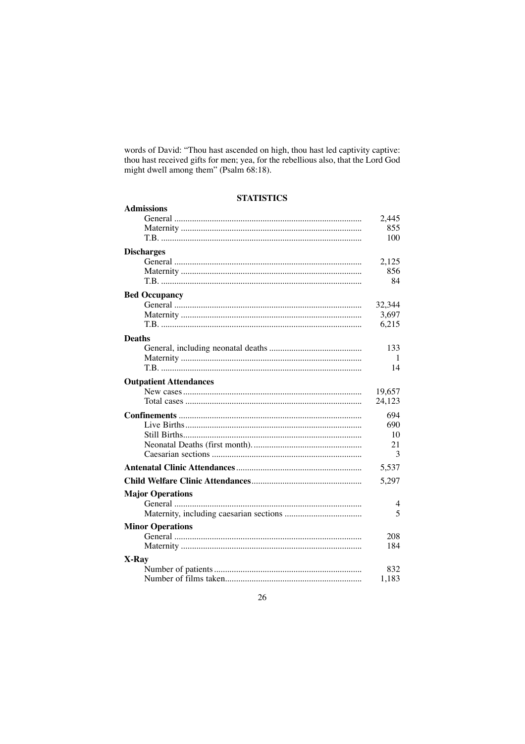words of David: “Thou hast ascended on high, thou hast led captivity captive: thou hast received gifts for men; yea, for the rebellious also, that the Lord God might dwell among them” (Psalm 68:18).

## STATISTICS

| | |
|---|---|
| **Admissions** | |
| General | 2,445 |
| Maternity | 855 |
| T.B. | 100 |
| **Discharges** | |
| General | 2,125 |
| Maternity | 856 |
| T.B. | 84 |
| **Bed Occupancy** | |
| General | 32,344 |
| Maternity | 3,697 |
| T.B. | 6,215 |
| **Deaths** | |
| General, including neonatal deaths | 133 |
| Maternity | 1 |
| T.B. | 14 |
| **Outpatient Attendances** | |
| New cases | 19,657 |
| Total cases | 24,123 |
| **Confinements** | 694 |
| Live Births | 690 |
| Still Births | 10 |
| Neonatal Deaths (first month) | 21 |
| Caesarian sections | 3 |
| **Antenatal Clinic Attendances** | 5,537 |
| **Child Welfare Clinic Attendances** | 5,297 |
| **Major Operations** | |
| General | 4 |
| Maternity, including caesarian sections | 5 |
| **Minor Operations** | |
| General | 208 |
| Maternity | 184 |
| **X-Ray** | |
| Number of patients | 832 |
| Number of films taken | 1,183 |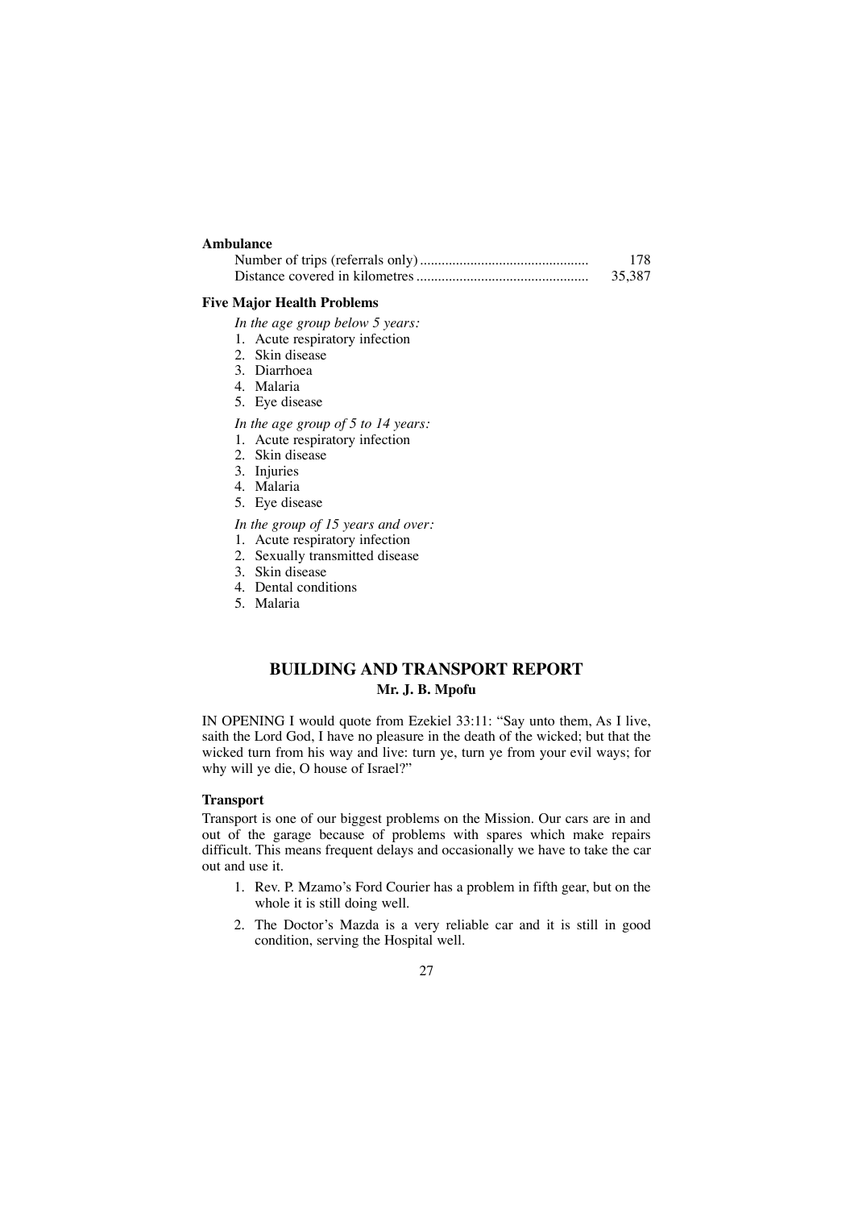**Ambulance**

| | |
|---|---|
| Number of trips (referrals only) | 178 |
| Distance covered in kilometres | 35,387 |

**Five Major Health Problems**

*In the age group below 5 years:*

1. Acute respiratory infection
2. Skin disease
3. Diarrhoea
4. Malaria
5. Eye disease

*In the age group of 5 to 14 years:*

1. Acute respiratory infection
2. Skin disease
3. Injuries
4. Malaria
5. Eye disease

*In the group of 15 years and over:*

1. Acute respiratory infection
2. Sexually transmitted disease
3. Skin disease
4. Dental conditions
5. Malaria

## BUILDING AND TRANSPORT REPORT

**Mr. J. B. Mpofu**

IN OPENING I would quote from Ezekiel 33:11: "Say unto them, As I live, saith the Lord God, I have no pleasure in the death of the wicked; but that the wicked turn from his way and live: turn ye, turn ye from your evil ways; for why will ye die, O house of Israel?"

### Transport

Transport is one of our biggest problems on the Mission. Our cars are in and out of the garage because of problems with spares which make repairs difficult. This means frequent delays and occasionally we have to take the car out and use it.

1. Rev. P. Mzamo's Ford Courier has a problem in fifth gear, but on the whole it is still doing well.
2. The Doctor's Mazda is a very reliable car and it is still in good condition, serving the Hospital well.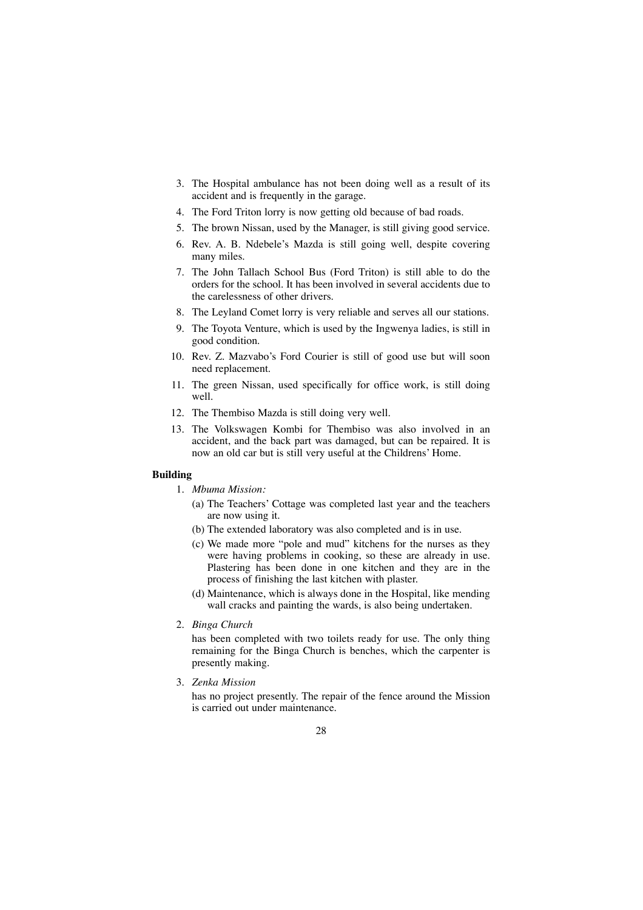3. The Hospital ambulance has not been doing well as a result of its accident and is frequently in the garage.
4. The Ford Triton lorry is now getting old because of bad roads.
5. The brown Nissan, used by the Manager, is still giving good service.
6. Rev. A. B. Ndebele's Mazda is still going well, despite covering many miles.
7. The John Tallach School Bus (Ford Triton) is still able to do the orders for the school. It has been involved in several accidents due to the carelessness of other drivers.
8. The Leyland Comet lorry is very reliable and serves all our stations.
9. The Toyota Venture, which is used by the Ingwenya ladies, is still in good condition.
10. Rev. Z. Mazvabo's Ford Courier is still of good use but will soon need replacement.
11. The green Nissan, used specifically for office work, is still doing well.
12. The Thembiso Mazda is still doing very well.
13. The Volkswagen Kombi for Thembiso was also involved in an accident, and the back part was damaged, but can be repaired. It is now an old car but is still very useful at the Childrens' Home.

**Building**

1. *Mbuma Mission:*
   - (a) The Teachers' Cottage was completed last year and the teachers are now using it.
   - (b) The extended laboratory was also completed and is in use.
   - (c) We made more "pole and mud" kitchens for the nurses as they were having problems in cooking, so these are already in use. Plastering has been done in one kitchen and they are in the process of finishing the last kitchen with plaster.
   - (d) Maintenance, which is always done in the Hospital, like mending wall cracks and painting the wards, is also being undertaken.
2. *Binga Church*

   has been completed with two toilets ready for use. The only thing remaining for the Binga Church is benches, which the carpenter is presently making.
3. *Zenka Mission*

   has no project presently. The repair of the fence around the Mission is carried out under maintenance.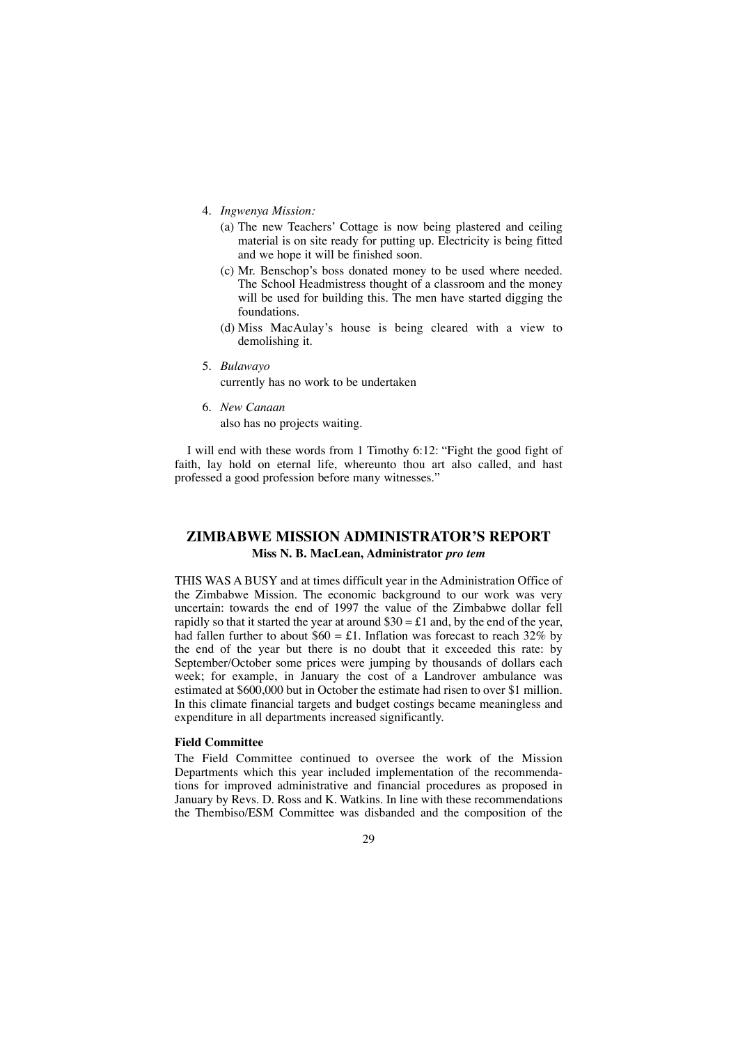4. *Ingwenya Mission:*
   (a) The new Teachers' Cottage is now being plastered and ceiling material is on site ready for putting up. Electricity is being fitted and we hope it will be finished soon.
   (c) Mr. Benschop's boss donated money to be used where needed. The School Headmistress thought of a classroom and the money will be used for building this. The men have started digging the foundations.
   (d) Miss MacAulay's house is being cleared with a view to demolishing it.

5. *Bulawayo*
   currently has no work to be undertaken

6. *New Canaan*
   also has no projects waiting.

I will end with these words from 1 Timothy 6:12: "Fight the good fight of faith, lay hold on eternal life, whereunto thou art also called, and hast professed a good profession before many witnesses."

## ZIMBABWE MISSION ADMINISTRATOR'S REPORT

**Miss N. B. MacLean, Administrator *pro tem***

THIS WAS A BUSY and at times difficult year in the Administration Office of the Zimbabwe Mission. The economic background to our work was very uncertain: towards the end of 1997 the value of the Zimbabwe dollar fell rapidly so that it started the year at around $30 = £1 and, by the end of the year, had fallen further to about $60 = £1. Inflation was forecast to reach 32% by the end of the year but there is no doubt that it exceeded this rate: by September/October some prices were jumping by thousands of dollars each week; for example, in January the cost of a Landrover ambulance was estimated at $600,000 but in October the estimate had risen to over $1 million. In this climate financial targets and budget costings became meaningless and expenditure in all departments increased significantly.

### Field Committee

The Field Committee continued to oversee the work of the Mission Departments which this year included implementation of the recommendations for improved administrative and financial procedures as proposed in January by Revs. D. Ross and K. Watkins. In line with these recommendations the Thembiso/ESM Committee was disbanded and the composition of the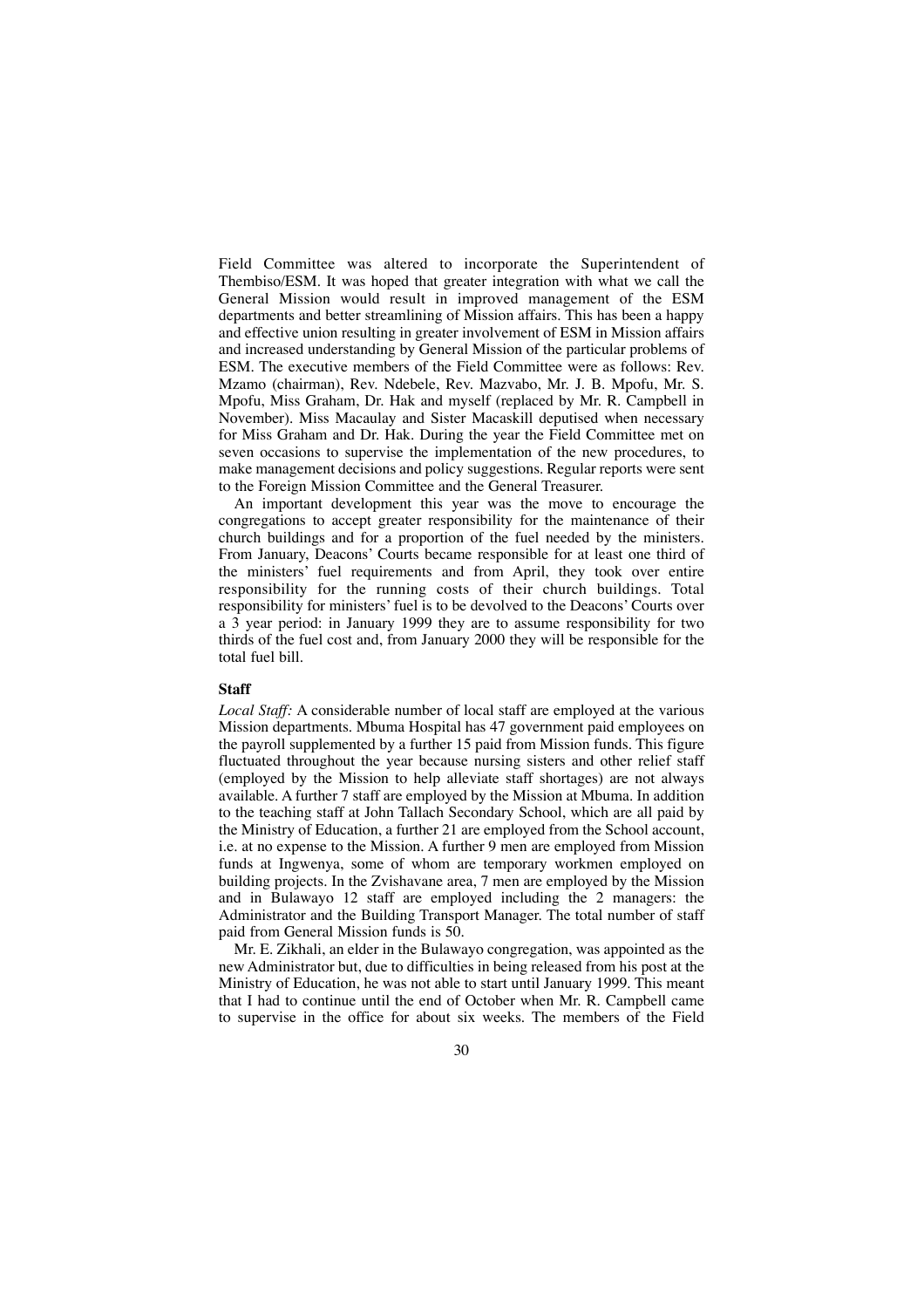Field Committee was altered to incorporate the Superintendent of Thembiso/ESM. It was hoped that greater integration with what we call the General Mission would result in improved management of the ESM departments and better streamlining of Mission affairs. This has been a happy and effective union resulting in greater involvement of ESM in Mission affairs and increased understanding by General Mission of the particular problems of ESM. The executive members of the Field Committee were as follows: Rev. Mzamo (chairman), Rev. Ndebele, Rev. Mazvabo, Mr. J. B. Mpofu, Mr. S. Mpofu, Miss Graham, Dr. Hak and myself (replaced by Mr. R. Campbell in November). Miss Macaulay and Sister Macaskill deputised when necessary for Miss Graham and Dr. Hak. During the year the Field Committee met on seven occasions to supervise the implementation of the new procedures, to make management decisions and policy suggestions. Regular reports were sent to the Foreign Mission Committee and the General Treasurer.

An important development this year was the move to encourage the congregations to accept greater responsibility for the maintenance of their church buildings and for a proportion of the fuel needed by the ministers. From January, Deacons' Courts became responsible for at least one third of the ministers' fuel requirements and from April, they took over entire responsibility for the running costs of their church buildings. Total responsibility for ministers' fuel is to be devolved to the Deacons' Courts over a 3 year period: in January 1999 they are to assume responsibility for two thirds of the fuel cost and, from January 2000 they will be responsible for the total fuel bill.

**Staff**

*Local Staff:* A considerable number of local staff are employed at the various Mission departments. Mbuma Hospital has 47 government paid employees on the payroll supplemented by a further 15 paid from Mission funds. This figure fluctuated throughout the year because nursing sisters and other relief staff (employed by the Mission to help alleviate staff shortages) are not always available. A further 7 staff are employed by the Mission at Mbuma. In addition to the teaching staff at John Tallach Secondary School, which are all paid by the Ministry of Education, a further 21 are employed from the School account, i.e. at no expense to the Mission. A further 9 men are employed from Mission funds at Ingwenya, some of whom are temporary workmen employed on building projects. In the Zvishavane area, 7 men are employed by the Mission and in Bulawayo 12 staff are employed including the 2 managers: the Administrator and the Building Transport Manager. The total number of staff paid from General Mission funds is 50.

Mr. E. Zikhali, an elder in the Bulawayo congregation, was appointed as the new Administrator but, due to difficulties in being released from his post at the Ministry of Education, he was not able to start until January 1999. This meant that I had to continue until the end of October when Mr. R. Campbell came to supervise in the office for about six weeks. The members of the Field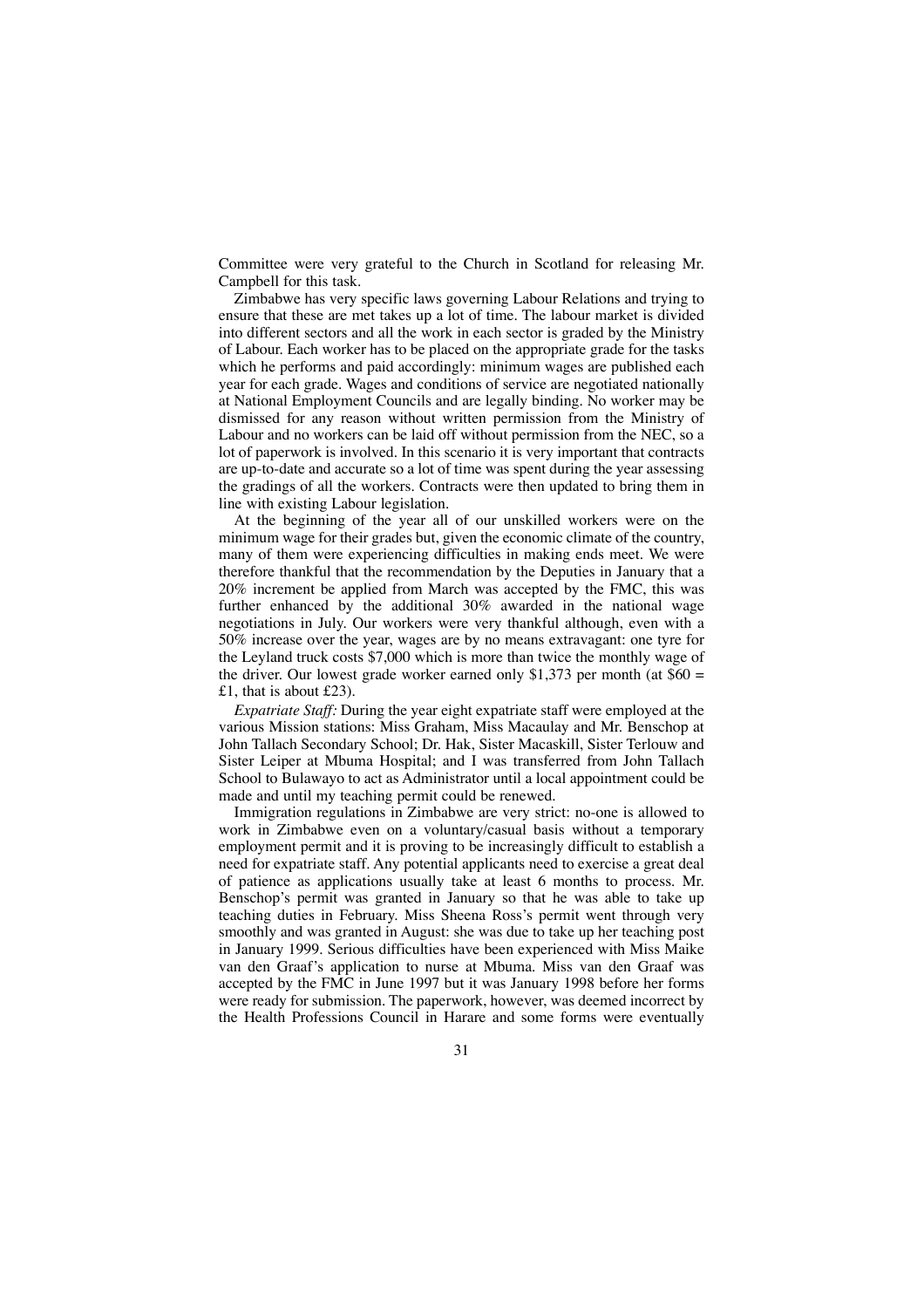Committee were very grateful to the Church in Scotland for releasing Mr. Campbell for this task.

Zimbabwe has very specific laws governing Labour Relations and trying to ensure that these are met takes up a lot of time. The labour market is divided into different sectors and all the work in each sector is graded by the Ministry of Labour. Each worker has to be placed on the appropriate grade for the tasks which he performs and paid accordingly: minimum wages are published each year for each grade. Wages and conditions of service are negotiated nationally at National Employment Councils and are legally binding. No worker may be dismissed for any reason without written permission from the Ministry of Labour and no workers can be laid off without permission from the NEC, so a lot of paperwork is involved. In this scenario it is very important that contracts are up-to-date and accurate so a lot of time was spent during the year assessing the gradings of all the workers. Contracts were then updated to bring them in line with existing Labour legislation.

At the beginning of the year all of our unskilled workers were on the minimum wage for their grades but, given the economic climate of the country, many of them were experiencing difficulties in making ends meet. We were therefore thankful that the recommendation by the Deputies in January that a 20% increment be applied from March was accepted by the FMC, this was further enhanced by the additional 30% awarded in the national wage negotiations in July. Our workers were very thankful although, even with a 50% increase over the year, wages are by no means extravagant: one tyre for the Leyland truck costs $7,000 which is more than twice the monthly wage of the driver. Our lowest grade worker earned only $1,373 per month (at $60 = £1, that is about £23).

*Expatriate Staff:* During the year eight expatriate staff were employed at the various Mission stations: Miss Graham, Miss Macaulay and Mr. Benschop at John Tallach Secondary School; Dr. Hak, Sister Macaskill, Sister Terlouw and Sister Leiper at Mbuma Hospital; and I was transferred from John Tallach School to Bulawayo to act as Administrator until a local appointment could be made and until my teaching permit could be renewed.

Immigration regulations in Zimbabwe are very strict: no-one is allowed to work in Zimbabwe even on a voluntary/casual basis without a temporary employment permit and it is proving to be increasingly difficult to establish a need for expatriate staff. Any potential applicants need to exercise a great deal of patience as applications usually take at least 6 months to process. Mr. Benschop's permit was granted in January so that he was able to take up teaching duties in February. Miss Sheena Ross's permit went through very smoothly and was granted in August: she was due to take up her teaching post in January 1999. Serious difficulties have been experienced with Miss Maike van den Graaf's application to nurse at Mbuma. Miss van den Graaf was accepted by the FMC in June 1997 but it was January 1998 before her forms were ready for submission. The paperwork, however, was deemed incorrect by the Health Professions Council in Harare and some forms were eventually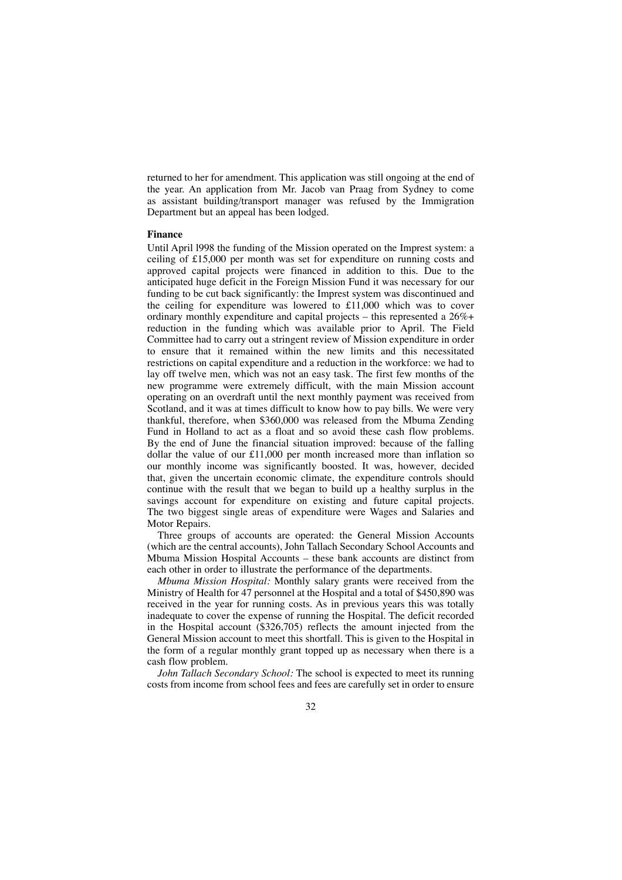returned to her for amendment. This application was still ongoing at the end of the year. An application from Mr. Jacob van Praag from Sydney to come as assistant building/transport manager was refused by the Immigration Department but an appeal has been lodged.

**Finance**

Until April l998 the funding of the Mission operated on the Imprest system: a ceiling of £15,000 per month was set for expenditure on running costs and approved capital projects were financed in addition to this. Due to the anticipated huge deficit in the Foreign Mission Fund it was necessary for our funding to be cut back significantly: the Imprest system was discontinued and the ceiling for expenditure was lowered to £11,000 which was to cover ordinary monthly expenditure and capital projects – this represented a 26%+ reduction in the funding which was available prior to April. The Field Committee had to carry out a stringent review of Mission expenditure in order to ensure that it remained within the new limits and this necessitated restrictions on capital expenditure and a reduction in the workforce: we had to lay off twelve men, which was not an easy task. The first few months of the new programme were extremely difficult, with the main Mission account operating on an overdraft until the next monthly payment was received from Scotland, and it was at times difficult to know how to pay bills. We were very thankful, therefore, when $360,000 was released from the Mbuma Zending Fund in Holland to act as a float and so avoid these cash flow problems. By the end of June the financial situation improved: because of the falling dollar the value of our £11,000 per month increased more than inflation so our monthly income was significantly boosted. It was, however, decided that, given the uncertain economic climate, the expenditure controls should continue with the result that we began to build up a healthy surplus in the savings account for expenditure on existing and future capital projects. The two biggest single areas of expenditure were Wages and Salaries and Motor Repairs.

Three groups of accounts are operated: the General Mission Accounts (which are the central accounts), John Tallach Secondary School Accounts and Mbuma Mission Hospital Accounts – these bank accounts are distinct from each other in order to illustrate the performance of the departments.

*Mbuma Mission Hospital:* Monthly salary grants were received from the Ministry of Health for 47 personnel at the Hospital and a total of $450,890 was received in the year for running costs. As in previous years this was totally inadequate to cover the expense of running the Hospital. The deficit recorded in the Hospital account ($326,705) reflects the amount injected from the General Mission account to meet this shortfall. This is given to the Hospital in the form of a regular monthly grant topped up as necessary when there is a cash flow problem.

*John Tallach Secondary School:* The school is expected to meet its running costs from income from school fees and fees are carefully set in order to ensure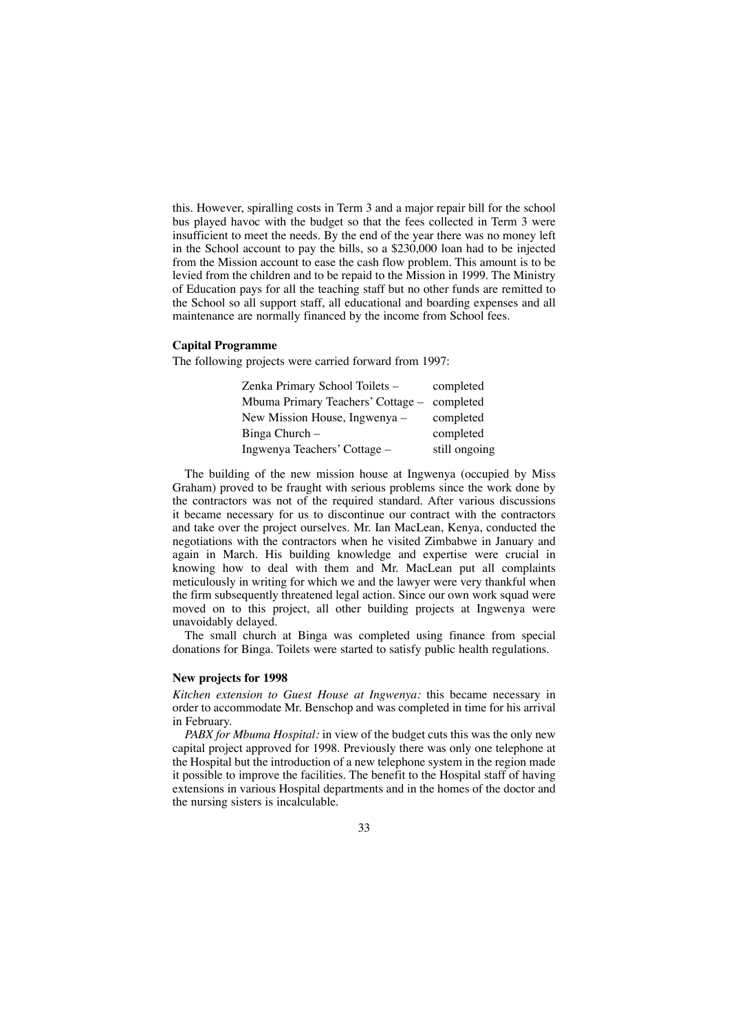this. However, spiralling costs in Term 3 and a major repair bill for the school bus played havoc with the budget so that the fees collected in Term 3 were insufficient to meet the needs. By the end of the year there was no money left in the School account to pay the bills, so a $230,000 loan had to be injected from the Mission account to ease the cash flow problem. This amount is to be levied from the children and to be repaid to the Mission in 1999. The Ministry of Education pays for all the teaching staff but no other funds are remitted to the School so all support staff, all educational and boarding expenses and all maintenance are normally financed by the income from School fees.

**Capital Programme**

The following projects were carried forward from 1997:

| | |
|---|---|
| Zenka Primary School Toilets – | completed |
| Mbuma Primary Teachers' Cottage – | completed |
| New Mission House, Ingwenya – | completed |
| Binga Church – | completed |
| Ingwenya Teachers' Cottage – | still ongoing |

The building of the new mission house at Ingwenya (occupied by Miss Graham) proved to be fraught with serious problems since the work done by the contractors was not of the required standard. After various discussions it became necessary for us to discontinue our contract with the contractors and take over the project ourselves. Mr. Ian MacLean, Kenya, conducted the negotiations with the contractors when he visited Zimbabwe in January and again in March. His building knowledge and expertise were crucial in knowing how to deal with them and Mr. MacLean put all complaints meticulously in writing for which we and the lawyer were very thankful when the firm subsequently threatened legal action. Since our own work squad were moved on to this project, all other building projects at Ingwenya were unavoidably delayed.

The small church at Binga was completed using finance from special donations for Binga. Toilets were started to satisfy public health regulations.

**New projects for 1998**

*Kitchen extension to Guest House at Ingwenya:* this became necessary in order to accommodate Mr. Benschop and was completed in time for his arrival in February.

*PABX for Mbuma Hospital:* in view of the budget cuts this was the only new capital project approved for 1998. Previously there was only one telephone at the Hospital but the introduction of a new telephone system in the region made it possible to improve the facilities. The benefit to the Hospital staff of having extensions in various Hospital departments and in the homes of the doctor and the nursing sisters is incalculable.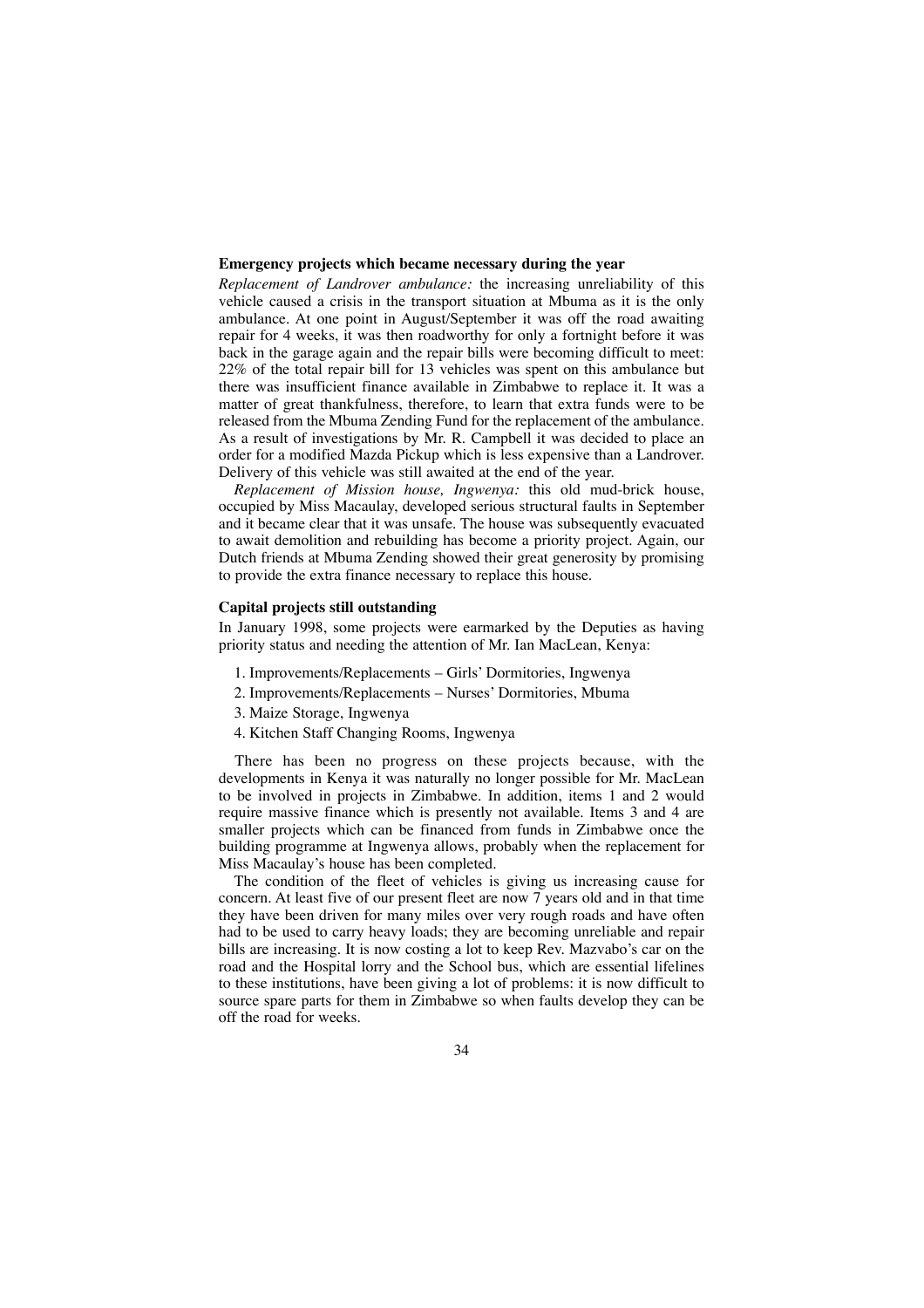### Emergency projects which became necessary during the year

*Replacement of Landrover ambulance:* the increasing unreliability of this vehicle caused a crisis in the transport situation at Mbuma as it is the only ambulance. At one point in August/September it was off the road awaiting repair for 4 weeks, it was then roadworthy for only a fortnight before it was back in the garage again and the repair bills were becoming difficult to meet: 22% of the total repair bill for 13 vehicles was spent on this ambulance but there was insufficient finance available in Zimbabwe to replace it. It was a matter of great thankfulness, therefore, to learn that extra funds were to be released from the Mbuma Zending Fund for the replacement of the ambulance. As a result of investigations by Mr. R. Campbell it was decided to place an order for a modified Mazda Pickup which is less expensive than a Landrover. Delivery of this vehicle was still awaited at the end of the year.

*Replacement of Mission house, Ingwenya:* this old mud-brick house, occupied by Miss Macaulay, developed serious structural faults in September and it became clear that it was unsafe. The house was subsequently evacuated to await demolition and rebuilding has become a priority project. Again, our Dutch friends at Mbuma Zending showed their great generosity by promising to provide the extra finance necessary to replace this house.

### Capital projects still outstanding

In January 1998, some projects were earmarked by the Deputies as having priority status and needing the attention of Mr. Ian MacLean, Kenya:

1. Improvements/Replacements – Girls' Dormitories, Ingwenya
2. Improvements/Replacements – Nurses' Dormitories, Mbuma
3. Maize Storage, Ingwenya
4. Kitchen Staff Changing Rooms, Ingwenya

There has been no progress on these projects because, with the developments in Kenya it was naturally no longer possible for Mr. MacLean to be involved in projects in Zimbabwe. In addition, items 1 and 2 would require massive finance which is presently not available. Items 3 and 4 are smaller projects which can be financed from funds in Zimbabwe once the building programme at Ingwenya allows, probably when the replacement for Miss Macaulay's house has been completed.

The condition of the fleet of vehicles is giving us increasing cause for concern. At least five of our present fleet are now 7 years old and in that time they have been driven for many miles over very rough roads and have often had to be used to carry heavy loads; they are becoming unreliable and repair bills are increasing. It is now costing a lot to keep Rev. Mazvabo's car on the road and the Hospital lorry and the School bus, which are essential lifelines to these institutions, have been giving a lot of problems: it is now difficult to source spare parts for them in Zimbabwe so when faults develop they can be off the road for weeks.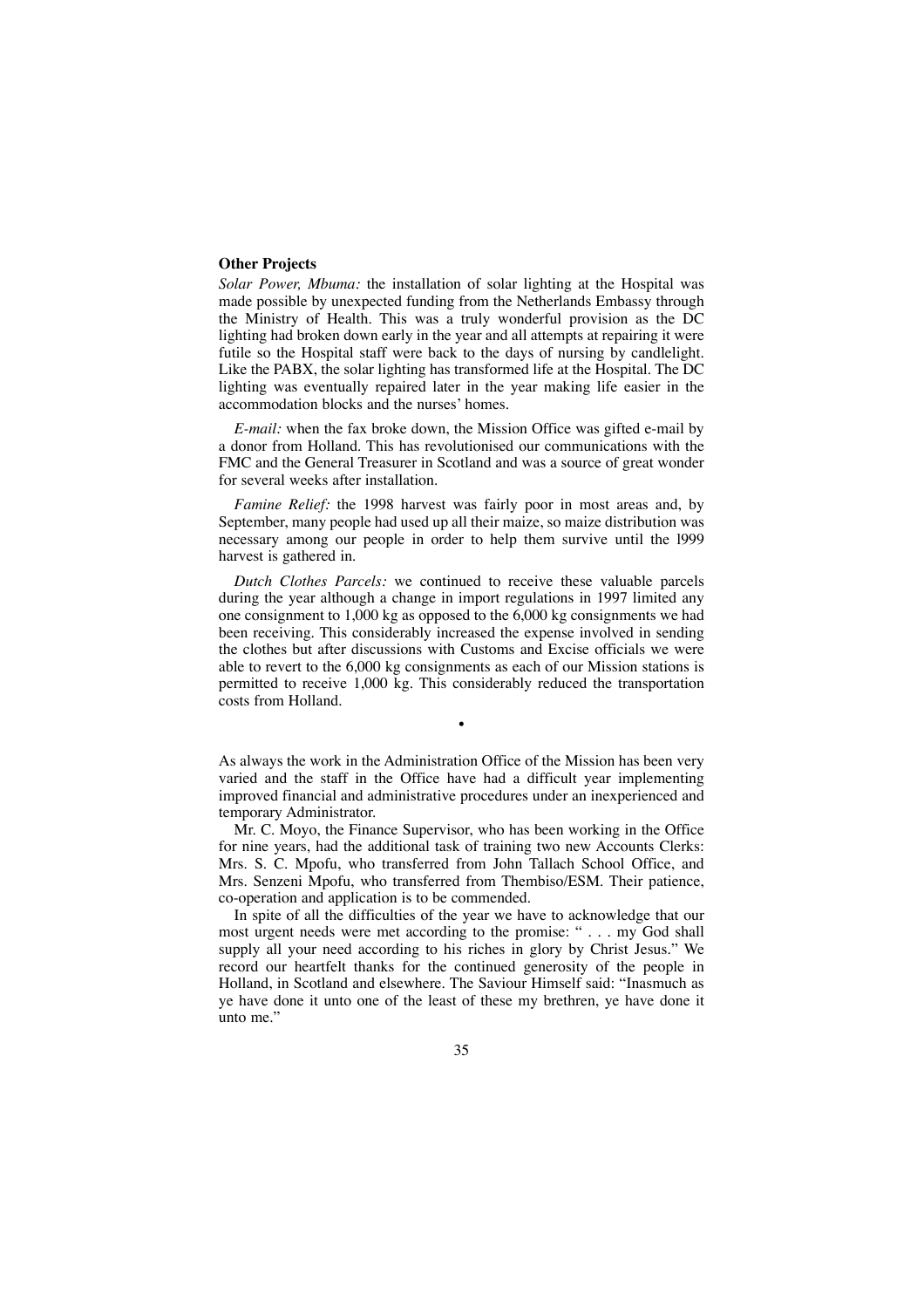**Other Projects**

*Solar Power, Mbuma:* the installation of solar lighting at the Hospital was made possible by unexpected funding from the Netherlands Embassy through the Ministry of Health. This was a truly wonderful provision as the DC lighting had broken down early in the year and all attempts at repairing it were futile so the Hospital staff were back to the days of nursing by candlelight. Like the PABX, the solar lighting has transformed life at the Hospital. The DC lighting was eventually repaired later in the year making life easier in the accommodation blocks and the nurses' homes.

*E-mail:* when the fax broke down, the Mission Office was gifted e-mail by a donor from Holland. This has revolutionised our communications with the FMC and the General Treasurer in Scotland and was a source of great wonder for several weeks after installation.

*Famine Relief:* the 1998 harvest was fairly poor in most areas and, by September, many people had used up all their maize, so maize distribution was necessary among our people in order to help them survive until the l999 harvest is gathered in.

*Dutch Clothes Parcels:* we continued to receive these valuable parcels during the year although a change in import regulations in 1997 limited any one consignment to 1,000 kg as opposed to the 6,000 kg consignments we had been receiving. This considerably increased the expense involved in sending the clothes but after discussions with Customs and Excise officials we were able to revert to the 6,000 kg consignments as each of our Mission stations is permitted to receive 1,000 kg. This considerably reduced the transportation costs from Holland.

•

As always the work in the Administration Office of the Mission has been very varied and the staff in the Office have had a difficult year implementing improved financial and administrative procedures under an inexperienced and temporary Administrator.

Mr. C. Moyo, the Finance Supervisor, who has been working in the Office for nine years, had the additional task of training two new Accounts Clerks: Mrs. S. C. Mpofu, who transferred from John Tallach School Office, and Mrs. Senzeni Mpofu, who transferred from Thembiso/ESM. Their patience, co-operation and application is to be commended.

In spite of all the difficulties of the year we have to acknowledge that our most urgent needs were met according to the promise: " . . . my God shall supply all your need according to his riches in glory by Christ Jesus." We record our heartfelt thanks for the continued generosity of the people in Holland, in Scotland and elsewhere. The Saviour Himself said: "Inasmuch as ye have done it unto one of the least of these my brethren, ye have done it unto me."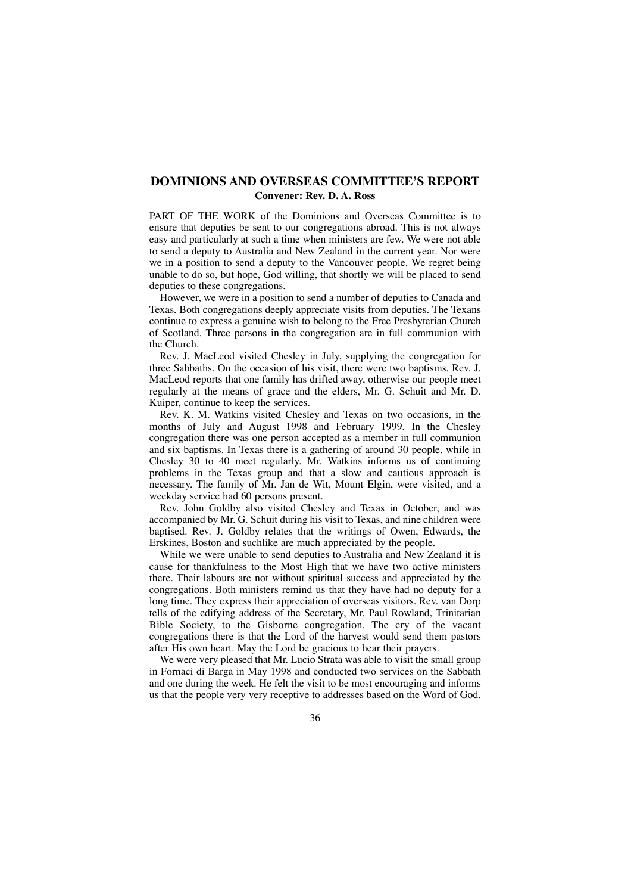## DOMINIONS AND OVERSEAS COMMITTEE'S REPORT

**Convener: Rev. D. A. Ross**

PART OF THE WORK of the Dominions and Overseas Committee is to ensure that deputies be sent to our congregations abroad. This is not always easy and particularly at such a time when ministers are few. We were not able to send a deputy to Australia and New Zealand in the current year. Nor were we in a position to send a deputy to the Vancouver people. We regret being unable to do so, but hope, God willing, that shortly we will be placed to send deputies to these congregations.

However, we were in a position to send a number of deputies to Canada and Texas. Both congregations deeply appreciate visits from deputies. The Texans continue to express a genuine wish to belong to the Free Presbyterian Church of Scotland. Three persons in the congregation are in full communion with the Church.

Rev. J. MacLeod visited Chesley in July, supplying the congregation for three Sabbaths. On the occasion of his visit, there were two baptisms. Rev. J. MacLeod reports that one family has drifted away, otherwise our people meet regularly at the means of grace and the elders, Mr. G. Schuit and Mr. D. Kuiper, continue to keep the services.

Rev. K. M. Watkins visited Chesley and Texas on two occasions, in the months of July and August 1998 and February 1999. In the Chesley congregation there was one person accepted as a member in full communion and six baptisms. In Texas there is a gathering of around 30 people, while in Chesley 30 to 40 meet regularly. Mr. Watkins informs us of continuing problems in the Texas group and that a slow and cautious approach is necessary. The family of Mr. Jan de Wit, Mount Elgin, were visited, and a weekday service had 60 persons present.

Rev. John Goldby also visited Chesley and Texas in October, and was accompanied by Mr. G. Schuit during his visit to Texas, and nine children were baptised. Rev. J. Goldby relates that the writings of Owen, Edwards, the Erskines, Boston and suchlike are much appreciated by the people.

While we were unable to send deputies to Australia and New Zealand it is cause for thankfulness to the Most High that we have two active ministers there. Their labours are not without spiritual success and appreciated by the congregations. Both ministers remind us that they have had no deputy for a long time. They express their appreciation of overseas visitors. Rev. van Dorp tells of the edifying address of the Secretary, Mr. Paul Rowland, Trinitarian Bible Society, to the Gisborne congregation. The cry of the vacant congregations there is that the Lord of the harvest would send them pastors after His own heart. May the Lord be gracious to hear their prayers.

We were very pleased that Mr. Lucio Strata was able to visit the small group in Fornaci di Barga in May 1998 and conducted two services on the Sabbath and one during the week. He felt the visit to be most encouraging and informs us that the people very very receptive to addresses based on the Word of God.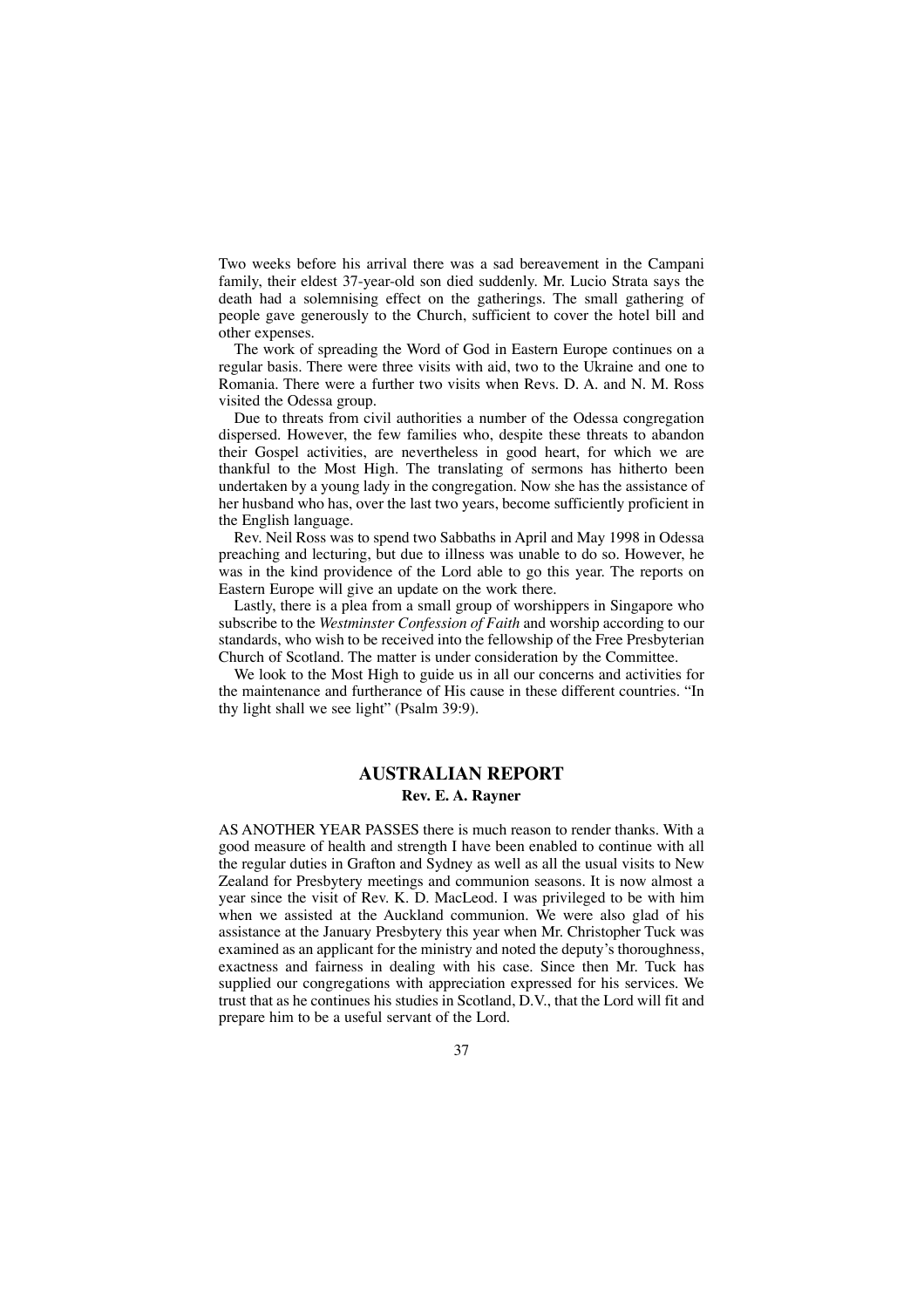Two weeks before his arrival there was a sad bereavement in the Campani family, their eldest 37-year-old son died suddenly. Mr. Lucio Strata says the death had a solemnising effect on the gatherings. The small gathering of people gave generously to the Church, sufficient to cover the hotel bill and other expenses.

The work of spreading the Word of God in Eastern Europe continues on a regular basis. There were three visits with aid, two to the Ukraine and one to Romania. There were a further two visits when Revs. D. A. and N. M. Ross visited the Odessa group.

Due to threats from civil authorities a number of the Odessa congregation dispersed. However, the few families who, despite these threats to abandon their Gospel activities, are nevertheless in good heart, for which we are thankful to the Most High. The translating of sermons has hitherto been undertaken by a young lady in the congregation. Now she has the assistance of her husband who has, over the last two years, become sufficiently proficient in the English language.

Rev. Neil Ross was to spend two Sabbaths in April and May 1998 in Odessa preaching and lecturing, but due to illness was unable to do so. However, he was in the kind providence of the Lord able to go this year. The reports on Eastern Europe will give an update on the work there.

Lastly, there is a plea from a small group of worshippers in Singapore who subscribe to the *Westminster Confession of Faith* and worship according to our standards, who wish to be received into the fellowship of the Free Presbyterian Church of Scotland. The matter is under consideration by the Committee.

We look to the Most High to guide us in all our concerns and activities for the maintenance and furtherance of His cause in these different countries. "In thy light shall we see light" (Psalm 39:9).

## AUSTRALIAN REPORT

**Rev. E. A. Rayner**

AS ANOTHER YEAR PASSES there is much reason to render thanks. With a good measure of health and strength I have been enabled to continue with all the regular duties in Grafton and Sydney as well as all the usual visits to New Zealand for Presbytery meetings and communion seasons. It is now almost a year since the visit of Rev. K. D. MacLeod. I was privileged to be with him when we assisted at the Auckland communion. We were also glad of his assistance at the January Presbytery this year when Mr. Christopher Tuck was examined as an applicant for the ministry and noted the deputy's thoroughness, exactness and fairness in dealing with his case. Since then Mr. Tuck has supplied our congregations with appreciation expressed for his services. We trust that as he continues his studies in Scotland, D.V., that the Lord will fit and prepare him to be a useful servant of the Lord.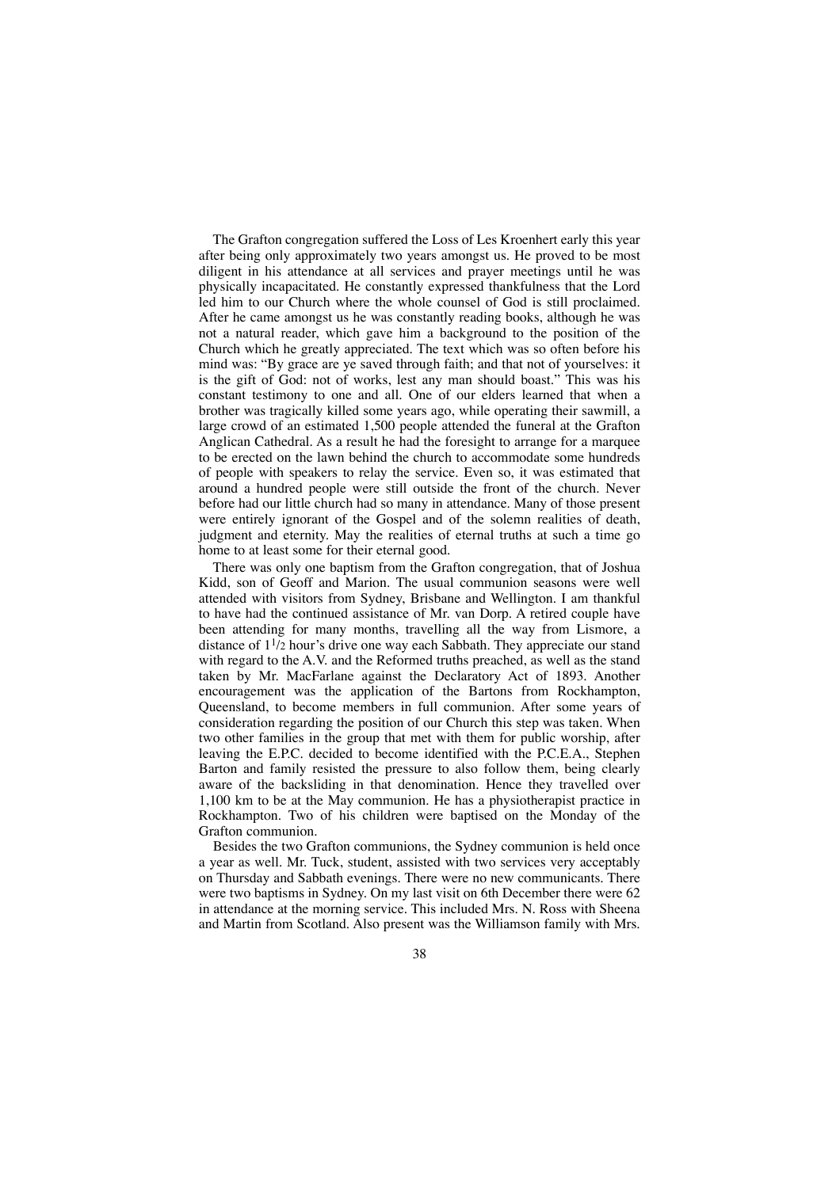The Grafton congregation suffered the Loss of Les Kroenhert early this year after being only approximately two years amongst us. He proved to be most diligent in his attendance at all services and prayer meetings until he was physically incapacitated. He constantly expressed thankfulness that the Lord led him to our Church where the whole counsel of God is still proclaimed. After he came amongst us he was constantly reading books, although he was not a natural reader, which gave him a background to the position of the Church which he greatly appreciated. The text which was so often before his mind was: "By grace are ye saved through faith; and that not of yourselves: it is the gift of God: not of works, lest any man should boast." This was his constant testimony to one and all. One of our elders learned that when a brother was tragically killed some years ago, while operating their sawmill, a large crowd of an estimated 1,500 people attended the funeral at the Grafton Anglican Cathedral. As a result he had the foresight to arrange for a marquee to be erected on the lawn behind the church to accommodate some hundreds of people with speakers to relay the service. Even so, it was estimated that around a hundred people were still outside the front of the church. Never before had our little church had so many in attendance. Many of those present were entirely ignorant of the Gospel and of the solemn realities of death, judgment and eternity. May the realities of eternal truths at such a time go home to at least some for their eternal good.

There was only one baptism from the Grafton congregation, that of Joshua Kidd, son of Geoff and Marion. The usual communion seasons were well attended with visitors from Sydney, Brisbane and Wellington. I am thankful to have had the continued assistance of Mr. van Dorp. A retired couple have been attending for many months, travelling all the way from Lismore, a distance of 1½ hour's drive one way each Sabbath. They appreciate our stand with regard to the A.V. and the Reformed truths preached, as well as the stand taken by Mr. MacFarlane against the Declaratory Act of 1893. Another encouragement was the application of the Bartons from Rockhampton, Queensland, to become members in full communion. After some years of consideration regarding the position of our Church this step was taken. When two other families in the group that met with them for public worship, after leaving the E.P.C. decided to become identified with the P.C.E.A., Stephen Barton and family resisted the pressure to also follow them, being clearly aware of the backsliding in that denomination. Hence they travelled over 1,100 km to be at the May communion. He has a physiotherapist practice in Rockhampton. Two of his children were baptised on the Monday of the Grafton communion.

Besides the two Grafton communions, the Sydney communion is held once a year as well. Mr. Tuck, student, assisted with two services very acceptably on Thursday and Sabbath evenings. There were no new communicants. There were two baptisms in Sydney. On my last visit on 6th December there were 62 in attendance at the morning service. This included Mrs. N. Ross with Sheena and Martin from Scotland. Also present was the Williamson family with Mrs.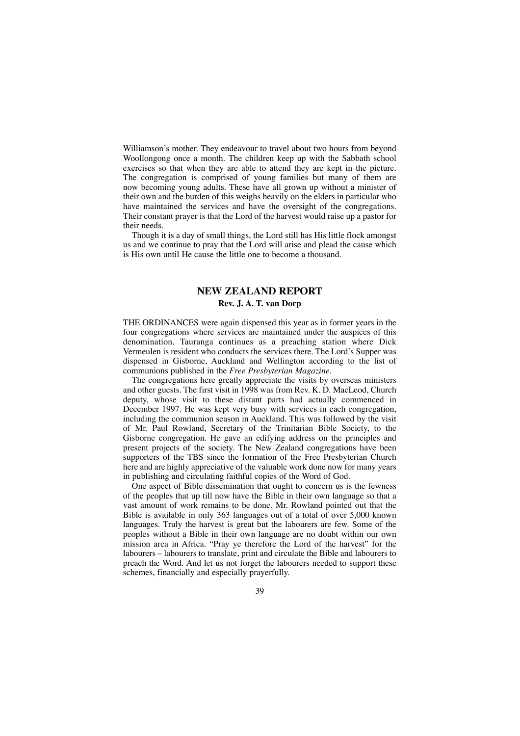Williamson's mother. They endeavour to travel about two hours from beyond Woollongong once a month. The children keep up with the Sabbath school exercises so that when they are able to attend they are kept in the picture. The congregation is comprised of young families but many of them are now becoming young adults. These have all grown up without a minister of their own and the burden of this weighs heavily on the elders in particular who have maintained the services and have the oversight of the congregations. Their constant prayer is that the Lord of the harvest would raise up a pastor for their needs.

Though it is a day of small things, the Lord still has His little flock amongst us and we continue to pray that the Lord will arise and plead the cause which is His own until He cause the little one to become a thousand.

## NEW ZEALAND REPORT

**Rev. J. A. T. van Dorp**

THE ORDINANCES were again dispensed this year as in former years in the four congregations where services are maintained under the auspices of this denomination. Tauranga continues as a preaching station where Dick Vermeulen is resident who conducts the services there. The Lord's Supper was dispensed in Gisborne, Auckland and Wellington according to the list of communions published in the *Free Presbyterian Magazine*.

The congregations here greatly appreciate the visits by overseas ministers and other guests. The first visit in 1998 was from Rev. K. D. MacLeod, Church deputy, whose visit to these distant parts had actually commenced in December 1997. He was kept very busy with services in each congregation, including the communion season in Auckland. This was followed by the visit of Mr. Paul Rowland, Secretary of the Trinitarian Bible Society, to the Gisborne congregation. He gave an edifying address on the principles and present projects of the society. The New Zealand congregations have been supporters of the TBS since the formation of the Free Presbyterian Church here and are highly appreciative of the valuable work done now for many years in publishing and circulating faithful copies of the Word of God.

One aspect of Bible dissemination that ought to concern us is the fewness of the peoples that up till now have the Bible in their own language so that a vast amount of work remains to be done. Mr. Rowland pointed out that the Bible is available in only 363 languages out of a total of over 5,000 known languages. Truly the harvest is great but the labourers are few. Some of the peoples without a Bible in their own language are no doubt within our own mission area in Africa. "Pray ye therefore the Lord of the harvest" for the labourers – labourers to translate, print and circulate the Bible and labourers to preach the Word. And let us not forget the labourers needed to support these schemes, financially and especially prayerfully.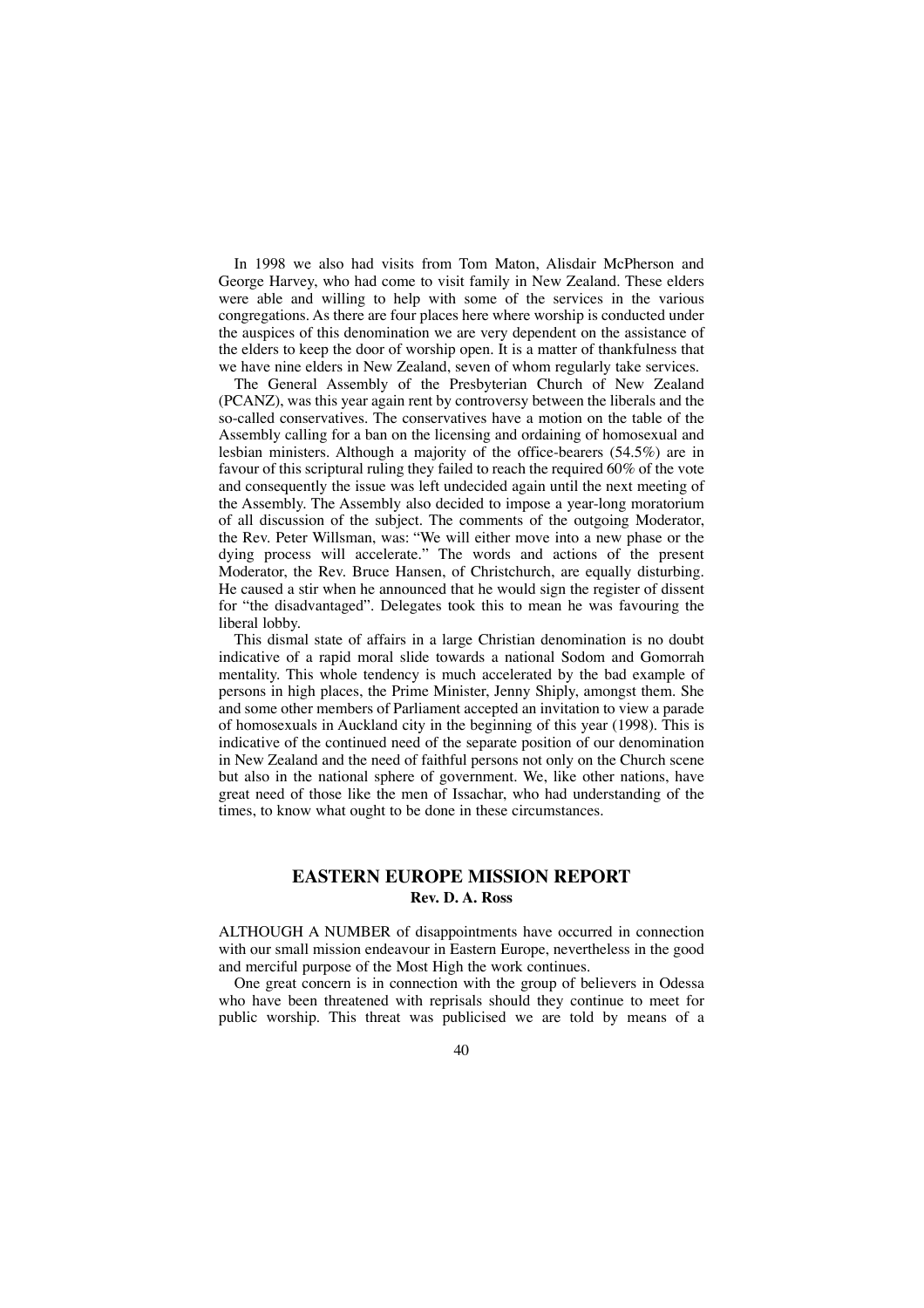In 1998 we also had visits from Tom Maton, Alisdair McPherson and George Harvey, who had come to visit family in New Zealand. These elders were able and willing to help with some of the services in the various congregations. As there are four places here where worship is conducted under the auspices of this denomination we are very dependent on the assistance of the elders to keep the door of worship open. It is a matter of thankfulness that we have nine elders in New Zealand, seven of whom regularly take services.

The General Assembly of the Presbyterian Church of New Zealand (PCANZ), was this year again rent by controversy between the liberals and the so-called conservatives. The conservatives have a motion on the table of the Assembly calling for a ban on the licensing and ordaining of homosexual and lesbian ministers. Although a majority of the office-bearers (54.5%) are in favour of this scriptural ruling they failed to reach the required 60% of the vote and consequently the issue was left undecided again until the next meeting of the Assembly. The Assembly also decided to impose a year-long moratorium of all discussion of the subject. The comments of the outgoing Moderator, the Rev. Peter Willsman, was: "We will either move into a new phase or the dying process will accelerate." The words and actions of the present Moderator, the Rev. Bruce Hansen, of Christchurch, are equally disturbing. He caused a stir when he announced that he would sign the register of dissent for "the disadvantaged". Delegates took this to mean he was favouring the liberal lobby.

This dismal state of affairs in a large Christian denomination is no doubt indicative of a rapid moral slide towards a national Sodom and Gomorrah mentality. This whole tendency is much accelerated by the bad example of persons in high places, the Prime Minister, Jenny Shiply, amongst them. She and some other members of Parliament accepted an invitation to view a parade of homosexuals in Auckland city in the beginning of this year (1998). This is indicative of the continued need of the separate position of our denomination in New Zealand and the need of faithful persons not only on the Church scene but also in the national sphere of government. We, like other nations, have great need of those like the men of Issachar, who had understanding of the times, to know what ought to be done in these circumstances.

## EASTERN EUROPE MISSION REPORT

**Rev. D. A. Ross**

ALTHOUGH A NUMBER of disappointments have occurred in connection with our small mission endeavour in Eastern Europe, nevertheless in the good and merciful purpose of the Most High the work continues.

One great concern is in connection with the group of believers in Odessa who have been threatened with reprisals should they continue to meet for public worship. This threat was publicised we are told by means of a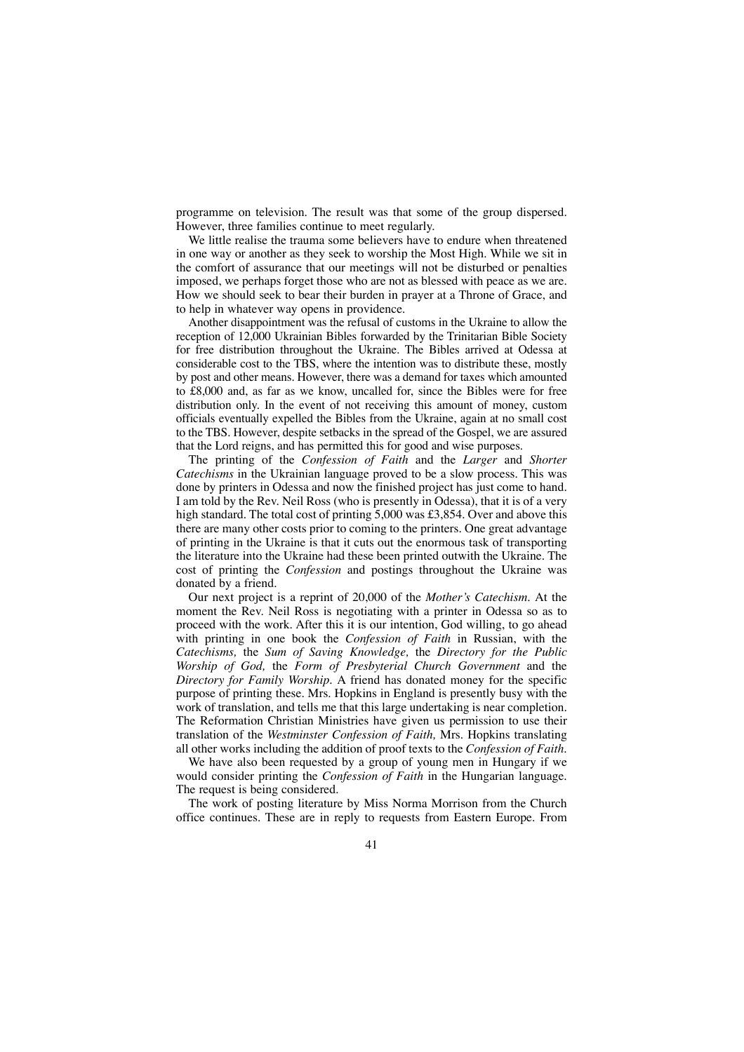programme on television. The result was that some of the group dispersed. However, three families continue to meet regularly.

We little realise the trauma some believers have to endure when threatened in one way or another as they seek to worship the Most High. While we sit in the comfort of assurance that our meetings will not be disturbed or penalties imposed, we perhaps forget those who are not as blessed with peace as we are. How we should seek to bear their burden in prayer at a Throne of Grace, and to help in whatever way opens in providence.

Another disappointment was the refusal of customs in the Ukraine to allow the reception of 12,000 Ukrainian Bibles forwarded by the Trinitarian Bible Society for free distribution throughout the Ukraine. The Bibles arrived at Odessa at considerable cost to the TBS, where the intention was to distribute these, mostly by post and other means. However, there was a demand for taxes which amounted to £8,000 and, as far as we know, uncalled for, since the Bibles were for free distribution only. In the event of not receiving this amount of money, custom officials eventually expelled the Bibles from the Ukraine, again at no small cost to the TBS. However, despite setbacks in the spread of the Gospel, we are assured that the Lord reigns, and has permitted this for good and wise purposes.

The printing of the *Confession of Faith* and the *Larger* and *Shorter Catechisms* in the Ukrainian language proved to be a slow process. This was done by printers in Odessa and now the finished project has just come to hand. I am told by the Rev. Neil Ross (who is presently in Odessa), that it is of a very high standard. The total cost of printing 5,000 was £3,854. Over and above this there are many other costs prior to coming to the printers. One great advantage of printing in the Ukraine is that it cuts out the enormous task of transporting the literature into the Ukraine had these been printed outwith the Ukraine. The cost of printing the *Confession* and postings throughout the Ukraine was donated by a friend.

Our next project is a reprint of 20,000 of the *Mother's Catechism*. At the moment the Rev. Neil Ross is negotiating with a printer in Odessa so as to proceed with the work. After this it is our intention, God willing, to go ahead with printing in one book the *Confession of Faith* in Russian, with the *Catechisms,* the *Sum of Saving Knowledge,* the *Directory for the Public Worship of God,* the *Form of Presbyterial Church Government* and the *Directory for Family Worship*. A friend has donated money for the specific purpose of printing these. Mrs. Hopkins in England is presently busy with the work of translation, and tells me that this large undertaking is near completion. The Reformation Christian Ministries have given us permission to use their translation of the *Westminster Confession of Faith,* Mrs. Hopkins translating all other works including the addition of proof texts to the *Confession of Faith*.

We have also been requested by a group of young men in Hungary if we would consider printing the *Confession of Faith* in the Hungarian language. The request is being considered.

The work of posting literature by Miss Norma Morrison from the Church office continues. These are in reply to requests from Eastern Europe. From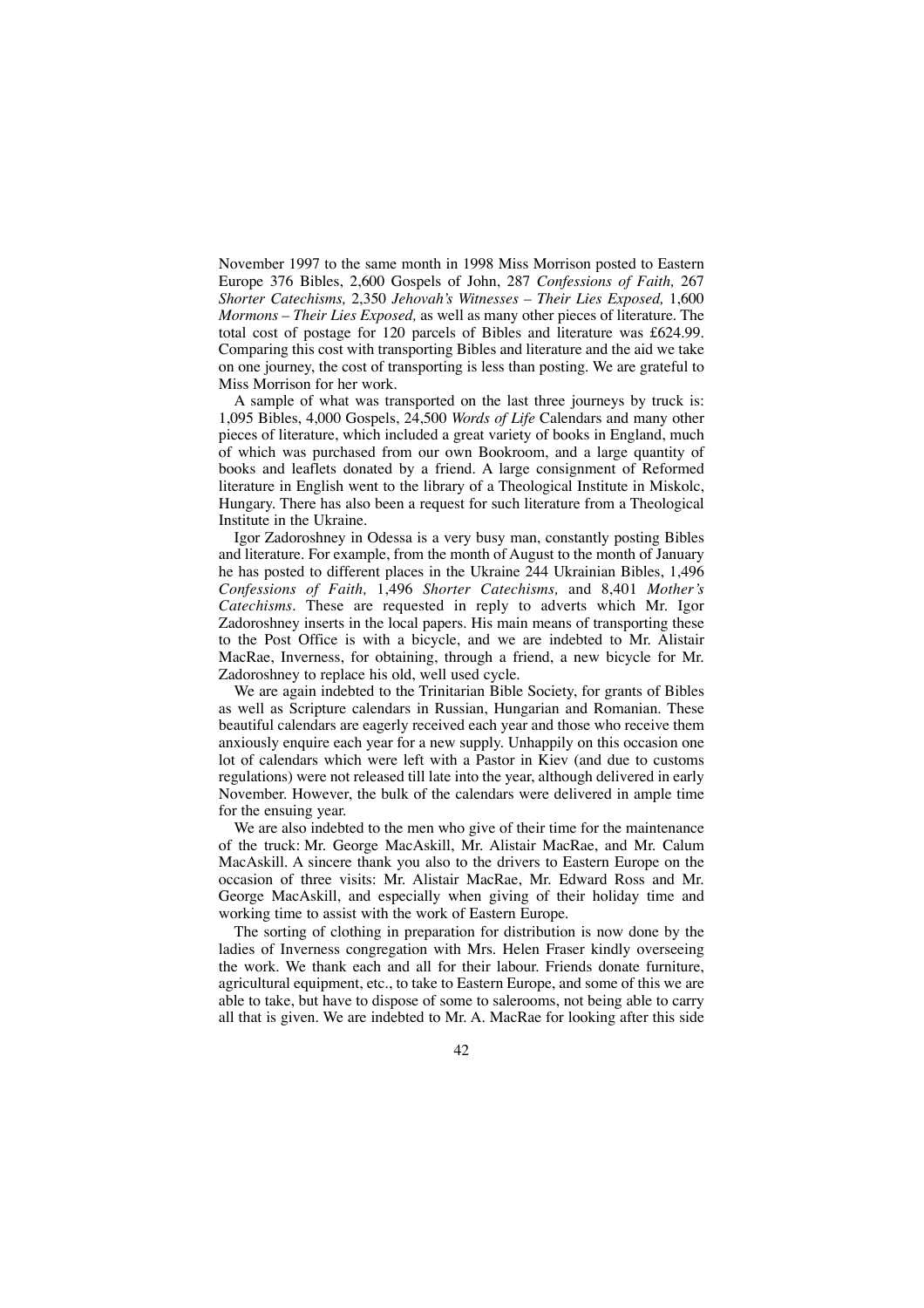November 1997 to the same month in 1998 Miss Morrison posted to Eastern Europe 376 Bibles, 2,600 Gospels of John, 287 *Confessions of Faith,* 267 *Shorter Catechisms,* 2,350 *Jehovah's Witnesses – Their Lies Exposed,* 1,600 *Mormons – Their Lies Exposed,* as well as many other pieces of literature. The total cost of postage for 120 parcels of Bibles and literature was £624.99. Comparing this cost with transporting Bibles and literature and the aid we take on one journey, the cost of transporting is less than posting. We are grateful to Miss Morrison for her work.

A sample of what was transported on the last three journeys by truck is: 1,095 Bibles, 4,000 Gospels, 24,500 *Words of Life* Calendars and many other pieces of literature, which included a great variety of books in England, much of which was purchased from our own Bookroom, and a large quantity of books and leaflets donated by a friend. A large consignment of Reformed literature in English went to the library of a Theological Institute in Miskolc, Hungary. There has also been a request for such literature from a Theological Institute in the Ukraine.

Igor Zadoroshney in Odessa is a very busy man, constantly posting Bibles and literature. For example, from the month of August to the month of January he has posted to different places in the Ukraine 244 Ukrainian Bibles, 1,496 *Confessions of Faith,* 1,496 *Shorter Catechisms,* and 8,401 *Mother's Catechisms*. These are requested in reply to adverts which Mr. Igor Zadoroshney inserts in the local papers. His main means of transporting these to the Post Office is with a bicycle, and we are indebted to Mr. Alistair MacRae, Inverness, for obtaining, through a friend, a new bicycle for Mr. Zadoroshney to replace his old, well used cycle.

We are again indebted to the Trinitarian Bible Society, for grants of Bibles as well as Scripture calendars in Russian, Hungarian and Romanian. These beautiful calendars are eagerly received each year and those who receive them anxiously enquire each year for a new supply. Unhappily on this occasion one lot of calendars which were left with a Pastor in Kiev (and due to customs regulations) were not released till late into the year, although delivered in early November. However, the bulk of the calendars were delivered in ample time for the ensuing year.

We are also indebted to the men who give of their time for the maintenance of the truck: Mr. George MacAskill, Mr. Alistair MacRae, and Mr. Calum MacAskill. A sincere thank you also to the drivers to Eastern Europe on the occasion of three visits: Mr. Alistair MacRae, Mr. Edward Ross and Mr. George MacAskill, and especially when giving of their holiday time and working time to assist with the work of Eastern Europe.

The sorting of clothing in preparation for distribution is now done by the ladies of Inverness congregation with Mrs. Helen Fraser kindly overseeing the work. We thank each and all for their labour. Friends donate furniture, agricultural equipment, etc., to take to Eastern Europe, and some of this we are able to take, but have to dispose of some to salerooms, not being able to carry all that is given. We are indebted to Mr. A. MacRae for looking after this side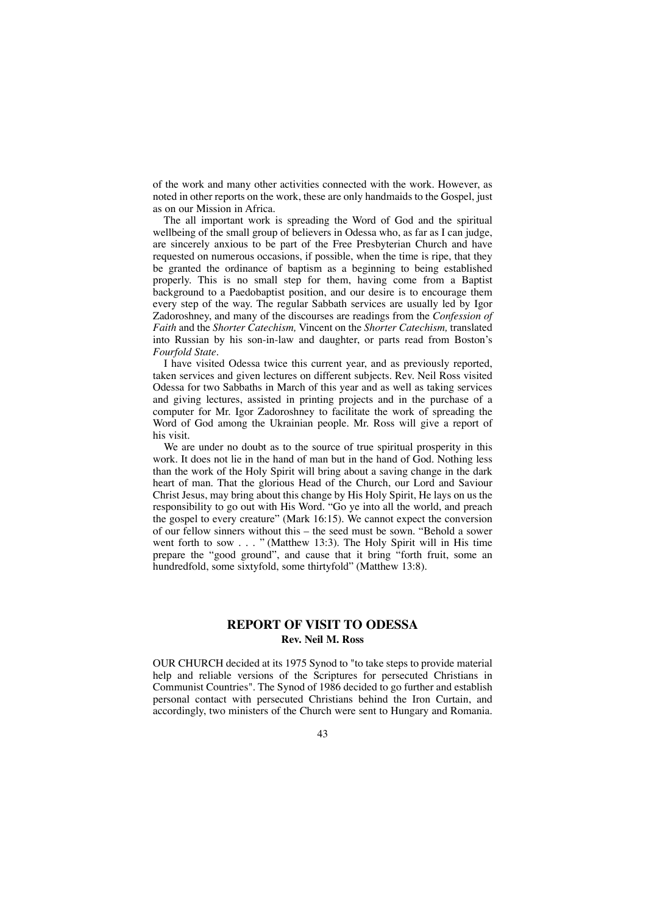of the work and many other activities connected with the work. However, as noted in other reports on the work, these are only handmaids to the Gospel, just as on our Mission in Africa.

The all important work is spreading the Word of God and the spiritual wellbeing of the small group of believers in Odessa who, as far as I can judge, are sincerely anxious to be part of the Free Presbyterian Church and have requested on numerous occasions, if possible, when the time is ripe, that they be granted the ordinance of baptism as a beginning to being established properly. This is no small step for them, having come from a Baptist background to a Paedobaptist position, and our desire is to encourage them every step of the way. The regular Sabbath services are usually led by Igor Zadoroshney, and many of the discourses are readings from the *Confession of Faith* and the *Shorter Catechism,* Vincent on the *Shorter Catechism,* translated into Russian by his son-in-law and daughter, or parts read from Boston's *Fourfold State*.

I have visited Odessa twice this current year, and as previously reported, taken services and given lectures on different subjects. Rev. Neil Ross visited Odessa for two Sabbaths in March of this year and as well as taking services and giving lectures, assisted in printing projects and in the purchase of a computer for Mr. Igor Zadoroshney to facilitate the work of spreading the Word of God among the Ukrainian people. Mr. Ross will give a report of his visit.

We are under no doubt as to the source of true spiritual prosperity in this work. It does not lie in the hand of man but in the hand of God. Nothing less than the work of the Holy Spirit will bring about a saving change in the dark heart of man. That the glorious Head of the Church, our Lord and Saviour Christ Jesus, may bring about this change by His Holy Spirit, He lays on us the responsibility to go out with His Word. "Go ye into all the world, and preach the gospel to every creature" (Mark 16:15). We cannot expect the conversion of our fellow sinners without this – the seed must be sown. "Behold a sower went forth to sow . . . " (Matthew 13:3). The Holy Spirit will in His time prepare the "good ground", and cause that it bring "forth fruit, some an hundredfold, some sixtyfold, some thirtyfold" (Matthew 13:8).

## REPORT OF VISIT TO ODESSA

**Rev. Neil M. Ross**

OUR CHURCH decided at its 1975 Synod to "to take steps to provide material help and reliable versions of the Scriptures for persecuted Christians in Communist Countries". The Synod of 1986 decided to go further and establish personal contact with persecuted Christians behind the Iron Curtain, and accordingly, two ministers of the Church were sent to Hungary and Romania.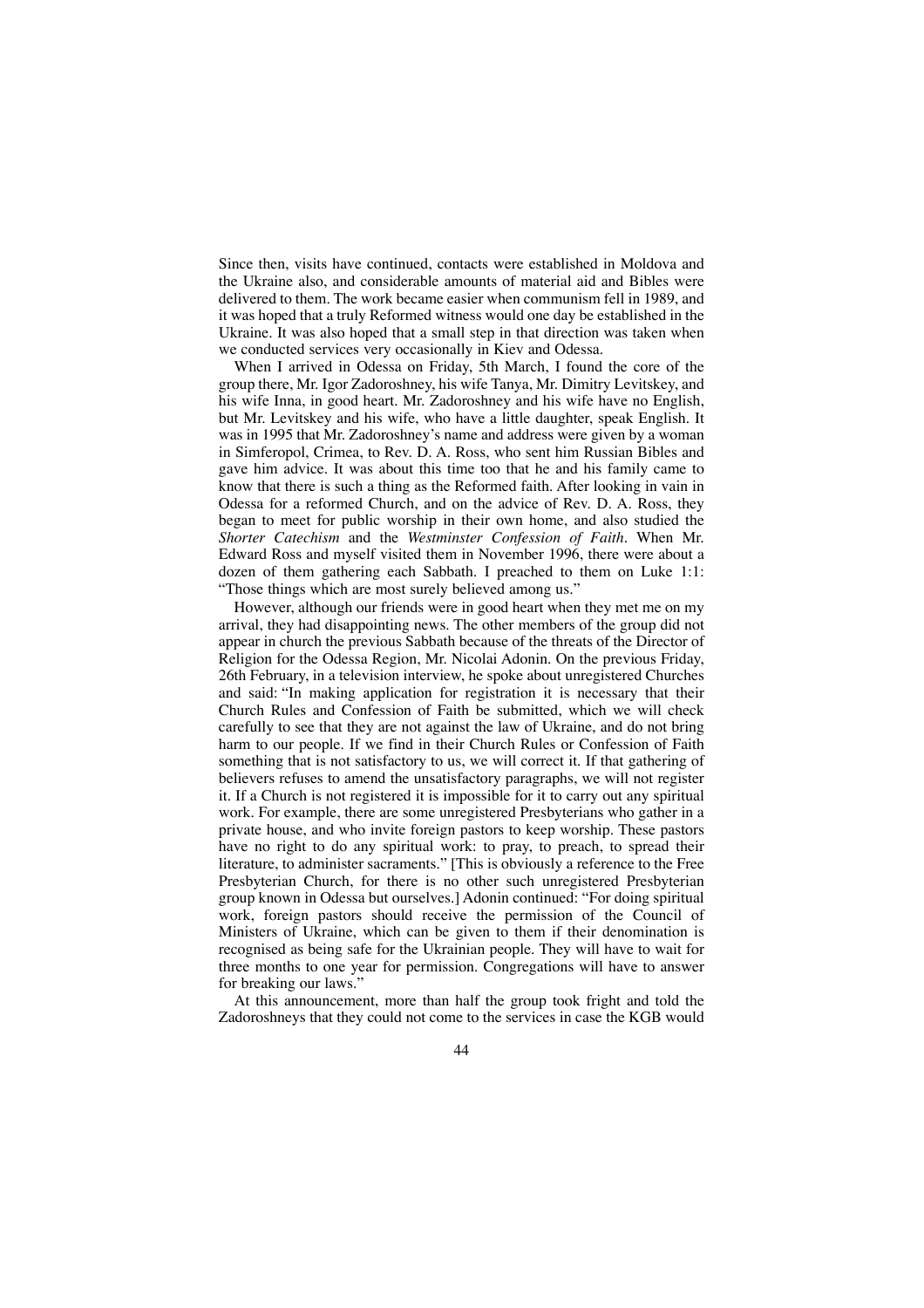Since then, visits have continued, contacts were established in Moldova and the Ukraine also, and considerable amounts of material aid and Bibles were delivered to them. The work became easier when communism fell in 1989, and it was hoped that a truly Reformed witness would one day be established in the Ukraine. It was also hoped that a small step in that direction was taken when we conducted services very occasionally in Kiev and Odessa.

When I arrived in Odessa on Friday, 5th March, I found the core of the group there, Mr. Igor Zadoroshney, his wife Tanya, Mr. Dimitry Levitskey, and his wife Inna, in good heart. Mr. Zadoroshney and his wife have no English, but Mr. Levitskey and his wife, who have a little daughter, speak English. It was in 1995 that Mr. Zadoroshney's name and address were given by a woman in Simferopol, Crimea, to Rev. D. A. Ross, who sent him Russian Bibles and gave him advice. It was about this time too that he and his family came to know that there is such a thing as the Reformed faith. After looking in vain in Odessa for a reformed Church, and on the advice of Rev. D. A. Ross, they began to meet for public worship in their own home, and also studied the *Shorter Catechism* and the *Westminster Confession of Faith*. When Mr. Edward Ross and myself visited them in November 1996, there were about a dozen of them gathering each Sabbath. I preached to them on Luke 1:1: "Those things which are most surely believed among us."

However, although our friends were in good heart when they met me on my arrival, they had disappointing news. The other members of the group did not appear in church the previous Sabbath because of the threats of the Director of Religion for the Odessa Region, Mr. Nicolai Adonin. On the previous Friday, 26th February, in a television interview, he spoke about unregistered Churches and said: "In making application for registration it is necessary that their Church Rules and Confession of Faith be submitted, which we will check carefully to see that they are not against the law of Ukraine, and do not bring harm to our people. If we find in their Church Rules or Confession of Faith something that is not satisfactory to us, we will correct it. If that gathering of believers refuses to amend the unsatisfactory paragraphs, we will not register it. If a Church is not registered it is impossible for it to carry out any spiritual work. For example, there are some unregistered Presbyterians who gather in a private house, and who invite foreign pastors to keep worship. These pastors have no right to do any spiritual work: to pray, to preach, to spread their literature, to administer sacraments." [This is obviously a reference to the Free Presbyterian Church, for there is no other such unregistered Presbyterian group known in Odessa but ourselves.] Adonin continued: "For doing spiritual work, foreign pastors should receive the permission of the Council of Ministers of Ukraine, which can be given to them if their denomination is recognised as being safe for the Ukrainian people. They will have to wait for three months to one year for permission. Congregations will have to answer for breaking our laws."

At this announcement, more than half the group took fright and told the Zadoroshneys that they could not come to the services in case the KGB would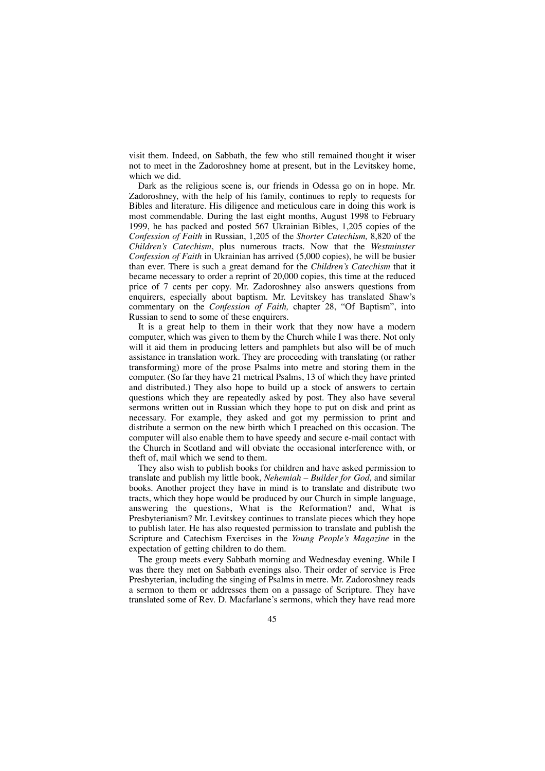visit them. Indeed, on Sabbath, the few who still remained thought it wiser not to meet in the Zadoroshney home at present, but in the Levitskey home, which we did.

Dark as the religious scene is, our friends in Odessa go on in hope. Mr. Zadoroshney, with the help of his family, continues to reply to requests for Bibles and literature. His diligence and meticulous care in doing this work is most commendable. During the last eight months, August 1998 to February 1999, he has packed and posted 567 Ukrainian Bibles, 1,205 copies of the *Confession of Faith* in Russian, 1,205 of the *Shorter Catechism,* 8,820 of the *Children's Catechism*, plus numerous tracts. Now that the *Westminster Confession of Faith* in Ukrainian has arrived (5,000 copies), he will be busier than ever. There is such a great demand for the *Children's Catechism* that it became necessary to order a reprint of 20,000 copies, this time at the reduced price of 7 cents per copy. Mr. Zadoroshney also answers questions from enquirers, especially about baptism. Mr. Levitskey has translated Shaw's commentary on the *Confession of Faith,* chapter 28, "Of Baptism", into Russian to send to some of these enquirers.

It is a great help to them in their work that they now have a modern computer, which was given to them by the Church while I was there. Not only will it aid them in producing letters and pamphlets but also will be of much assistance in translation work. They are proceeding with translating (or rather transforming) more of the prose Psalms into metre and storing them in the computer. (So far they have 21 metrical Psalms, 13 of which they have printed and distributed.) They also hope to build up a stock of answers to certain questions which they are repeatedly asked by post. They also have several sermons written out in Russian which they hope to put on disk and print as necessary. For example, they asked and got my permission to print and distribute a sermon on the new birth which I preached on this occasion. The computer will also enable them to have speedy and secure e-mail contact with the Church in Scotland and will obviate the occasional interference with, or theft of, mail which we send to them.

They also wish to publish books for children and have asked permission to translate and publish my little book, *Nehemiah – Builder for God*, and similar books. Another project they have in mind is to translate and distribute two tracts, which they hope would be produced by our Church in simple language, answering the questions, What is the Reformation? and, What is Presbyterianism? Mr. Levitskey continues to translate pieces which they hope to publish later. He has also requested permission to translate and publish the Scripture and Catechism Exercises in the *Young People's Magazine* in the expectation of getting children to do them.

The group meets every Sabbath morning and Wednesday evening. While I was there they met on Sabbath evenings also. Their order of service is Free Presbyterian, including the singing of Psalms in metre. Mr. Zadoroshney reads a sermon to them or addresses them on a passage of Scripture. They have translated some of Rev. D. Macfarlane's sermons, which they have read more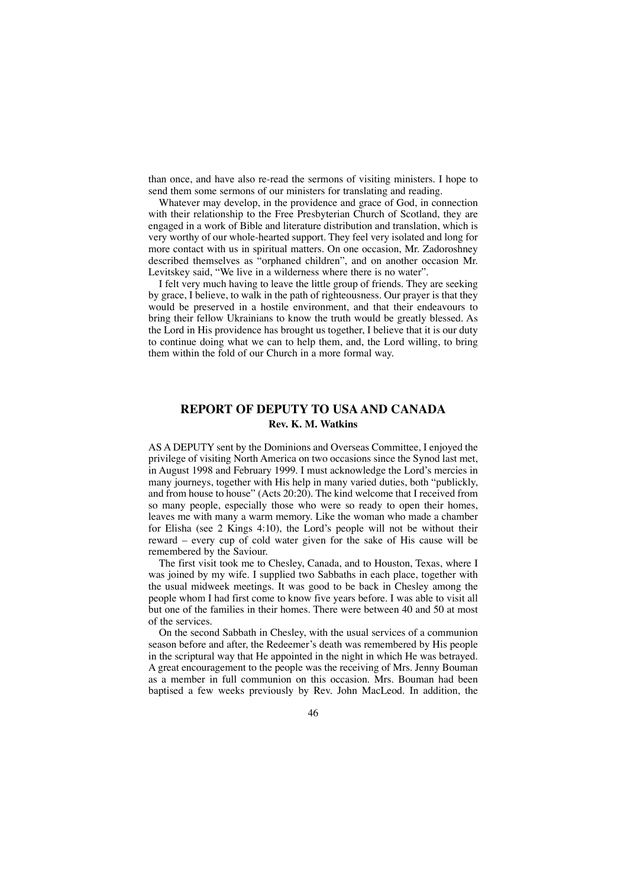than once, and have also re-read the sermons of visiting ministers. I hope to send them some sermons of our ministers for translating and reading.

Whatever may develop, in the providence and grace of God, in connection with their relationship to the Free Presbyterian Church of Scotland, they are engaged in a work of Bible and literature distribution and translation, which is very worthy of our whole-hearted support. They feel very isolated and long for more contact with us in spiritual matters. On one occasion, Mr. Zadoroshney described themselves as "orphaned children", and on another occasion Mr. Levitskey said, "We live in a wilderness where there is no water".

I felt very much having to leave the little group of friends. They are seeking by grace, I believe, to walk in the path of righteousness. Our prayer is that they would be preserved in a hostile environment, and that their endeavours to bring their fellow Ukrainians to know the truth would be greatly blessed. As the Lord in His providence has brought us together, I believe that it is our duty to continue doing what we can to help them, and, the Lord willing, to bring them within the fold of our Church in a more formal way.

## REPORT OF DEPUTY TO USA AND CANADA

**Rev. K. M. Watkins**

AS A DEPUTY sent by the Dominions and Overseas Committee, I enjoyed the privilege of visiting North America on two occasions since the Synod last met, in August 1998 and February 1999. I must acknowledge the Lord's mercies in many journeys, together with His help in many varied duties, both "publickly, and from house to house" (Acts 20:20). The kind welcome that I received from so many people, especially those who were so ready to open their homes, leaves me with many a warm memory. Like the woman who made a chamber for Elisha (see 2 Kings 4:10), the Lord's people will not be without their reward – every cup of cold water given for the sake of His cause will be remembered by the Saviour.

The first visit took me to Chesley, Canada, and to Houston, Texas, where I was joined by my wife. I supplied two Sabbaths in each place, together with the usual midweek meetings. It was good to be back in Chesley among the people whom I had first come to know five years before. I was able to visit all but one of the families in their homes. There were between 40 and 50 at most of the services.

On the second Sabbath in Chesley, with the usual services of a communion season before and after, the Redeemer's death was remembered by His people in the scriptural way that He appointed in the night in which He was betrayed. A great encouragement to the people was the receiving of Mrs. Jenny Bouman as a member in full communion on this occasion. Mrs. Bouman had been baptised a few weeks previously by Rev. John MacLeod. In addition, the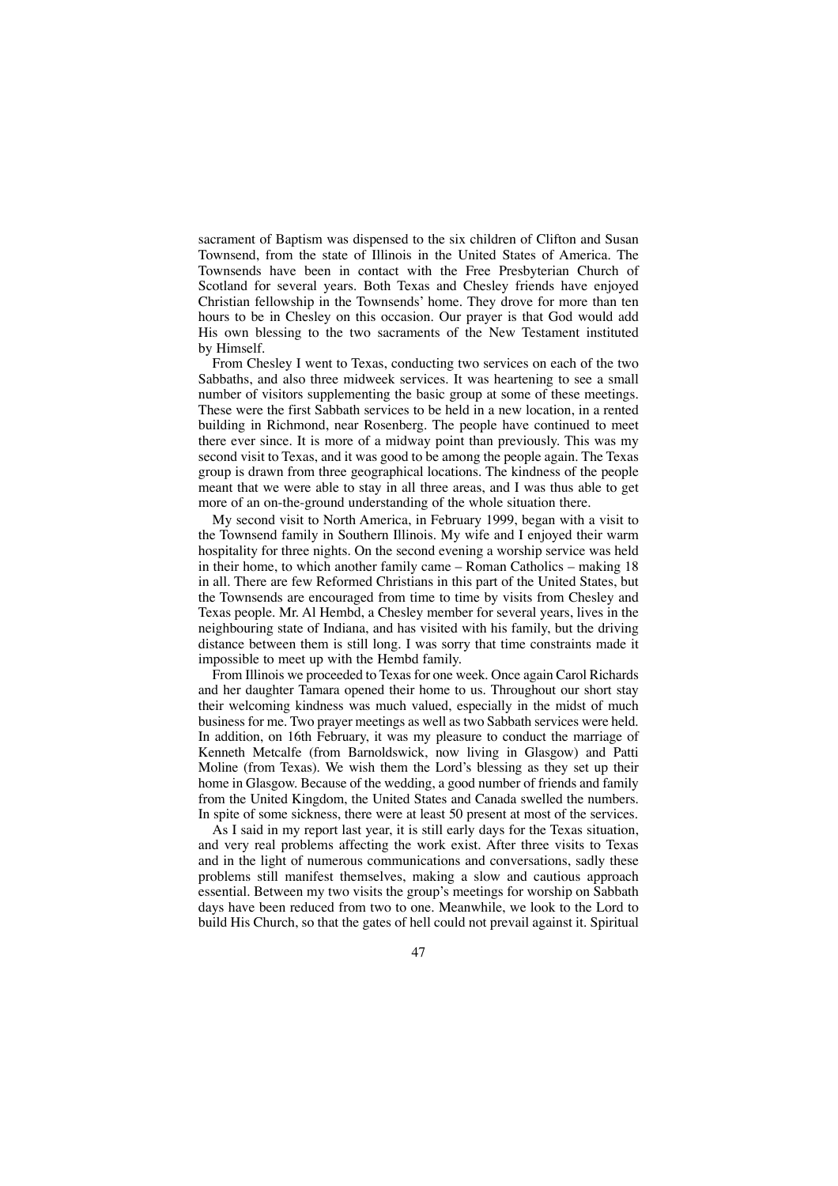sacrament of Baptism was dispensed to the six children of Clifton and Susan Townsend, from the state of Illinois in the United States of America. The Townsends have been in contact with the Free Presbyterian Church of Scotland for several years. Both Texas and Chesley friends have enjoyed Christian fellowship in the Townsends' home. They drove for more than ten hours to be in Chesley on this occasion. Our prayer is that God would add His own blessing to the two sacraments of the New Testament instituted by Himself.

From Chesley I went to Texas, conducting two services on each of the two Sabbaths, and also three midweek services. It was heartening to see a small number of visitors supplementing the basic group at some of these meetings. These were the first Sabbath services to be held in a new location, in a rented building in Richmond, near Rosenberg. The people have continued to meet there ever since. It is more of a midway point than previously. This was my second visit to Texas, and it was good to be among the people again. The Texas group is drawn from three geographical locations. The kindness of the people meant that we were able to stay in all three areas, and I was thus able to get more of an on-the-ground understanding of the whole situation there.

My second visit to North America, in February 1999, began with a visit to the Townsend family in Southern Illinois. My wife and I enjoyed their warm hospitality for three nights. On the second evening a worship service was held in their home, to which another family came – Roman Catholics – making 18 in all. There are few Reformed Christians in this part of the United States, but the Townsends are encouraged from time to time by visits from Chesley and Texas people. Mr. Al Hembd, a Chesley member for several years, lives in the neighbouring state of Indiana, and has visited with his family, but the driving distance between them is still long. I was sorry that time constraints made it impossible to meet up with the Hembd family.

From Illinois we proceeded to Texas for one week. Once again Carol Richards and her daughter Tamara opened their home to us. Throughout our short stay their welcoming kindness was much valued, especially in the midst of much business for me. Two prayer meetings as well as two Sabbath services were held. In addition, on 16th February, it was my pleasure to conduct the marriage of Kenneth Metcalfe (from Barnoldswick, now living in Glasgow) and Patti Moline (from Texas). We wish them the Lord's blessing as they set up their home in Glasgow. Because of the wedding, a good number of friends and family from the United Kingdom, the United States and Canada swelled the numbers. In spite of some sickness, there were at least 50 present at most of the services.

As I said in my report last year, it is still early days for the Texas situation, and very real problems affecting the work exist. After three visits to Texas and in the light of numerous communications and conversations, sadly these problems still manifest themselves, making a slow and cautious approach essential. Between my two visits the group's meetings for worship on Sabbath days have been reduced from two to one. Meanwhile, we look to the Lord to build His Church, so that the gates of hell could not prevail against it. Spiritual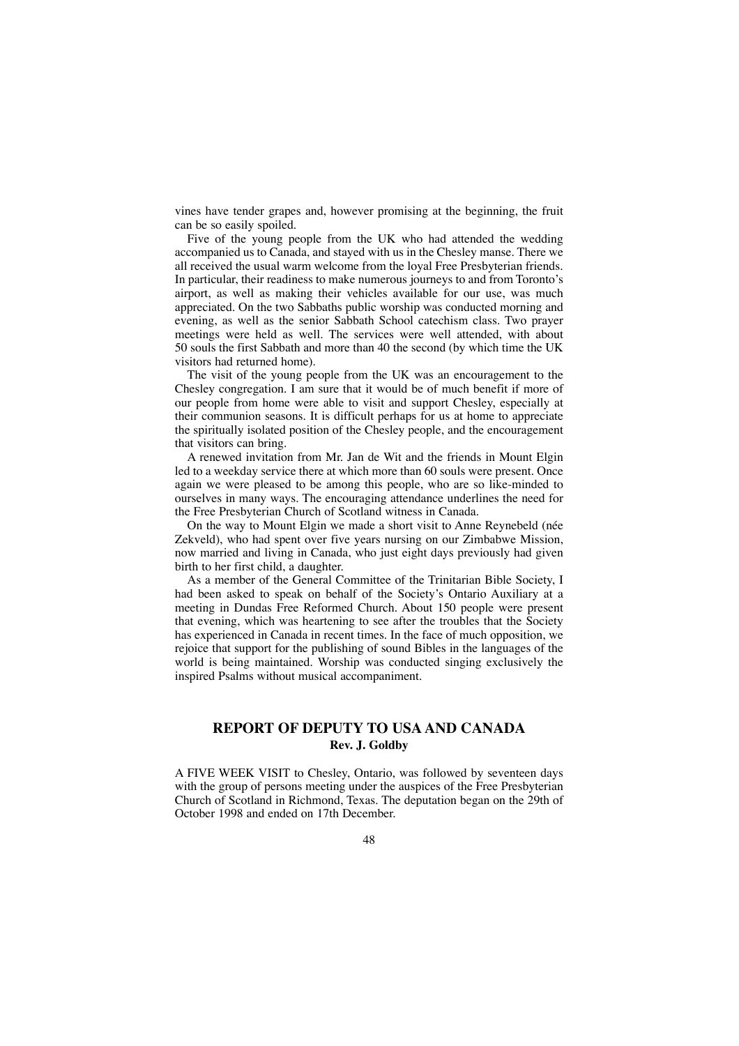vines have tender grapes and, however promising at the beginning, the fruit can be so easily spoiled.

Five of the young people from the UK who had attended the wedding accompanied us to Canada, and stayed with us in the Chesley manse. There we all received the usual warm welcome from the loyal Free Presbyterian friends. In particular, their readiness to make numerous journeys to and from Toronto's airport, as well as making their vehicles available for our use, was much appreciated. On the two Sabbaths public worship was conducted morning and evening, as well as the senior Sabbath School catechism class. Two prayer meetings were held as well. The services were well attended, with about 50 souls the first Sabbath and more than 40 the second (by which time the UK visitors had returned home).

The visit of the young people from the UK was an encouragement to the Chesley congregation. I am sure that it would be of much benefit if more of our people from home were able to visit and support Chesley, especially at their communion seasons. It is difficult perhaps for us at home to appreciate the spiritually isolated position of the Chesley people, and the encouragement that visitors can bring.

A renewed invitation from Mr. Jan de Wit and the friends in Mount Elgin led to a weekday service there at which more than 60 souls were present. Once again we were pleased to be among this people, who are so like-minded to ourselves in many ways. The encouraging attendance underlines the need for the Free Presbyterian Church of Scotland witness in Canada.

On the way to Mount Elgin we made a short visit to Anne Reynebeld (née Zekveld), who had spent over five years nursing on our Zimbabwe Mission, now married and living in Canada, who just eight days previously had given birth to her first child, a daughter.

As a member of the General Committee of the Trinitarian Bible Society, I had been asked to speak on behalf of the Society's Ontario Auxiliary at a meeting in Dundas Free Reformed Church. About 150 people were present that evening, which was heartening to see after the troubles that the Society has experienced in Canada in recent times. In the face of much opposition, we rejoice that support for the publishing of sound Bibles in the languages of the world is being maintained. Worship was conducted singing exclusively the inspired Psalms without musical accompaniment.

## REPORT OF DEPUTY TO USA AND CANADA

**Rev. J. Goldby**

A FIVE WEEK VISIT to Chesley, Ontario, was followed by seventeen days with the group of persons meeting under the auspices of the Free Presbyterian Church of Scotland in Richmond, Texas. The deputation began on the 29th of October 1998 and ended on 17th December.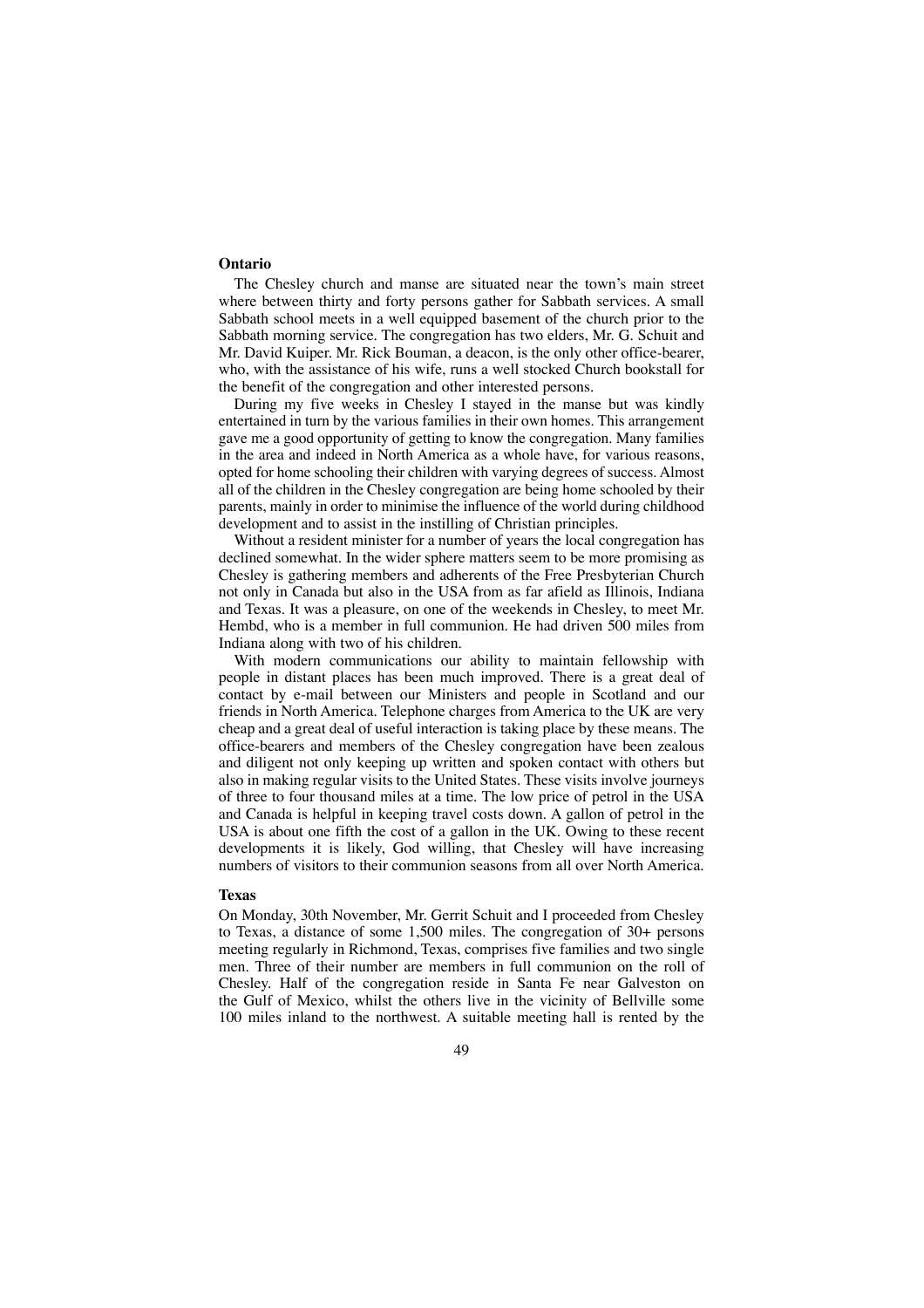**Ontario**

The Chesley church and manse are situated near the town's main street where between thirty and forty persons gather for Sabbath services. A small Sabbath school meets in a well equipped basement of the church prior to the Sabbath morning service. The congregation has two elders, Mr. G. Schuit and Mr. David Kuiper. Mr. Rick Bouman, a deacon, is the only other office-bearer, who, with the assistance of his wife, runs a well stocked Church bookstall for the benefit of the congregation and other interested persons.

During my five weeks in Chesley I stayed in the manse but was kindly entertained in turn by the various families in their own homes. This arrangement gave me a good opportunity of getting to know the congregation. Many families in the area and indeed in North America as a whole have, for various reasons, opted for home schooling their children with varying degrees of success. Almost all of the children in the Chesley congregation are being home schooled by their parents, mainly in order to minimise the influence of the world during childhood development and to assist in the instilling of Christian principles.

Without a resident minister for a number of years the local congregation has declined somewhat. In the wider sphere matters seem to be more promising as Chesley is gathering members and adherents of the Free Presbyterian Church not only in Canada but also in the USA from as far afield as Illinois, Indiana and Texas. It was a pleasure, on one of the weekends in Chesley, to meet Mr. Hembd, who is a member in full communion. He had driven 500 miles from Indiana along with two of his children.

With modern communications our ability to maintain fellowship with people in distant places has been much improved. There is a great deal of contact by e-mail between our Ministers and people in Scotland and our friends in North America. Telephone charges from America to the UK are very cheap and a great deal of useful interaction is taking place by these means. The office-bearers and members of the Chesley congregation have been zealous and diligent not only keeping up written and spoken contact with others but also in making regular visits to the United States. These visits involve journeys of three to four thousand miles at a time. The low price of petrol in the USA and Canada is helpful in keeping travel costs down. A gallon of petrol in the USA is about one fifth the cost of a gallon in the UK. Owing to these recent developments it is likely, God willing, that Chesley will have increasing numbers of visitors to their communion seasons from all over North America.

**Texas**

On Monday, 30th November, Mr. Gerrit Schuit and I proceeded from Chesley to Texas, a distance of some 1,500 miles. The congregation of 30+ persons meeting regularly in Richmond, Texas, comprises five families and two single men. Three of their number are members in full communion on the roll of Chesley. Half of the congregation reside in Santa Fe near Galveston on the Gulf of Mexico, whilst the others live in the vicinity of Bellville some 100 miles inland to the northwest. A suitable meeting hall is rented by the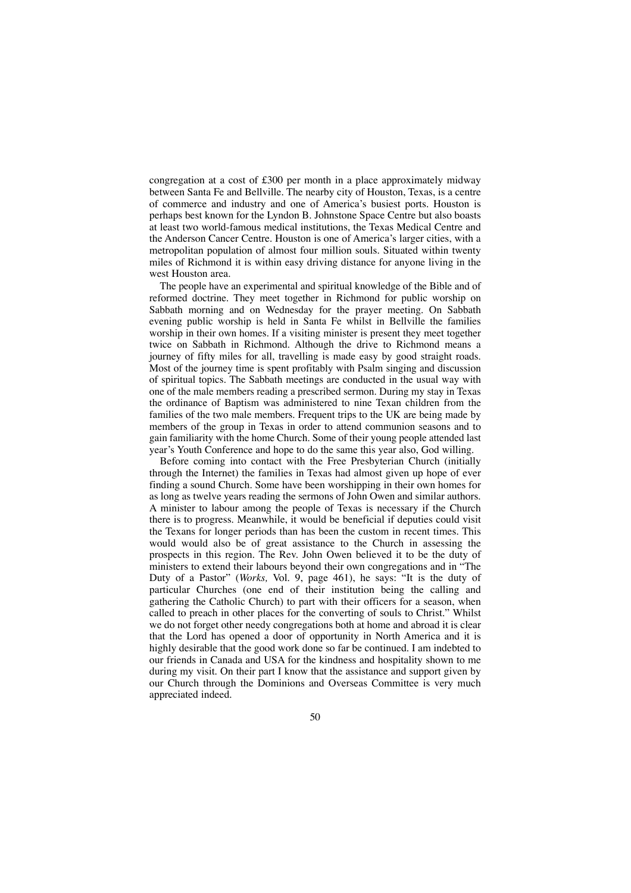congregation at a cost of £300 per month in a place approximately midway between Santa Fe and Bellville. The nearby city of Houston, Texas, is a centre of commerce and industry and one of America's busiest ports. Houston is perhaps best known for the Lyndon B. Johnstone Space Centre but also boasts at least two world-famous medical institutions, the Texas Medical Centre and the Anderson Cancer Centre. Houston is one of America's larger cities, with a metropolitan population of almost four million souls. Situated within twenty miles of Richmond it is within easy driving distance for anyone living in the west Houston area.

The people have an experimental and spiritual knowledge of the Bible and of reformed doctrine. They meet together in Richmond for public worship on Sabbath morning and on Wednesday for the prayer meeting. On Sabbath evening public worship is held in Santa Fe whilst in Bellville the families worship in their own homes. If a visiting minister is present they meet together twice on Sabbath in Richmond. Although the drive to Richmond means a journey of fifty miles for all, travelling is made easy by good straight roads. Most of the journey time is spent profitably with Psalm singing and discussion of spiritual topics. The Sabbath meetings are conducted in the usual way with one of the male members reading a prescribed sermon. During my stay in Texas the ordinance of Baptism was administered to nine Texan children from the families of the two male members. Frequent trips to the UK are being made by members of the group in Texas in order to attend communion seasons and to gain familiarity with the home Church. Some of their young people attended last year's Youth Conference and hope to do the same this year also, God willing.

Before coming into contact with the Free Presbyterian Church (initially through the Internet) the families in Texas had almost given up hope of ever finding a sound Church. Some have been worshipping in their own homes for as long as twelve years reading the sermons of John Owen and similar authors. A minister to labour among the people of Texas is necessary if the Church there is to progress. Meanwhile, it would be beneficial if deputies could visit the Texans for longer periods than has been the custom in recent times. This would would also be of great assistance to the Church in assessing the prospects in this region. The Rev. John Owen believed it to be the duty of ministers to extend their labours beyond their own congregations and in "The Duty of a Pastor" (*Works,* Vol. 9, page 461), he says: "It is the duty of particular Churches (one end of their institution being the calling and gathering the Catholic Church) to part with their officers for a season, when called to preach in other places for the converting of souls to Christ." Whilst we do not forget other needy congregations both at home and abroad it is clear that the Lord has opened a door of opportunity in North America and it is highly desirable that the good work done so far be continued. I am indebted to our friends in Canada and USA for the kindness and hospitality shown to me during my visit. On their part I know that the assistance and support given by our Church through the Dominions and Overseas Committee is very much appreciated indeed.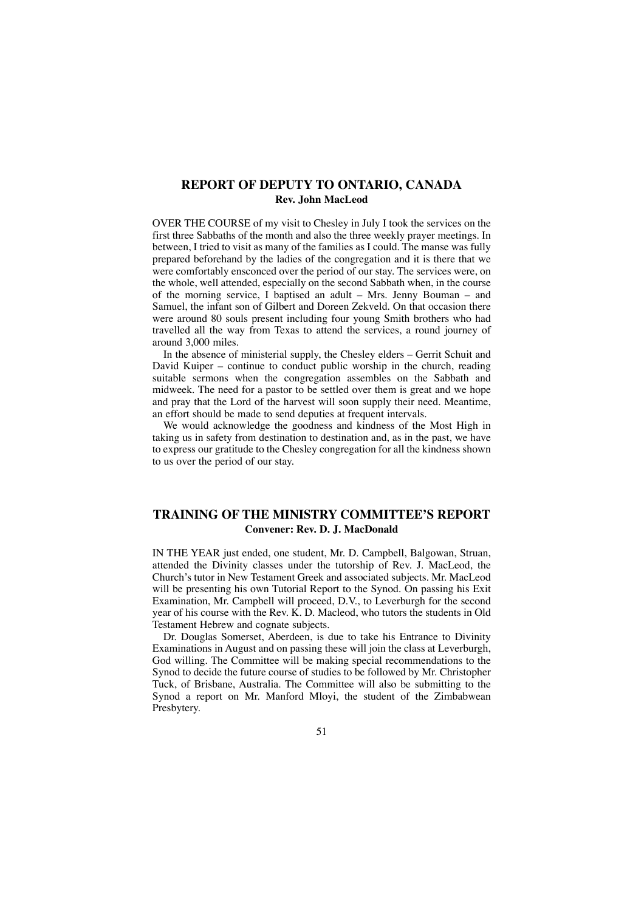## REPORT OF DEPUTY TO ONTARIO, CANADA

**Rev. John MacLeod**

OVER THE COURSE of my visit to Chesley in July I took the services on the first three Sabbaths of the month and also the three weekly prayer meetings. In between, I tried to visit as many of the families as I could. The manse was fully prepared beforehand by the ladies of the congregation and it is there that we were comfortably ensconced over the period of our stay. The services were, on the whole, well attended, especially on the second Sabbath when, in the course of the morning service, I baptised an adult – Mrs. Jenny Bouman – and Samuel, the infant son of Gilbert and Doreen Zekveld. On that occasion there were around 80 souls present including four young Smith brothers who had travelled all the way from Texas to attend the services, a round journey of around 3,000 miles.

In the absence of ministerial supply, the Chesley elders – Gerrit Schuit and David Kuiper – continue to conduct public worship in the church, reading suitable sermons when the congregation assembles on the Sabbath and midweek. The need for a pastor to be settled over them is great and we hope and pray that the Lord of the harvest will soon supply their need. Meantime, an effort should be made to send deputies at frequent intervals.

We would acknowledge the goodness and kindness of the Most High in taking us in safety from destination to destination and, as in the past, we have to express our gratitude to the Chesley congregation for all the kindness shown to us over the period of our stay.

## TRAINING OF THE MINISTRY COMMITTEE'S REPORT

**Convener: Rev. D. J. MacDonald**

IN THE YEAR just ended, one student, Mr. D. Campbell, Balgowan, Struan, attended the Divinity classes under the tutorship of Rev. J. MacLeod, the Church's tutor in New Testament Greek and associated subjects. Mr. MacLeod will be presenting his own Tutorial Report to the Synod. On passing his Exit Examination, Mr. Campbell will proceed, D.V., to Leverburgh for the second year of his course with the Rev. K. D. Macleod, who tutors the students in Old Testament Hebrew and cognate subjects.

Dr. Douglas Somerset, Aberdeen, is due to take his Entrance to Divinity Examinations in August and on passing these will join the class at Leverburgh, God willing. The Committee will be making special recommendations to the Synod to decide the future course of studies to be followed by Mr. Christopher Tuck, of Brisbane, Australia. The Committee will also be submitting to the Synod a report on Mr. Manford Mloyi, the student of the Zimbabwean Presbytery.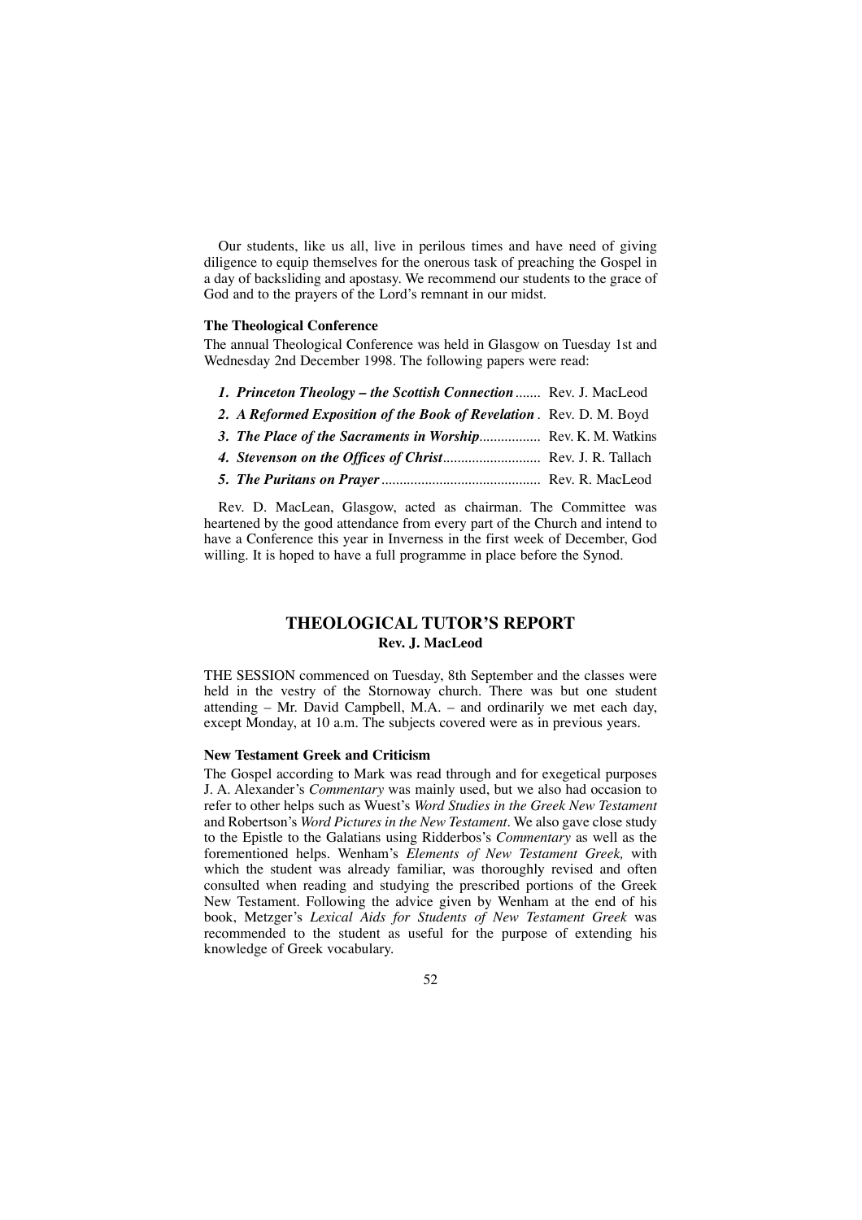Our students, like us all, live in perilous times and have need of giving diligence to equip themselves for the onerous task of preaching the Gospel in a day of backsliding and apostasy. We recommend our students to the grace of God and to the prayers of the Lord's remnant in our midst.

**The Theological Conference**

The annual Theological Conference was held in Glasgow on Tuesday 1st and Wednesday 2nd December 1998. The following papers were read:

1. ***Princeton Theology – the Scottish Connection*** ....... Rev. J. MacLeod
2. ***A Reformed Exposition of the Book of Revelation*** . Rev. D. M. Boyd
3. ***The Place of the Sacraments in Worship*** ................ Rev. K. M. Watkins
4. ***Stevenson on the Offices of Christ*** .......................... Rev. J. R. Tallach
5. ***The Puritans on Prayer*** ........................................... Rev. R. MacLeod

Rev. D. MacLean, Glasgow, acted as chairman. The Committee was heartened by the good attendance from every part of the Church and intend to have a Conference this year in Inverness in the first week of December, God willing. It is hoped to have a full programme in place before the Synod.

## THEOLOGICAL TUTOR'S REPORT

**Rev. J. MacLeod**

THE SESSION commenced on Tuesday, 8th September and the classes were held in the vestry of the Stornoway church. There was but one student attending – Mr. David Campbell, M.A. – and ordinarily we met each day, except Monday, at 10 a.m. The subjects covered were as in previous years.

**New Testament Greek and Criticism**

The Gospel according to Mark was read through and for exegetical purposes J. A. Alexander's *Commentary* was mainly used, but we also had occasion to refer to other helps such as Wuest's *Word Studies in the Greek New Testament* and Robertson's *Word Pictures in the New Testament*. We also gave close study to the Epistle to the Galatians using Ridderbos's *Commentary* as well as the forementioned helps. Wenham's *Elements of New Testament Greek,* with which the student was already familiar, was thoroughly revised and often consulted when reading and studying the prescribed portions of the Greek New Testament. Following the advice given by Wenham at the end of his book, Metzger's *Lexical Aids for Students of New Testament Greek* was recommended to the student as useful for the purpose of extending his knowledge of Greek vocabulary.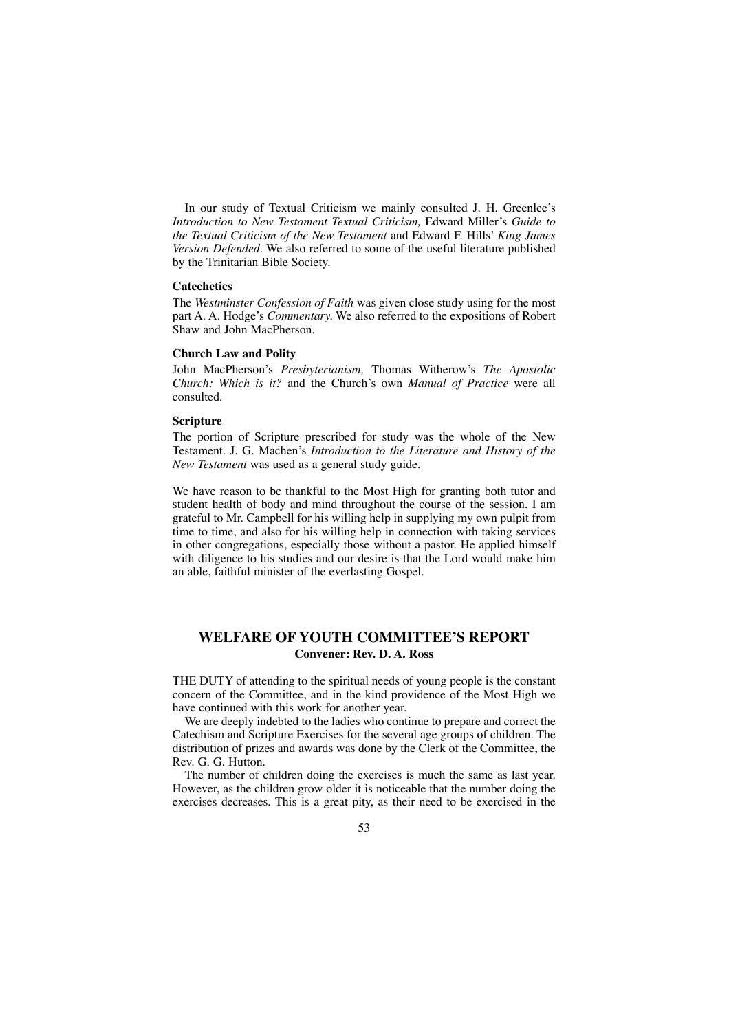In our study of Textual Criticism we mainly consulted J. H. Greenlee's *Introduction to New Testament Textual Criticism,* Edward Miller's *Guide to the Textual Criticism of the New Testament* and Edward F. Hills' *King James Version Defended*. We also referred to some of the useful literature published by the Trinitarian Bible Society.

**Catechetics**

The *Westminster Confession of Faith* was given close study using for the most part A. A. Hodge's *Commentary.* We also referred to the expositions of Robert Shaw and John MacPherson.

**Church Law and Polity**

John MacPherson's *Presbyterianism,* Thomas Witherow's *The Apostolic Church: Which is it?* and the Church's own *Manual of Practice* were all consulted.

**Scripture**

The portion of Scripture prescribed for study was the whole of the New Testament. J. G. Machen's *Introduction to the Literature and History of the New Testament* was used as a general study guide.

We have reason to be thankful to the Most High for granting both tutor and student health of body and mind throughout the course of the session. I am grateful to Mr. Campbell for his willing help in supplying my own pulpit from time to time, and also for his willing help in connection with taking services in other congregations, especially those without a pastor. He applied himself with diligence to his studies and our desire is that the Lord would make him an able, faithful minister of the everlasting Gospel.

## WELFARE OF YOUTH COMMITTEE'S REPORT

**Convener: Rev. D. A. Ross**

THE DUTY of attending to the spiritual needs of young people is the constant concern of the Committee, and in the kind providence of the Most High we have continued with this work for another year.

We are deeply indebted to the ladies who continue to prepare and correct the Catechism and Scripture Exercises for the several age groups of children. The distribution of prizes and awards was done by the Clerk of the Committee, the Rev. G. G. Hutton.

The number of children doing the exercises is much the same as last year. However, as the children grow older it is noticeable that the number doing the exercises decreases. This is a great pity, as their need to be exercised in the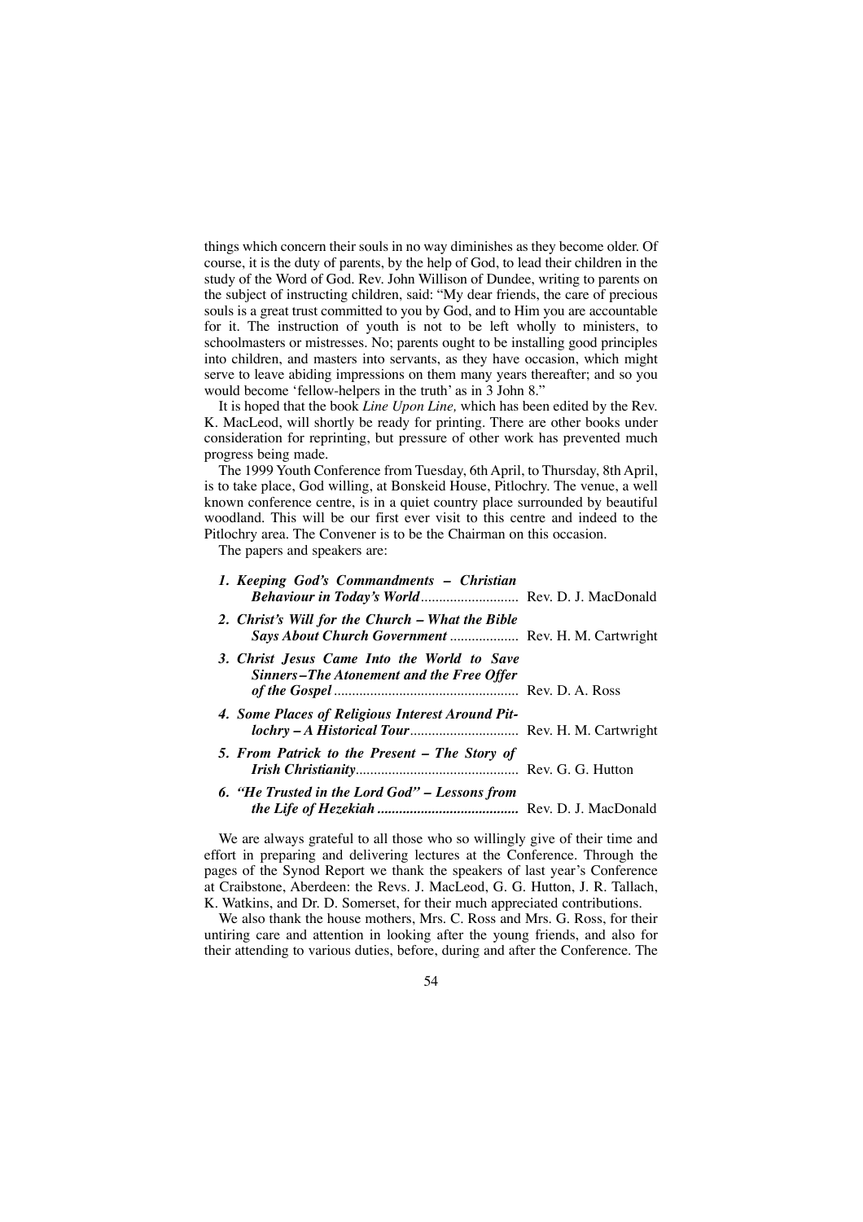things which concern their souls in no way diminishes as they become older. Of course, it is the duty of parents, by the help of God, to lead their children in the study of the Word of God. Rev. John Willison of Dundee, writing to parents on the subject of instructing children, said: "My dear friends, the care of precious souls is a great trust committed to you by God, and to Him you are accountable for it. The instruction of youth is not to be left wholly to ministers, to schoolmasters or mistresses. No; parents ought to be installing good principles into children, and masters into servants, as they have occasion, which might serve to leave abiding impressions on them many years thereafter; and so you would become 'fellow-helpers in the truth' as in 3 John 8."

It is hoped that the book *Line Upon Line,* which has been edited by the Rev. K. MacLeod, will shortly be ready for printing. There are other books under consideration for reprinting, but pressure of other work has prevented much progress being made.

The 1999 Youth Conference from Tuesday, 6th April, to Thursday, 8th April, is to take place, God willing, at Bonskeid House, Pitlochry. The venue, a well known conference centre, is in a quiet country place surrounded by beautiful woodland. This will be our first ever visit to this centre and indeed to the Pitlochry area. The Convener is to be the Chairman on this occasion.

The papers and speakers are:

1. ***Keeping God's Commandments – Christian Behaviour in Today's World*** ........................... Rev. D. J. MacDonald
2. ***Christ's Will for the Church – What the Bible Says About Church Government*** ................... Rev. H. M. Cartwright
3. ***Christ Jesus Came Into the World to Save Sinners–The Atonement and the Free Offer of the Gospel*** .................................................. Rev. D. A. Ross
4. ***Some Places of Religious Interest Around Pitlochry – A Historical Tour*** ............................. Rev. H. M. Cartwright
5. ***From Patrick to the Present – The Story of Irish Christianity*** ............................................ Rev. G. G. Hutton
6. ***"He Trusted in the Lord God" – Lessons from the Life of Hezekiah*** ...................................... Rev. D. J. MacDonald

We are always grateful to all those who so willingly give of their time and effort in preparing and delivering lectures at the Conference. Through the pages of the Synod Report we thank the speakers of last year's Conference at Craibstone, Aberdeen: the Revs. J. MacLeod, G. G. Hutton, J. R. Tallach, K. Watkins, and Dr. D. Somerset, for their much appreciated contributions.

We also thank the house mothers, Mrs. C. Ross and Mrs. G. Ross, for their untiring care and attention in looking after the young friends, and also for their attending to various duties, before, during and after the Conference. The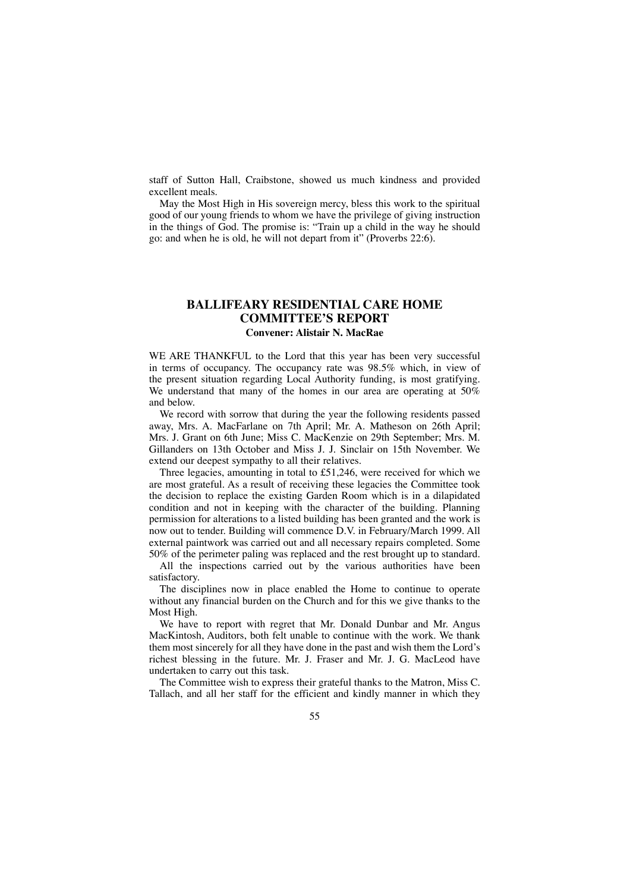staff of Sutton Hall, Craibstone, showed us much kindness and provided excellent meals.

May the Most High in His sovereign mercy, bless this work to the spiritual good of our young friends to whom we have the privilege of giving instruction in the things of God. The promise is: "Train up a child in the way he should go: and when he is old, he will not depart from it" (Proverbs 22:6).

## BALLIFEARY RESIDENTIAL CARE HOME COMMITTEE'S REPORT

**Convener: Alistair N. MacRae**

WE ARE THANKFUL to the Lord that this year has been very successful in terms of occupancy. The occupancy rate was 98.5% which, in view of the present situation regarding Local Authority funding, is most gratifying. We understand that many of the homes in our area are operating at 50% and below.

We record with sorrow that during the year the following residents passed away, Mrs. A. MacFarlane on 7th April; Mr. A. Matheson on 26th April; Mrs. J. Grant on 6th June; Miss C. MacKenzie on 29th September; Mrs. M. Gillanders on 13th October and Miss J. J. Sinclair on 15th November. We extend our deepest sympathy to all their relatives.

Three legacies, amounting in total to £51,246, were received for which we are most grateful. As a result of receiving these legacies the Committee took the decision to replace the existing Garden Room which is in a dilapidated condition and not in keeping with the character of the building. Planning permission for alterations to a listed building has been granted and the work is now out to tender. Building will commence D.V. in February/March 1999. All external paintwork was carried out and all necessary repairs completed. Some 50% of the perimeter paling was replaced and the rest brought up to standard.

All the inspections carried out by the various authorities have been satisfactory.

The disciplines now in place enabled the Home to continue to operate without any financial burden on the Church and for this we give thanks to the Most High.

We have to report with regret that Mr. Donald Dunbar and Mr. Angus MacKintosh, Auditors, both felt unable to continue with the work. We thank them most sincerely for all they have done in the past and wish them the Lord's richest blessing in the future. Mr. J. Fraser and Mr. J. G. MacLeod have undertaken to carry out this task.

The Committee wish to express their grateful thanks to the Matron, Miss C. Tallach, and all her staff for the efficient and kindly manner in which they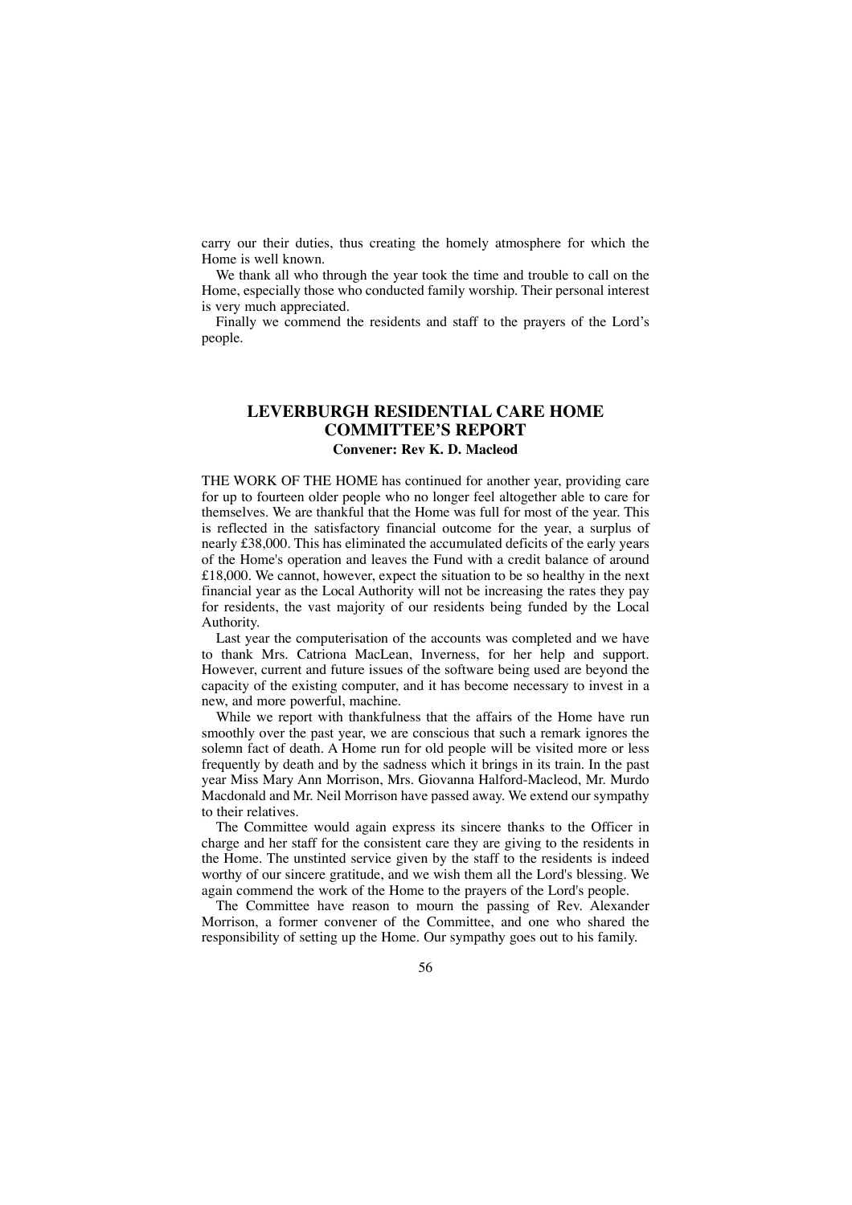carry our their duties, thus creating the homely atmosphere for which the Home is well known.

We thank all who through the year took the time and trouble to call on the Home, especially those who conducted family worship. Their personal interest is very much appreciated.

Finally we commend the residents and staff to the prayers of the Lord's people.

## LEVERBURGH RESIDENTIAL CARE HOME COMMITTEE'S REPORT

**Convener: Rev K. D. Macleod**

THE WORK OF THE HOME has continued for another year, providing care for up to fourteen older people who no longer feel altogether able to care for themselves. We are thankful that the Home was full for most of the year. This is reflected in the satisfactory financial outcome for the year, a surplus of nearly £38,000. This has eliminated the accumulated deficits of the early years of the Home's operation and leaves the Fund with a credit balance of around £18,000. We cannot, however, expect the situation to be so healthy in the next financial year as the Local Authority will not be increasing the rates they pay for residents, the vast majority of our residents being funded by the Local Authority.

Last year the computerisation of the accounts was completed and we have to thank Mrs. Catriona MacLean, Inverness, for her help and support. However, current and future issues of the software being used are beyond the capacity of the existing computer, and it has become necessary to invest in a new, and more powerful, machine.

While we report with thankfulness that the affairs of the Home have run smoothly over the past year, we are conscious that such a remark ignores the solemn fact of death. A Home run for old people will be visited more or less frequently by death and by the sadness which it brings in its train. In the past year Miss Mary Ann Morrison, Mrs. Giovanna Halford-Macleod, Mr. Murdo Macdonald and Mr. Neil Morrison have passed away. We extend our sympathy to their relatives.

The Committee would again express its sincere thanks to the Officer in charge and her staff for the consistent care they are giving to the residents in the Home. The unstinted service given by the staff to the residents is indeed worthy of our sincere gratitude, and we wish them all the Lord's blessing. We again commend the work of the Home to the prayers of the Lord's people.

The Committee have reason to mourn the passing of Rev. Alexander Morrison, a former convener of the Committee, and one who shared the responsibility of setting up the Home. Our sympathy goes out to his family.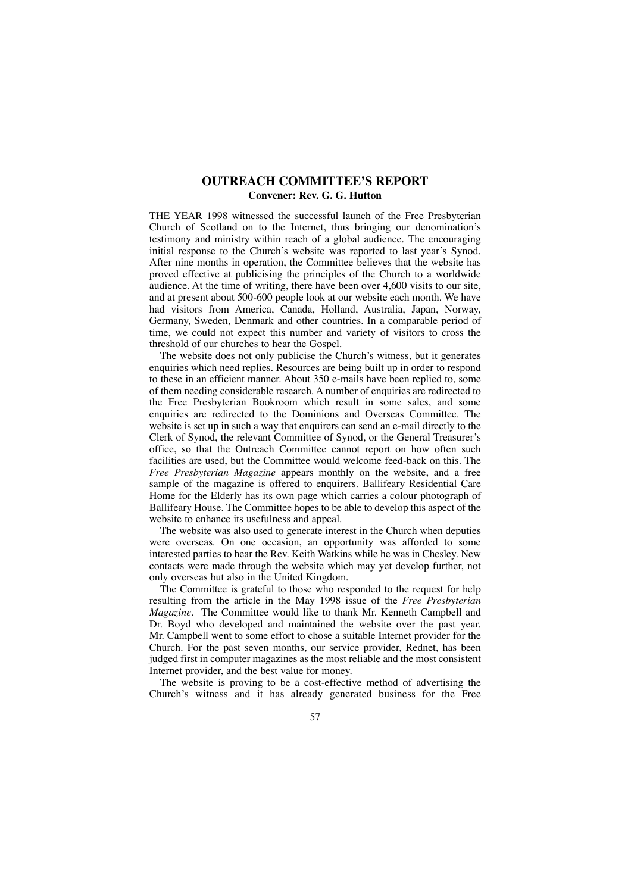## OUTREACH COMMITTEE'S REPORT

**Convener: Rev. G. G. Hutton**

THE YEAR 1998 witnessed the successful launch of the Free Presbyterian Church of Scotland on to the Internet, thus bringing our denomination's testimony and ministry within reach of a global audience. The encouraging initial response to the Church's website was reported to last year's Synod. After nine months in operation, the Committee believes that the website has proved effective at publicising the principles of the Church to a worldwide audience. At the time of writing, there have been over 4,600 visits to our site, and at present about 500-600 people look at our website each month. We have had visitors from America, Canada, Holland, Australia, Japan, Norway, Germany, Sweden, Denmark and other countries. In a comparable period of time, we could not expect this number and variety of visitors to cross the threshold of our churches to hear the Gospel.

The website does not only publicise the Church's witness, but it generates enquiries which need replies. Resources are being built up in order to respond to these in an efficient manner. About 350 e-mails have been replied to, some of them needing considerable research. A number of enquiries are redirected to the Free Presbyterian Bookroom which result in some sales, and some enquiries are redirected to the Dominions and Overseas Committee. The website is set up in such a way that enquirers can send an e-mail directly to the Clerk of Synod, the relevant Committee of Synod, or the General Treasurer's office, so that the Outreach Committee cannot report on how often such facilities are used, but the Committee would welcome feed-back on this. The *Free Presbyterian Magazine* appears monthly on the website, and a free sample of the magazine is offered to enquirers. Ballifeary Residential Care Home for the Elderly has its own page which carries a colour photograph of Ballifeary House. The Committee hopes to be able to develop this aspect of the website to enhance its usefulness and appeal.

The website was also used to generate interest in the Church when deputies were overseas. On one occasion, an opportunity was afforded to some interested parties to hear the Rev. Keith Watkins while he was in Chesley. New contacts were made through the website which may yet develop further, not only overseas but also in the United Kingdom.

The Committee is grateful to those who responded to the request for help resulting from the article in the May 1998 issue of the *Free Presbyterian Magazine*. The Committee would like to thank Mr. Kenneth Campbell and Dr. Boyd who developed and maintained the website over the past year. Mr. Campbell went to some effort to chose a suitable Internet provider for the Church. For the past seven months, our service provider, Rednet, has been judged first in computer magazines as the most reliable and the most consistent Internet provider, and the best value for money.

The website is proving to be a cost-effective method of advertising the Church's witness and it has already generated business for the Free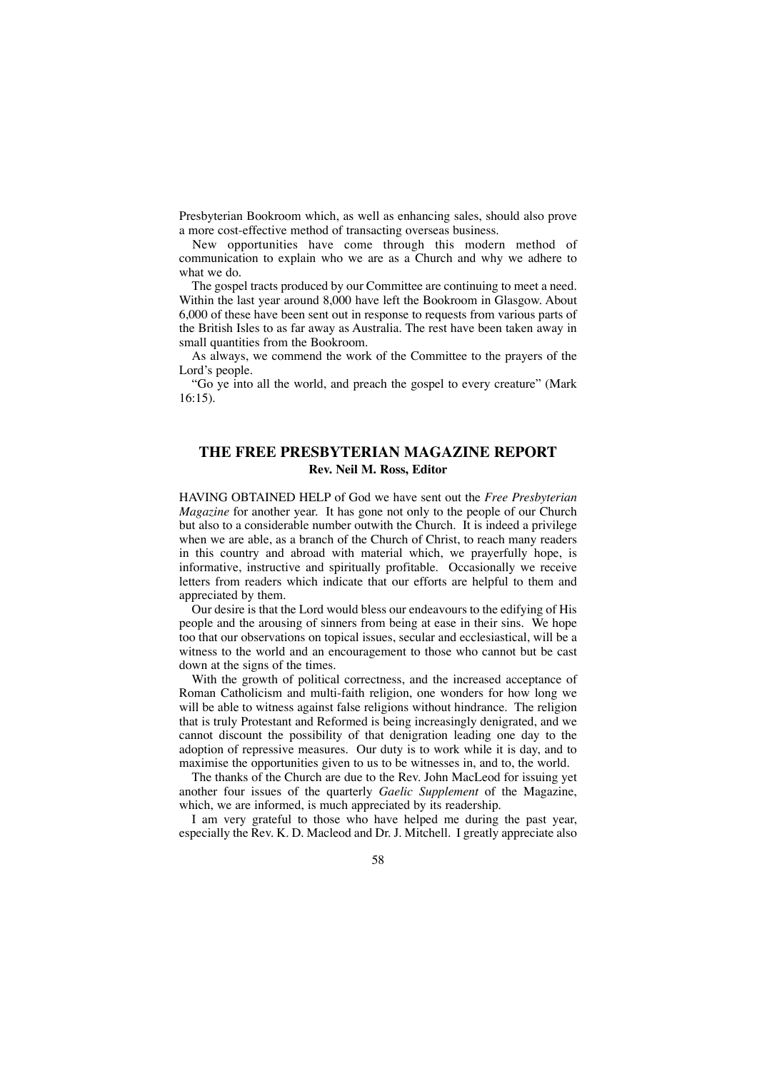Presbyterian Bookroom which, as well as enhancing sales, should also prove a more cost-effective method of transacting overseas business.

New opportunities have come through this modern method of communication to explain who we are as a Church and why we adhere to what we do.

The gospel tracts produced by our Committee are continuing to meet a need. Within the last year around 8,000 have left the Bookroom in Glasgow. About 6,000 of these have been sent out in response to requests from various parts of the British Isles to as far away as Australia. The rest have been taken away in small quantities from the Bookroom.

As always, we commend the work of the Committee to the prayers of the Lord's people.

"Go ye into all the world, and preach the gospel to every creature" (Mark 16:15).

## THE FREE PRESBYTERIAN MAGAZINE REPORT

**Rev. Neil M. Ross, Editor**

HAVING OBTAINED HELP of God we have sent out the *Free Presbyterian Magazine* for another year. It has gone not only to the people of our Church but also to a considerable number outwith the Church. It is indeed a privilege when we are able, as a branch of the Church of Christ, to reach many readers in this country and abroad with material which, we prayerfully hope, is informative, instructive and spiritually profitable. Occasionally we receive letters from readers which indicate that our efforts are helpful to them and appreciated by them.

Our desire is that the Lord would bless our endeavours to the edifying of His people and the arousing of sinners from being at ease in their sins. We hope too that our observations on topical issues, secular and ecclesiastical, will be a witness to the world and an encouragement to those who cannot but be cast down at the signs of the times.

With the growth of political correctness, and the increased acceptance of Roman Catholicism and multi-faith religion, one wonders for how long we will be able to witness against false religions without hindrance. The religion that is truly Protestant and Reformed is being increasingly denigrated, and we cannot discount the possibility of that denigration leading one day to the adoption of repressive measures. Our duty is to work while it is day, and to maximise the opportunities given to us to be witnesses in, and to, the world.

The thanks of the Church are due to the Rev. John MacLeod for issuing yet another four issues of the quarterly *Gaelic Supplement* of the Magazine, which, we are informed, is much appreciated by its readership.

I am very grateful to those who have helped me during the past year, especially the Rev. K. D. Macleod and Dr. J. Mitchell. I greatly appreciate also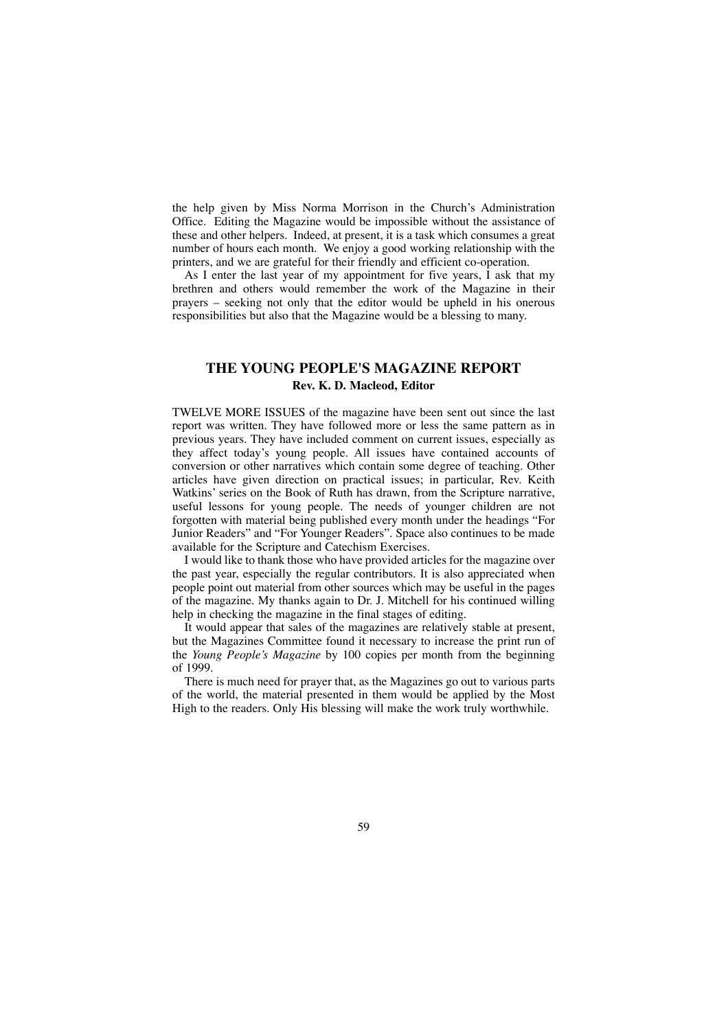the help given by Miss Norma Morrison in the Church's Administration Office. Editing the Magazine would be impossible without the assistance of these and other helpers. Indeed, at present, it is a task which consumes a great number of hours each month. We enjoy a good working relationship with the printers, and we are grateful for their friendly and efficient co-operation.

As I enter the last year of my appointment for five years, I ask that my brethren and others would remember the work of the Magazine in their prayers – seeking not only that the editor would be upheld in his onerous responsibilities but also that the Magazine would be a blessing to many.

## THE YOUNG PEOPLE'S MAGAZINE REPORT

**Rev. K. D. Macleod, Editor**

TWELVE MORE ISSUES of the magazine have been sent out since the last report was written. They have followed more or less the same pattern as in previous years. They have included comment on current issues, especially as they affect today's young people. All issues have contained accounts of conversion or other narratives which contain some degree of teaching. Other articles have given direction on practical issues; in particular, Rev. Keith Watkins' series on the Book of Ruth has drawn, from the Scripture narrative, useful lessons for young people. The needs of younger children are not forgotten with material being published every month under the headings "For Junior Readers" and "For Younger Readers". Space also continues to be made available for the Scripture and Catechism Exercises.

I would like to thank those who have provided articles for the magazine over the past year, especially the regular contributors. It is also appreciated when people point out material from other sources which may be useful in the pages of the magazine. My thanks again to Dr. J. Mitchell for his continued willing help in checking the magazine in the final stages of editing.

It would appear that sales of the magazines are relatively stable at present, but the Magazines Committee found it necessary to increase the print run of the *Young People's Magazine* by 100 copies per month from the beginning of 1999.

There is much need for prayer that, as the Magazines go out to various parts of the world, the material presented in them would be applied by the Most High to the readers. Only His blessing will make the work truly worthwhile.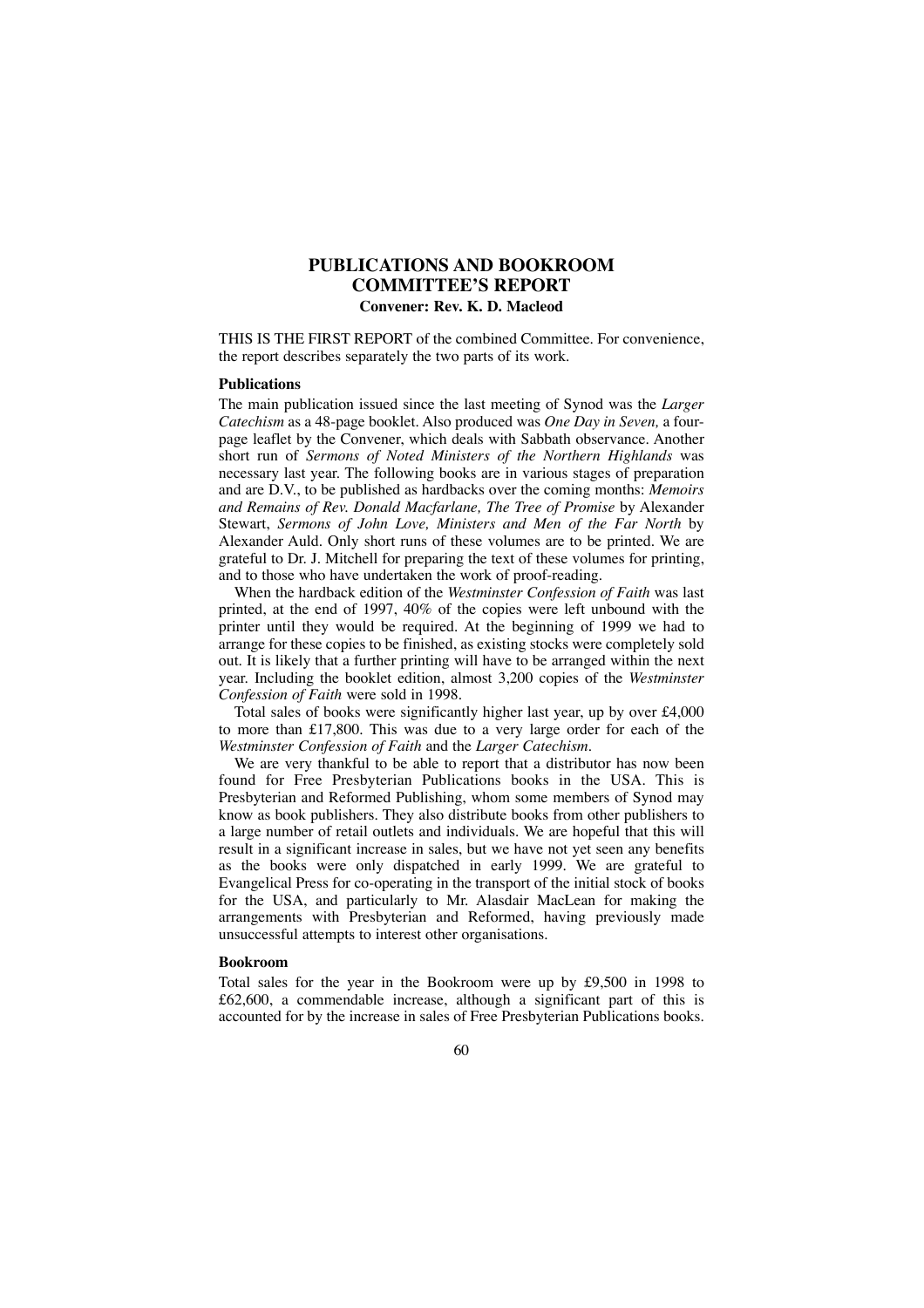# PUBLICATIONS AND BOOKROOM COMMITTEE'S REPORT

**Convener: Rev. K. D. Macleod**

THIS IS THE FIRST REPORT of the combined Committee. For convenience, the report describes separately the two parts of its work.

### Publications

The main publication issued since the last meeting of Synod was the *Larger Catechism* as a 48-page booklet. Also produced was *One Day in Seven,* a four-page leaflet by the Convener, which deals with Sabbath observance. Another short run of *Sermons of Noted Ministers of the Northern Highlands* was necessary last year. The following books are in various stages of preparation and are D.V., to be published as hardbacks over the coming months: *Memoirs and Remains of Rev. Donald Macfarlane, The Tree of Promise* by Alexander Stewart, *Sermons of John Love, Ministers and Men of the Far North* by Alexander Auld. Only short runs of these volumes are to be printed. We are grateful to Dr. J. Mitchell for preparing the text of these volumes for printing, and to those who have undertaken the work of proof-reading.

When the hardback edition of the *Westminster Confession of Faith* was last printed, at the end of 1997, 40% of the copies were left unbound with the printer until they would be required. At the beginning of 1999 we had to arrange for these copies to be finished, as existing stocks were completely sold out. It is likely that a further printing will have to be arranged within the next year. Including the booklet edition, almost 3,200 copies of the *Westminster Confession of Faith* were sold in 1998.

Total sales of books were significantly higher last year, up by over £4,000 to more than £17,800. This was due to a very large order for each of the *Westminster Confession of Faith* and the *Larger Catechism*.

We are very thankful to be able to report that a distributor has now been found for Free Presbyterian Publications books in the USA. This is Presbyterian and Reformed Publishing, whom some members of Synod may know as book publishers. They also distribute books from other publishers to a large number of retail outlets and individuals. We are hopeful that this will result in a significant increase in sales, but we have not yet seen any benefits as the books were only dispatched in early 1999. We are grateful to Evangelical Press for co-operating in the transport of the initial stock of books for the USA, and particularly to Mr. Alasdair MacLean for making the arrangements with Presbyterian and Reformed, having previously made unsuccessful attempts to interest other organisations.

### Bookroom

Total sales for the year in the Bookroom were up by £9,500 in 1998 to £62,600, a commendable increase, although a significant part of this is accounted for by the increase in sales of Free Presbyterian Publications books.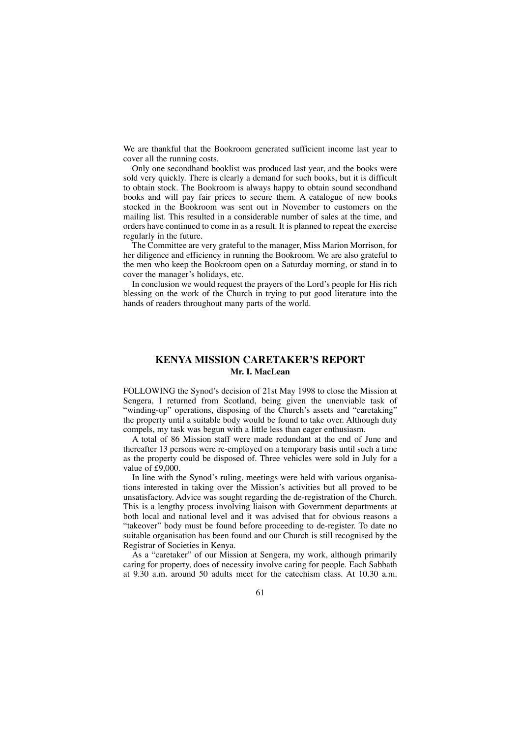We are thankful that the Bookroom generated sufficient income last year to cover all the running costs.

Only one secondhand booklist was produced last year, and the books were sold very quickly. There is clearly a demand for such books, but it is difficult to obtain stock. The Bookroom is always happy to obtain sound secondhand books and will pay fair prices to secure them. A catalogue of new books stocked in the Bookroom was sent out in November to customers on the mailing list. This resulted in a considerable number of sales at the time, and orders have continued to come in as a result. It is planned to repeat the exercise regularly in the future.

The Committee are very grateful to the manager, Miss Marion Morrison, for her diligence and efficiency in running the Bookroom. We are also grateful to the men who keep the Bookroom open on a Saturday morning, or stand in to cover the manager's holidays, etc.

In conclusion we would request the prayers of the Lord's people for His rich blessing on the work of the Church in trying to put good literature into the hands of readers throughout many parts of the world.

## KENYA MISSION CARETAKER'S REPORT

**Mr. I. MacLean**

FOLLOWING the Synod's decision of 21st May 1998 to close the Mission at Sengera, I returned from Scotland, being given the unenviable task of "winding-up" operations, disposing of the Church's assets and "caretaking" the property until a suitable body would be found to take over. Although duty compels, my task was begun with a little less than eager enthusiasm.

A total of 86 Mission staff were made redundant at the end of June and thereafter 13 persons were re-employed on a temporary basis until such a time as the property could be disposed of. Three vehicles were sold in July for a value of £9,000.

In line with the Synod's ruling, meetings were held with various organisations interested in taking over the Mission's activities but all proved to be unsatisfactory. Advice was sought regarding the de-registration of the Church. This is a lengthy process involving liaison with Government departments at both local and national level and it was advised that for obvious reasons a "takeover" body must be found before proceeding to de-register. To date no suitable organisation has been found and our Church is still recognised by the Registrar of Societies in Kenya.

As a "caretaker" of our Mission at Sengera, my work, although primarily caring for property, does of necessity involve caring for people. Each Sabbath at 9.30 a.m. around 50 adults meet for the catechism class. At 10.30 a.m.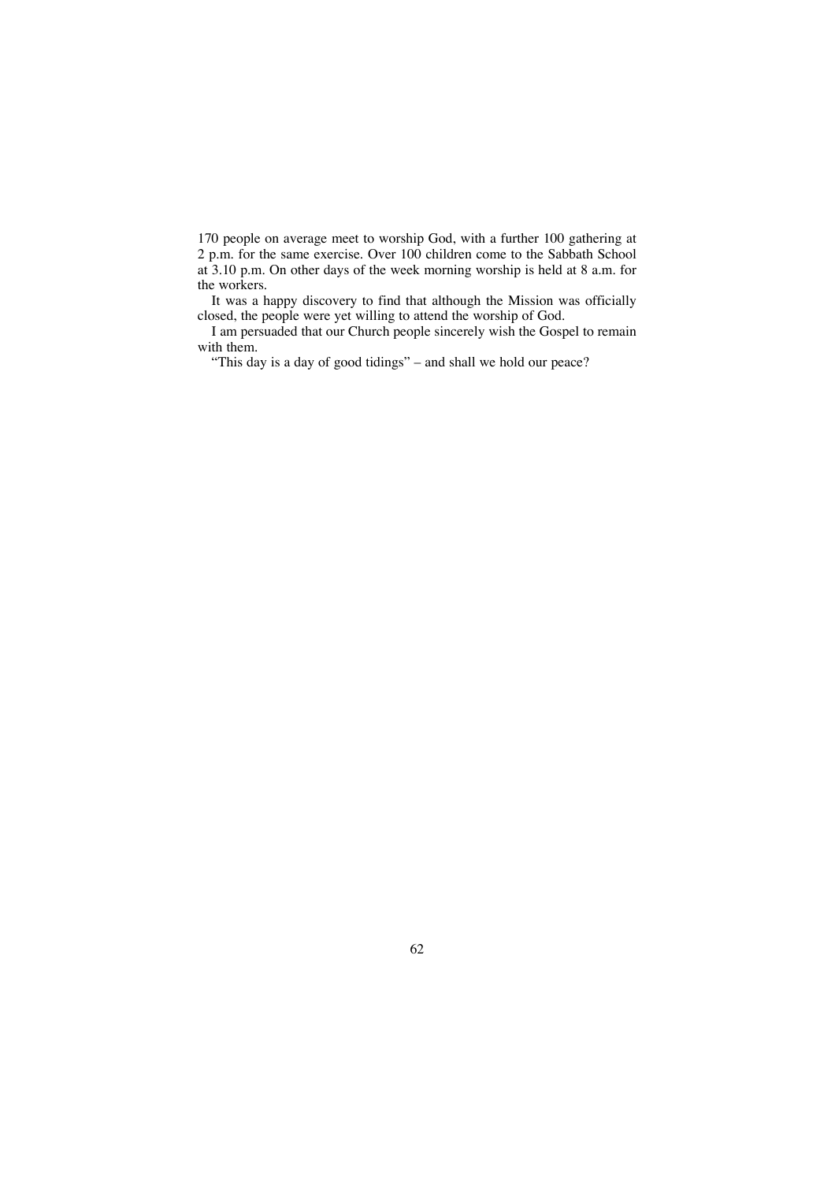170 people on average meet to worship God, with a further 100 gathering at 2 p.m. for the same exercise. Over 100 children come to the Sabbath School at 3.10 p.m. On other days of the week morning worship is held at 8 a.m. for the workers.

It was a happy discovery to find that although the Mission was officially closed, the people were yet willing to attend the worship of God.

I am persuaded that our Church people sincerely wish the Gospel to remain with them.

"This day is a day of good tidings" – and shall we hold our peace?